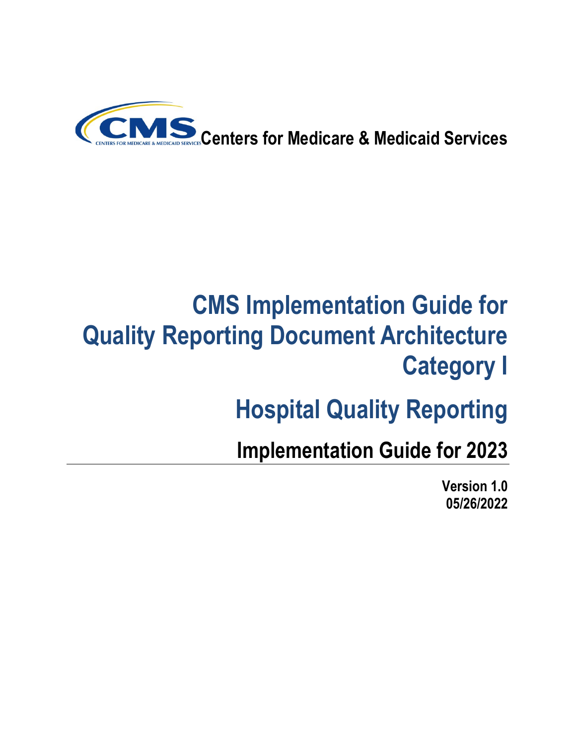CMS Centers for Medicare & Medicaid Services

# CMS Implementation Guide for Quality Reporting Document Architecture Category I

# Hospital Quality Reporting

## Implementation Guide for 2023

**Version 1.0**
**05/26/2022**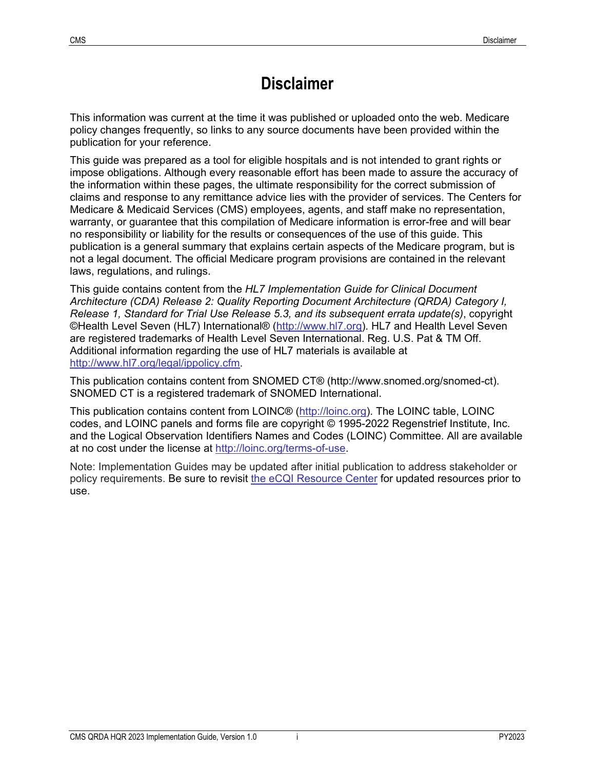# Disclaimer

This information was current at the time it was published or uploaded onto the web. Medicare policy changes frequently, so links to any source documents have been provided within the publication for your reference.

This guide was prepared as a tool for eligible hospitals and is not intended to grant rights or impose obligations. Although every reasonable effort has been made to assure the accuracy of the information within these pages, the ultimate responsibility for the correct submission of claims and response to any remittance advice lies with the provider of services. The Centers for Medicare & Medicaid Services (CMS) employees, agents, and staff make no representation, warranty, or guarantee that this compilation of Medicare information is error-free and will bear no responsibility or liability for the results or consequences of the use of this guide. This publication is a general summary that explains certain aspects of the Medicare program, but is not a legal document. The official Medicare program provisions are contained in the relevant laws, regulations, and rulings.

This guide contains content from the *HL7 Implementation Guide for Clinical Document Architecture (CDA) Release 2: Quality Reporting Document Architecture (QRDA) Category I, Release 1, Standard for Trial Use Release 5.3, and its subsequent errata update(s)*, copyright ©Health Level Seven (HL7) International® (http://www.hl7.org). HL7 and Health Level Seven are registered trademarks of Health Level Seven International. Reg. U.S. Pat & TM Off. Additional information regarding the use of HL7 materials is available at http://www.hl7.org/legal/ippolicy.cfm.

This publication contains content from SNOMED CT® (http://www.snomed.org/snomed-ct). SNOMED CT is a registered trademark of SNOMED International.

This publication contains content from LOINC® (http://loinc.org). The LOINC table, LOINC codes, and LOINC panels and forms file are copyright © 1995-2022 Regenstrief Institute, Inc. and the Logical Observation Identifiers Names and Codes (LOINC) Committee. All are available at no cost under the license at http://loinc.org/terms-of-use.

Note: Implementation Guides may be updated after initial publication to address stakeholder or policy requirements. Be sure to revisit the eCQI Resource Center for updated resources prior to use.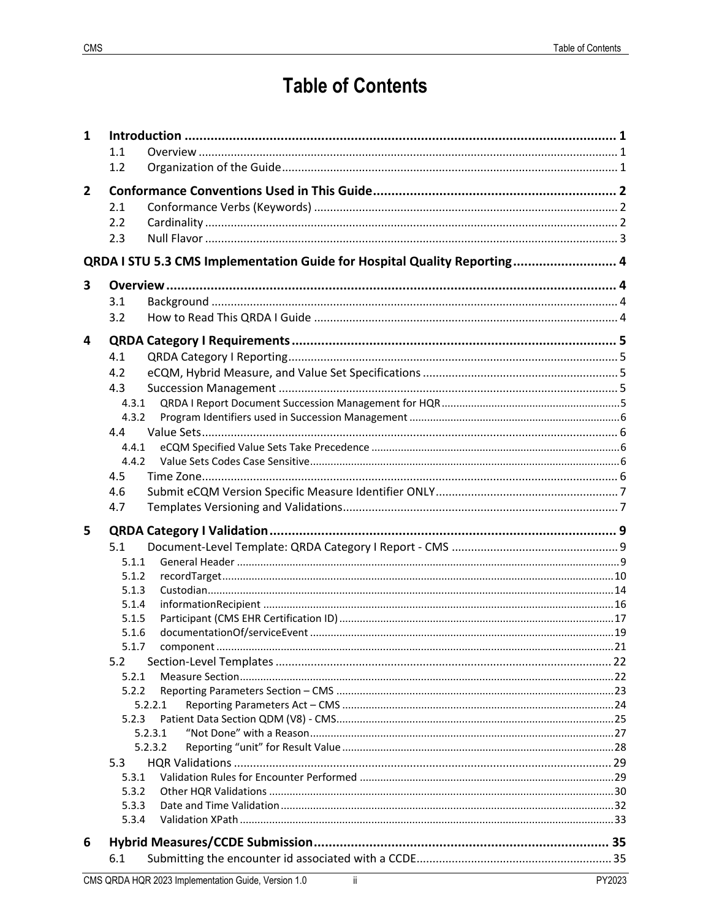# Table of Contents

1 Introduction ..... 1
- 1.1 Overview ..... 1
- 1.2 Organization of the Guide ..... 1

2 Conformance Conventions Used in This Guide ..... 2
- 2.1 Conformance Verbs (Keywords) ..... 2
- 2.2 Cardinality ..... 2
- 2.3 Null Flavor ..... 3

QRDA I STU 5.3 CMS Implementation Guide for Hospital Quality Reporting ..... 4

3 Overview ..... 4
- 3.1 Background ..... 4
- 3.2 How to Read This QRDA I Guide ..... 4

4 QRDA Category I Requirements ..... 5
- 4.1 QRDA Category I Reporting ..... 5
- 4.2 eCQM, Hybrid Measure, and Value Set Specifications ..... 5
- 4.3 Succession Management ..... 5
  - 4.3.1 QRDA I Report Document Succession Management for HQR ..... 5
  - 4.3.2 Program Identifiers used in Succession Management ..... 6
- 4.4 Value Sets ..... 6
  - 4.4.1 eCQM Specified Value Sets Take Precedence ..... 6
  - 4.4.2 Value Sets Codes Case Sensitive ..... 6
- 4.5 Time Zone ..... 6
- 4.6 Submit eCQM Version Specific Measure Identifier ONLY ..... 7
- 4.7 Templates Versioning and Validations ..... 7

5 QRDA Category I Validation ..... 9
- 5.1 Document-Level Template: QRDA Category I Report - CMS ..... 9
  - 5.1.1 General Header ..... 9
  - 5.1.2 recordTarget ..... 10
  - 5.1.3 Custodian ..... 14
  - 5.1.4 informationRecipient ..... 16
  - 5.1.5 Participant (CMS EHR Certification ID) ..... 17
  - 5.1.6 documentationOf/serviceEvent ..... 19
  - 5.1.7 component ..... 21
- 5.2 Section-Level Templates ..... 22
  - 5.2.1 Measure Section ..... 22
  - 5.2.2 Reporting Parameters Section – CMS ..... 23
    - 5.2.2.1 Reporting Parameters Act – CMS ..... 24
  - 5.2.3 Patient Data Section QDM (V8) - CMS ..... 25
    - 5.2.3.1 “Not Done” with a Reason ..... 27
    - 5.2.3.2 Reporting “unit” for Result Value ..... 28
- 5.3 HQR Validations ..... 29
  - 5.3.1 Validation Rules for Encounter Performed ..... 29
  - 5.3.2 Other HQR Validations ..... 30
  - 5.3.3 Date and Time Validation ..... 32
  - 5.3.4 Validation XPath ..... 33

6 Hybrid Measures/CCDE Submission ..... 35
- 6.1 Submitting the encounter id associated with a CCDE ..... 35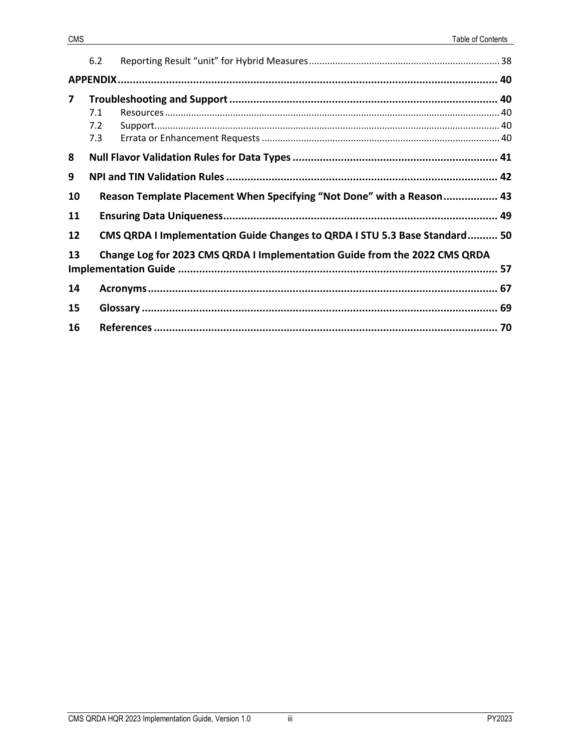6.2 Reporting Result “unit” for Hybrid Measures ........ 38

**APPENDIX** ........ 40

**7 Troubleshooting and Support** ........ 40

7.1 Resources ........ 40

7.2 Support ........ 40

7.3 Errata or Enhancement Requests ........ 40

**8 Null Flavor Validation Rules for Data Types** ........ 41

**9 NPI and TIN Validation Rules** ........ 42

**10 Reason Template Placement When Specifying “Not Done” with a Reason** ........ 43

**11 Ensuring Data Uniqueness** ........ 49

**12 CMS QRDA I Implementation Guide Changes to QRDA I STU 5.3 Base Standard** ........ 50

**13 Change Log for 2023 CMS QRDA I Implementation Guide from the 2022 CMS QRDA Implementation Guide** ........ 57

**14 Acronyms** ........ 67

**15 Glossary** ........ 69

**16 References** ........ 70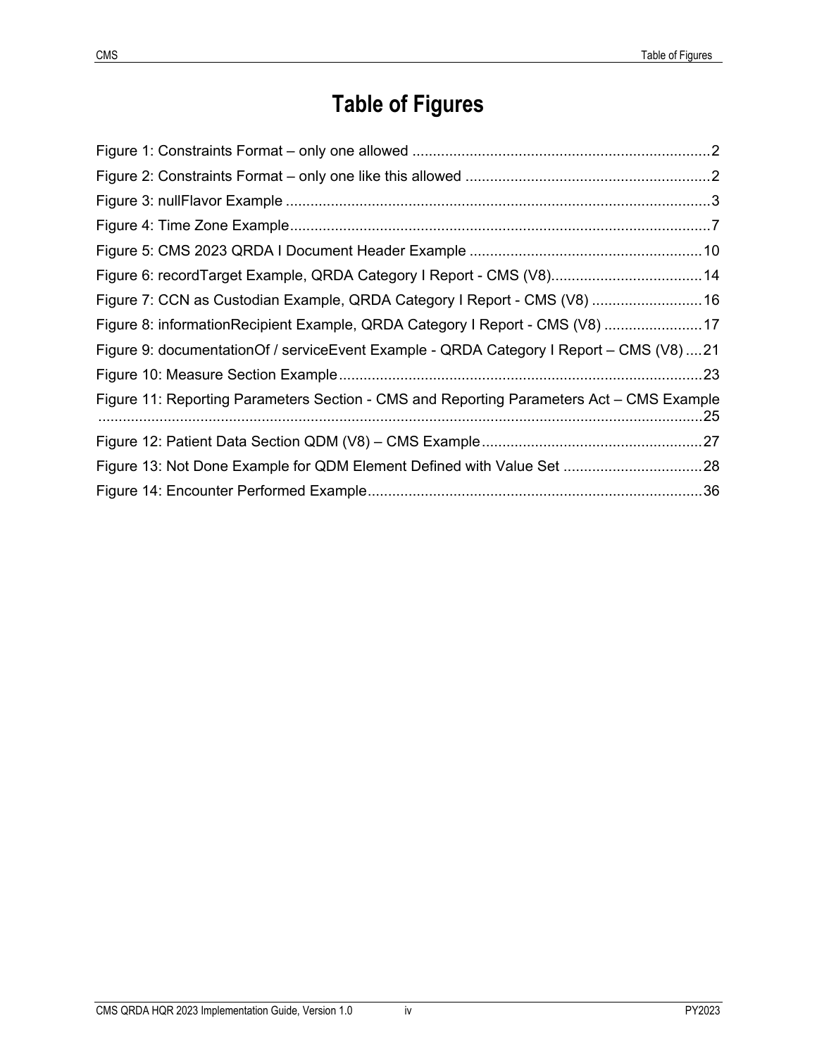# Table of Figures

Figure 1: Constraints Format – only one allowed ........................................................................2
Figure 2: Constraints Format – only one like this allowed ............................................................2
Figure 3: nullFlavor Example ........................................................................................................3
Figure 4: Time Zone Example.......................................................................................................7
Figure 5: CMS 2023 QRDA I Document Header Example .........................................................10
Figure 6: recordTarget Example, QRDA Category I Report - CMS (V8).....................................14
Figure 7: CCN as Custodian Example, QRDA Category I Report - CMS (V8) ...........................16
Figure 8: informationRecipient Example, QRDA Category I Report - CMS (V8) ........................17
Figure 9: documentationOf / serviceEvent Example - QRDA Category I Report – CMS (V8) ....21
Figure 10: Measure Section Example.........................................................................................23
Figure 11: Reporting Parameters Section - CMS and Reporting Parameters Act – CMS Example ....................................................................................................................................................25
Figure 12: Patient Data Section QDM (V8) – CMS Example......................................................27
Figure 13: Not Done Example for QDM Element Defined with Value Set ..................................28
Figure 14: Encounter Performed Example..................................................................................36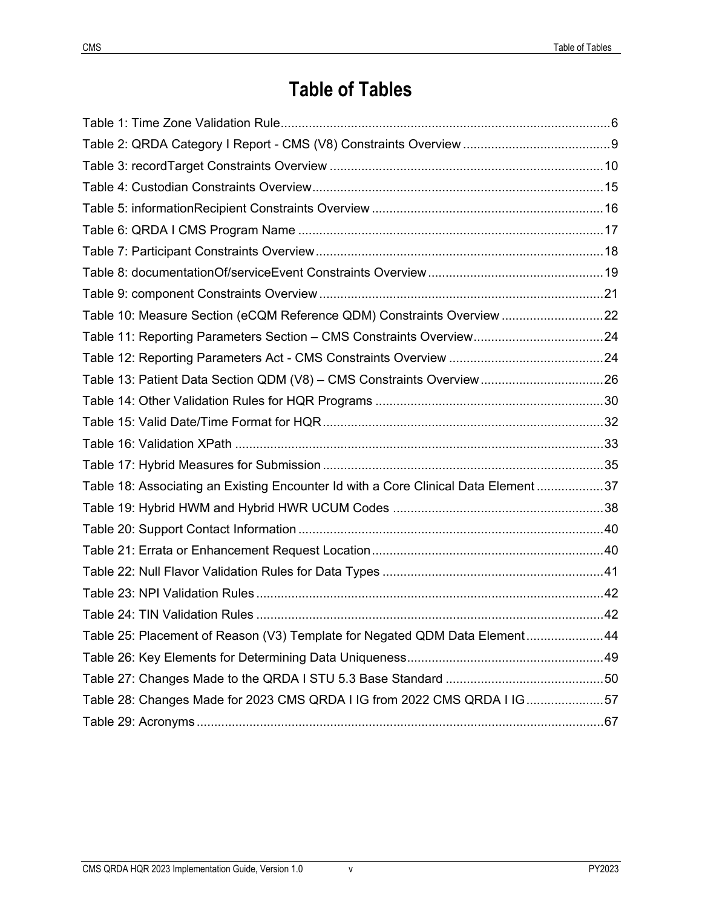# Table of Tables

Table 1: Time Zone Validation Rule ..... 6
Table 2: QRDA Category I Report - CMS (V8) Constraints Overview ..... 9
Table 3: recordTarget Constraints Overview ..... 10
Table 4: Custodian Constraints Overview ..... 15
Table 5: informationRecipient Constraints Overview ..... 16
Table 6: QRDA I CMS Program Name ..... 17
Table 7: Participant Constraints Overview ..... 18
Table 8: documentationOf/serviceEvent Constraints Overview ..... 19
Table 9: component Constraints Overview ..... 21
Table 10: Measure Section (eCQM Reference QDM) Constraints Overview ..... 22
Table 11: Reporting Parameters Section – CMS Constraints Overview ..... 24
Table 12: Reporting Parameters Act - CMS Constraints Overview ..... 24
Table 13: Patient Data Section QDM (V8) – CMS Constraints Overview ..... 26
Table 14: Other Validation Rules for HQR Programs ..... 30
Table 15: Valid Date/Time Format for HQR ..... 32
Table 16: Validation XPath ..... 33
Table 17: Hybrid Measures for Submission ..... 35
Table 18: Associating an Existing Encounter Id with a Core Clinical Data Element ..... 37
Table 19: Hybrid HWM and Hybrid HWR UCUM Codes ..... 38
Table 20: Support Contact Information ..... 40
Table 21: Errata or Enhancement Request Location ..... 40
Table 22: Null Flavor Validation Rules for Data Types ..... 41
Table 23: NPI Validation Rules ..... 42
Table 24: TIN Validation Rules ..... 42
Table 25: Placement of Reason (V3) Template for Negated QDM Data Element ..... 44
Table 26: Key Elements for Determining Data Uniqueness ..... 49
Table 27: Changes Made to the QRDA I STU 5.3 Base Standard ..... 50
Table 28: Changes Made for 2023 CMS QRDA I IG from 2022 CMS QRDA I IG ..... 57
Table 29: Acronyms ..... 67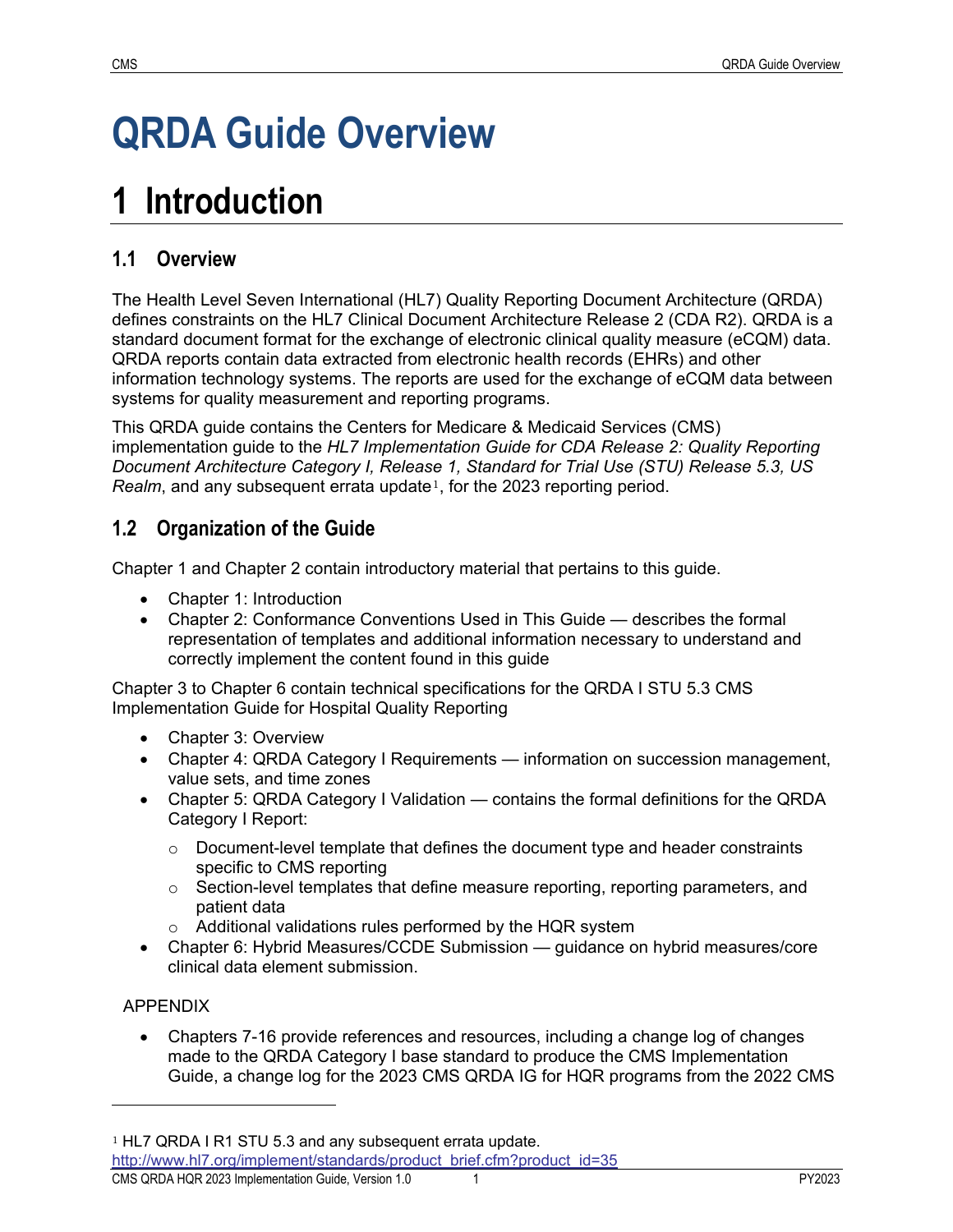# QRDA Guide Overview

# 1 Introduction

## 1.1 Overview

The Health Level Seven International (HL7) Quality Reporting Document Architecture (QRDA) defines constraints on the HL7 Clinical Document Architecture Release 2 (CDA R2). QRDA is a standard document format for the exchange of electronic clinical quality measure (eCQM) data. QRDA reports contain data extracted from electronic health records (EHRs) and other information technology systems. The reports are used for the exchange of eCQM data between systems for quality measurement and reporting programs.

This QRDA guide contains the Centers for Medicare & Medicaid Services (CMS) implementation guide to the *HL7 Implementation Guide for CDA Release 2: Quality Reporting Document Architecture Category I, Release 1, Standard for Trial Use (STU) Release 5.3, US Realm*, and any subsequent errata update[1], for the 2023 reporting period.

## 1.2 Organization of the Guide

Chapter 1 and Chapter 2 contain introductory material that pertains to this guide.

- Chapter 1: Introduction
- Chapter 2: Conformance Conventions Used in This Guide — describes the formal representation of templates and additional information necessary to understand and correctly implement the content found in this guide

Chapter 3 to Chapter 6 contain technical specifications for the QRDA I STU 5.3 CMS Implementation Guide for Hospital Quality Reporting

- Chapter 3: Overview
- Chapter 4: QRDA Category I Requirements — information on succession management, value sets, and time zones
- Chapter 5: QRDA Category I Validation — contains the formal definitions for the QRDA Category I Report:
  - Document-level template that defines the document type and header constraints specific to CMS reporting
  - Section-level templates that define measure reporting, reporting parameters, and patient data
  - Additional validations rules performed by the HQR system
- Chapter 6: Hybrid Measures/CCDE Submission — guidance on hybrid measures/core clinical data element submission.

APPENDIX

- Chapters 7-16 provide references and resources, including a change log of changes made to the QRDA Category I base standard to produce the CMS Implementation Guide, a change log for the 2023 CMS QRDA IG for HQR programs from the 2022 CMS

---

[1] HL7 QRDA I R1 STU 5.3 and any subsequent errata update. http://www.hl7.org/implement/standards/product_brief.cfm?product_id=35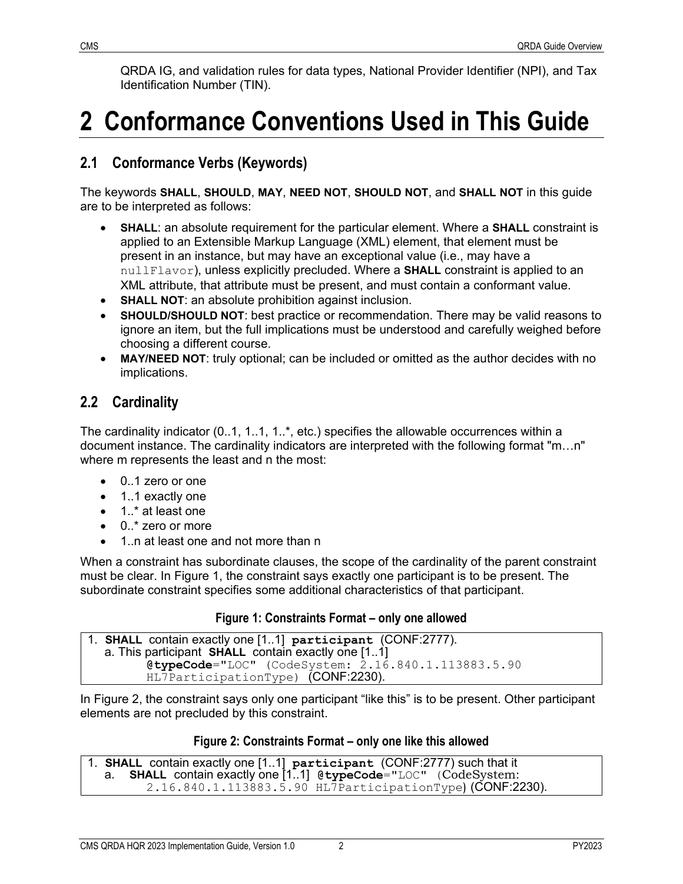QRDA IG, and validation rules for data types, National Provider Identifier (NPI), and Tax Identification Number (TIN).

# 2 Conformance Conventions Used in This Guide

## 2.1 Conformance Verbs (Keywords)

The keywords **SHALL**, **SHOULD**, **MAY**, **NEED NOT**, **SHOULD NOT**, and **SHALL NOT** in this guide are to be interpreted as follows:

- **SHALL**: an absolute requirement for the particular element. Where a **SHALL** constraint is applied to an Extensible Markup Language (XML) element, that element must be present in an instance, but may have an exceptional value (i.e., may have a `nullFlavor`), unless explicitly precluded. Where a **SHALL** constraint is applied to an XML attribute, that attribute must be present, and must contain a conformant value.
- **SHALL NOT**: an absolute prohibition against inclusion.
- **SHOULD/SHOULD NOT**: best practice or recommendation. There may be valid reasons to ignore an item, but the full implications must be understood and carefully weighed before choosing a different course.
- **MAY/NEED NOT**: truly optional; can be included or omitted as the author decides with no implications.

## 2.2 Cardinality

The cardinality indicator (0..1, 1..1, 1..*, etc.) specifies the allowable occurrences within a document instance. The cardinality indicators are interpreted with the following format "m…n" where m represents the least and n the most:

- 0..1 zero or one
- 1..1 exactly one
- 1..* at least one
- 0..* zero or more
- 1..n at least one and not more than n

When a constraint has subordinate clauses, the scope of the cardinality of the parent constraint must be clear. In Figure 1, the constraint says exactly one participant is to be present. The subordinate constraint specifies some additional characteristics of that participant.

**Figure 1: Constraints Format – only one allowed**

1. **SHALL** contain exactly one [1..1] **`participant`** (CONF:2777).
   a. This participant **SHALL** contain exactly one [1..1] **`@typeCode`**`="LOC"` `(CodeSystem: 2.16.840.1.113883.5.90 HL7ParticipationType)` (CONF:2230).

In Figure 2, the constraint says only one participant "like this" is to be present. Other participant elements are not precluded by this constraint.

**Figure 2: Constraints Format – only one like this allowed**

1. **SHALL** contain exactly one [1..1] **`participant`** (CONF:2777) such that it
   a. **SHALL** contain exactly one [1..1] **`@typeCode`**`="LOC"` (CodeSystem: `2.16.840.1.113883.5.90 HL7ParticipationType`) (CONF:2230).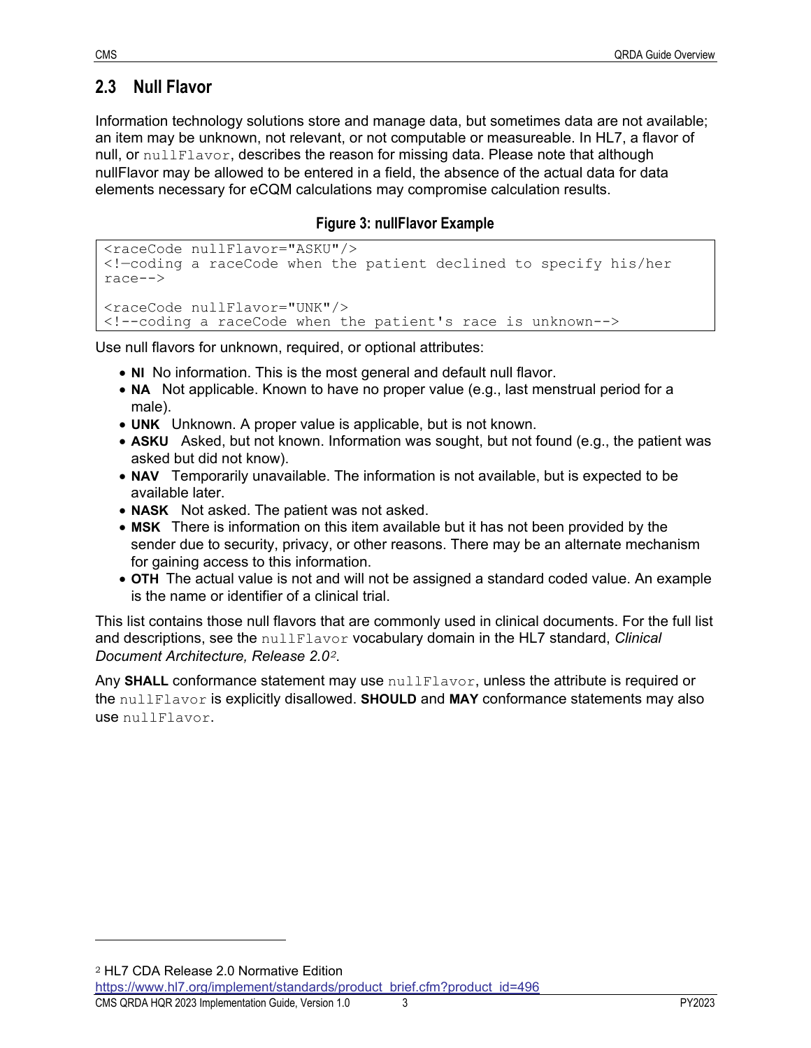## 2.3 Null Flavor

Information technology solutions store and manage data, but sometimes data are not available; an item may be unknown, not relevant, or not computable or measureable. In HL7, a flavor of null, or `nullFlavor`, describes the reason for missing data. Please note that although nullFlavor may be allowed to be entered in a field, the absence of the actual data for data elements necessary for eCQM calculations may compromise calculation results.

**Figure 3: nullFlavor Example**

```
<raceCode nullFlavor="ASKU"/>
<!—coding a raceCode when the patient declined to specify his/her
race-->

<raceCode nullFlavor="UNK"/>
<!--coding a raceCode when the patient's race is unknown-->
```

Use null flavors for unknown, required, or optional attributes:

- **NI** No information. This is the most general and default null flavor.
- **NA** Not applicable. Known to have no proper value (e.g., last menstrual period for a male).
- **UNK** Unknown. A proper value is applicable, but is not known.
- **ASKU** Asked, but not known. Information was sought, but not found (e.g., the patient was asked but did not know).
- **NAV** Temporarily unavailable. The information is not available, but is expected to be available later.
- **NASK** Not asked. The patient was not asked.
- **MSK** There is information on this item available but it has not been provided by the sender due to security, privacy, or other reasons. There may be an alternate mechanism for gaining access to this information.
- **OTH** The actual value is not and will not be assigned a standard coded value. An example is the name or identifier of a clinical trial.

This list contains those null flavors that are commonly used in clinical documents. For the full list and descriptions, see the `nullFlavor` vocabulary domain in the HL7 standard, *Clinical Document Architecture, Release 2.0*[2].

Any **SHALL** conformance statement may use `nullFlavor`, unless the attribute is required or the `nullFlavor` is explicitly disallowed. **SHOULD** and **MAY** conformance statements may also use `nullFlavor`.

---

[2] HL7 CDA Release 2.0 Normative Edition
https://www.hl7.org/implement/standards/product_brief.cfm?product_id=496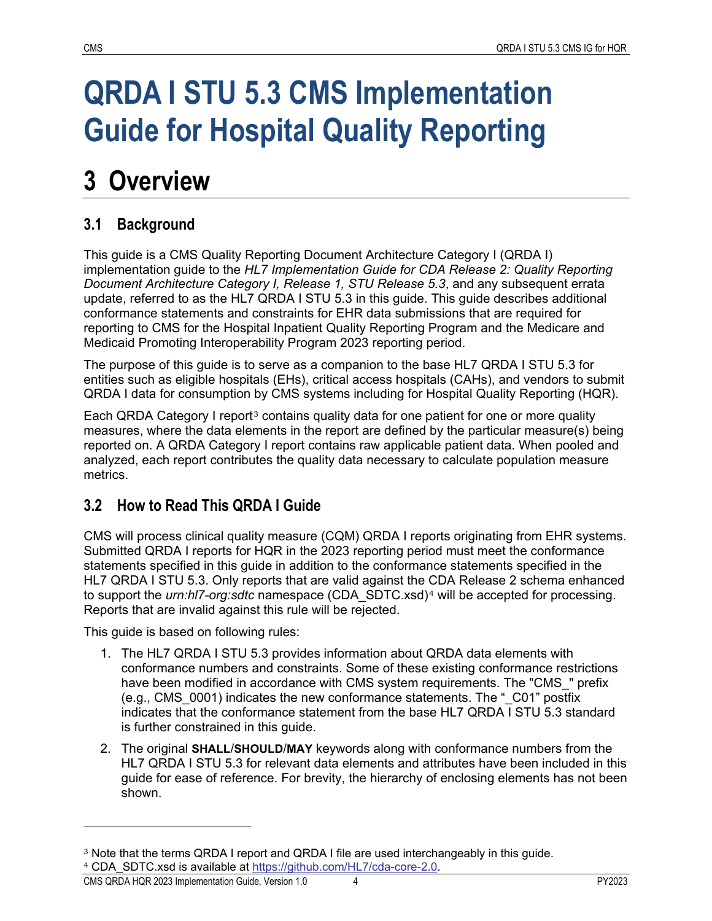# QRDA I STU 5.3 CMS Implementation Guide for Hospital Quality Reporting

# 3 Overview

## 3.1 Background

This guide is a CMS Quality Reporting Document Architecture Category I (QRDA I) implementation guide to the *HL7 Implementation Guide for CDA Release 2: Quality Reporting Document Architecture Category I, Release 1, STU Release 5.3*, and any subsequent errata update, referred to as the HL7 QRDA I STU 5.3 in this guide. This guide describes additional conformance statements and constraints for EHR data submissions that are required for reporting to CMS for the Hospital Inpatient Quality Reporting Program and the Medicare and Medicaid Promoting Interoperability Program 2023 reporting period.

The purpose of this guide is to serve as a companion to the base HL7 QRDA I STU 5.3 for entities such as eligible hospitals (EHs), critical access hospitals (CAHs), and vendors to submit QRDA I data for consumption by CMS systems including for Hospital Quality Reporting (HQR).

Each QRDA Category I report[3] contains quality data for one patient for one or more quality measures, where the data elements in the report are defined by the particular measure(s) being reported on. A QRDA Category I report contains raw applicable patient data. When pooled and analyzed, each report contributes the quality data necessary to calculate population measure metrics.

## 3.2 How to Read This QRDA I Guide

CMS will process clinical quality measure (CQM) QRDA I reports originating from EHR systems. Submitted QRDA I reports for HQR in the 2023 reporting period must meet the conformance statements specified in this guide in addition to the conformance statements specified in the HL7 QRDA I STU 5.3. Only reports that are valid against the CDA Release 2 schema enhanced to support the *urn:hl7-org:sdtc* namespace (CDA_SDTC.xsd)[4] will be accepted for processing. Reports that are invalid against this rule will be rejected.

This guide is based on following rules:

1. The HL7 QRDA I STU 5.3 provides information about QRDA data elements with conformance numbers and constraints. Some of these existing conformance restrictions have been modified in accordance with CMS system requirements. The "CMS_" prefix (e.g., CMS_0001) indicates the new conformance statements. The "_C01" postfix indicates that the conformance statement from the base HL7 QRDA I STU 5.3 standard is further constrained in this guide.

2. The original **SHALL**/**SHOULD**/**MAY** keywords along with conformance numbers from the HL7 QRDA I STU 5.3 for relevant data elements and attributes have been included in this guide for ease of reference. For brevity, the hierarchy of enclosing elements has not been shown.

---

[3] Note that the terms QRDA I report and QRDA I file are used interchangeably in this guide.

[4] CDA_SDTC.xsd is available at https://github.com/HL7/cda-core-2.0.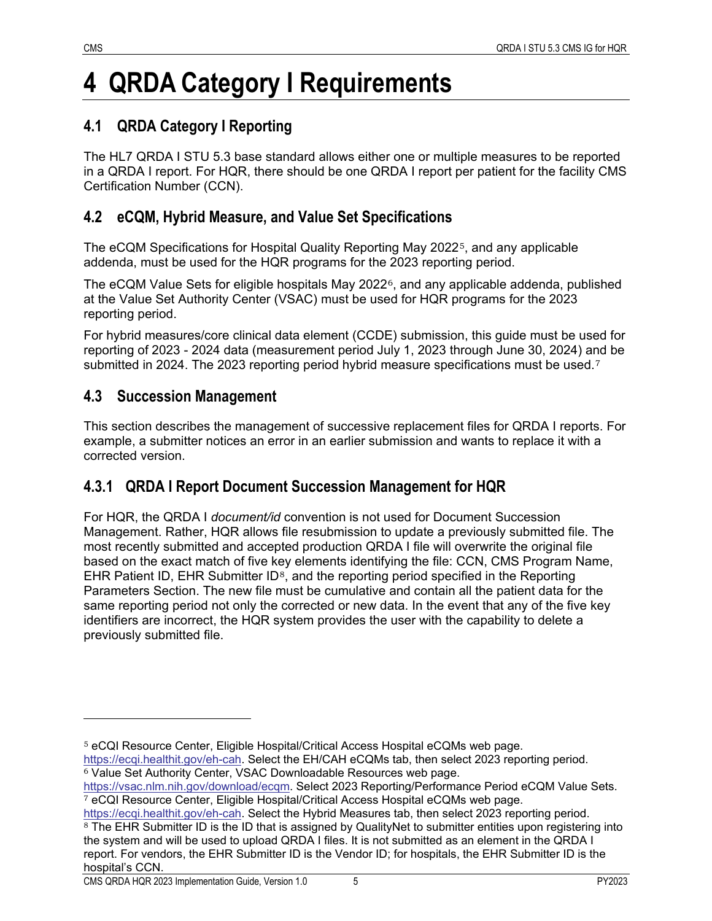# 4 QRDA Category I Requirements

## 4.1 QRDA Category I Reporting

The HL7 QRDA I STU 5.3 base standard allows either one or multiple measures to be reported in a QRDA I report. For HQR, there should be one QRDA I report per patient for the facility CMS Certification Number (CCN).

## 4.2 eCQM, Hybrid Measure, and Value Set Specifications

The eCQM Specifications for Hospital Quality Reporting May 2022[5], and any applicable addenda, must be used for the HQR programs for the 2023 reporting period.

The eCQM Value Sets for eligible hospitals May 2022[6], and any applicable addenda, published at the Value Set Authority Center (VSAC) must be used for HQR programs for the 2023 reporting period.

For hybrid measures/core clinical data element (CCDE) submission, this guide must be used for reporting of 2023 - 2024 data (measurement period July 1, 2023 through June 30, 2024) and be submitted in 2024. The 2023 reporting period hybrid measure specifications must be used.[7]

## 4.3 Succession Management

This section describes the management of successive replacement files for QRDA I reports. For example, a submitter notices an error in an earlier submission and wants to replace it with a corrected version.

### 4.3.1 QRDA I Report Document Succession Management for HQR

For HQR, the QRDA I *document/id* convention is not used for Document Succession Management. Rather, HQR allows file resubmission to update a previously submitted file. The most recently submitted and accepted production QRDA I file will overwrite the original file based on the exact match of five key elements identifying the file: CCN, CMS Program Name, EHR Patient ID, EHR Submitter ID[8], and the reporting period specified in the Reporting Parameters Section. The new file must be cumulative and contain all the patient data for the same reporting period not only the corrected or new data. In the event that any of the five key identifiers are incorrect, the HQR system provides the user with the capability to delete a previously submitted file.

---

[5] eCQI Resource Center, Eligible Hospital/Critical Access Hospital eCQMs web page. https://ecqi.healthit.gov/eh-cah. Select the EH/CAH eCQMs tab, then select 2023 reporting period.

[6] Value Set Authority Center, VSAC Downloadable Resources web page. https://vsac.nlm.nih.gov/download/ecqm. Select 2023 Reporting/Performance Period eCQM Value Sets.

[7] eCQI Resource Center, Eligible Hospital/Critical Access Hospital eCQMs web page. https://ecqi.healthit.gov/eh-cah. Select the Hybrid Measures tab, then select 2023 reporting period.

[8] The EHR Submitter ID is the ID that is assigned by QualityNet to submitter entities upon registering into the system and will be used to upload QRDA I files. It is not submitted as an element in the QRDA I report. For vendors, the EHR Submitter ID is the Vendor ID; for hospitals, the EHR Submitter ID is the hospital's CCN.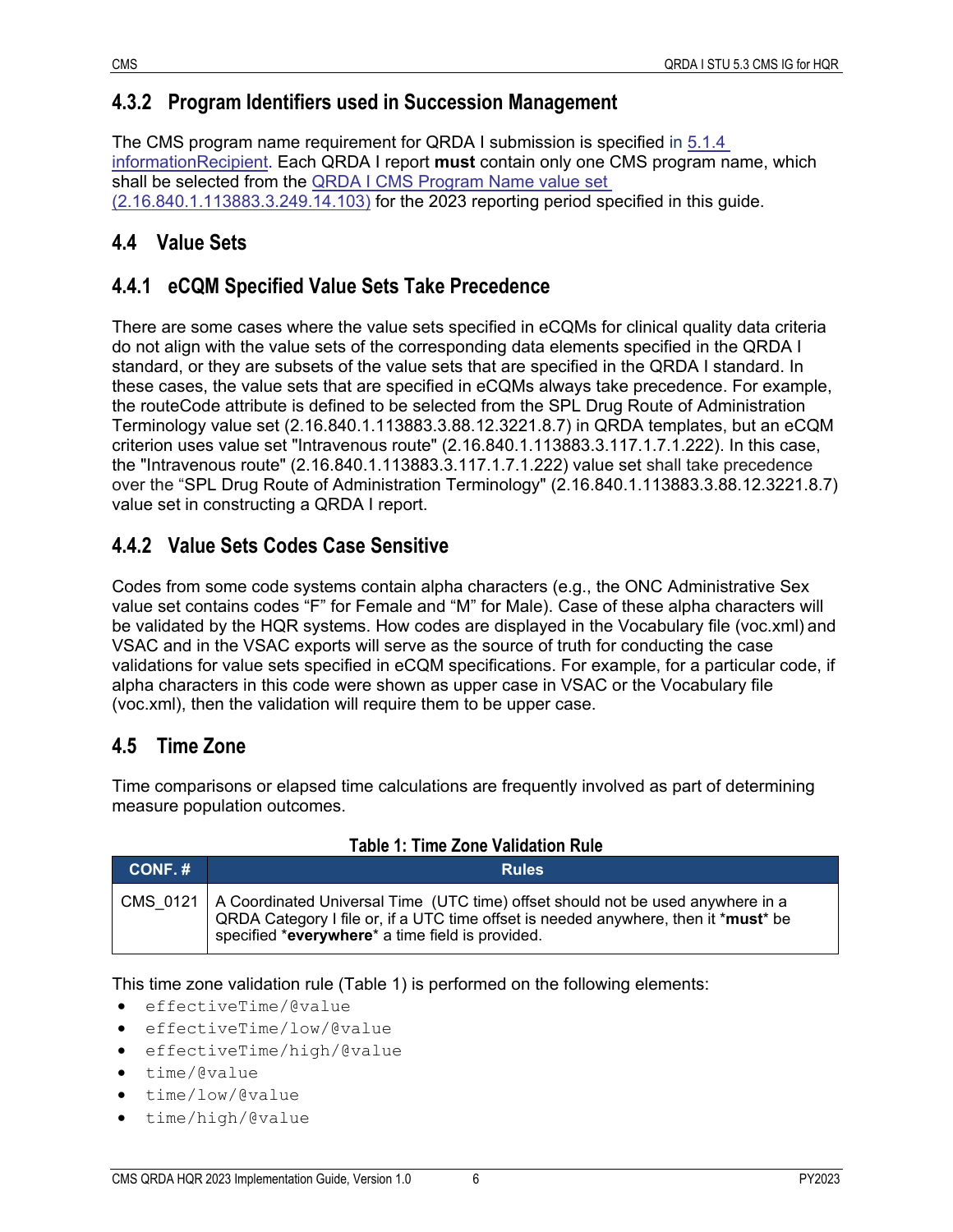### 4.3.2 Program Identifiers used in Succession Management

The CMS program name requirement for QRDA I submission is specified in 5.1.4 informationRecipient. Each QRDA I report **must** contain only one CMS program name, which shall be selected from the QRDA I CMS Program Name value set (2.16.840.1.113883.3.249.14.103) for the 2023 reporting period specified in this guide.

## 4.4 Value Sets

### 4.4.1 eCQM Specified Value Sets Take Precedence

There are some cases where the value sets specified in eCQMs for clinical quality data criteria do not align with the value sets of the corresponding data elements specified in the QRDA I standard, or they are subsets of the value sets that are specified in the QRDA I standard. In these cases, the value sets that are specified in eCQMs always take precedence. For example, the routeCode attribute is defined to be selected from the SPL Drug Route of Administration Terminology value set (2.16.840.1.113883.3.88.12.3221.8.7) in QRDA templates, but an eCQM criterion uses value set "Intravenous route" (2.16.840.1.113883.3.117.1.7.1.222). In this case, the "Intravenous route" (2.16.840.1.113883.3.117.1.7.1.222) value set shall take precedence over the "SPL Drug Route of Administration Terminology" (2.16.840.1.113883.3.88.12.3221.8.7) value set in constructing a QRDA I report.

### 4.4.2 Value Sets Codes Case Sensitive

Codes from some code systems contain alpha characters (e.g., the ONC Administrative Sex value set contains codes "F" for Female and "M" for Male). Case of these alpha characters will be validated by the HQR systems. How codes are displayed in the Vocabulary file (voc.xml) and VSAC and in the VSAC exports will serve as the source of truth for conducting the case validations for value sets specified in eCQM specifications. For example, for a particular code, if alpha characters in this code were shown as upper case in VSAC or the Vocabulary file (voc.xml), then the validation will require them to be upper case.

## 4.5 Time Zone

Time comparisons or elapsed time calculations are frequently involved as part of determining measure population outcomes.

**Table 1: Time Zone Validation Rule**

| CONF. # | Rules |
|---|---|
| CMS_0121 | A Coordinated Universal Time (UTC time) offset should not be used anywhere in a QRDA Category I file or, if a UTC time offset is needed anywhere, then it \***must**\* be specified \***everywhere**\* a time field is provided. |

This time zone validation rule (Table 1) is performed on the following elements:

- `effectiveTime/@value`
- `effectiveTime/low/@value`
- `effectiveTime/high/@value`
- `time/@value`
- `time/low/@value`
- `time/high/@value`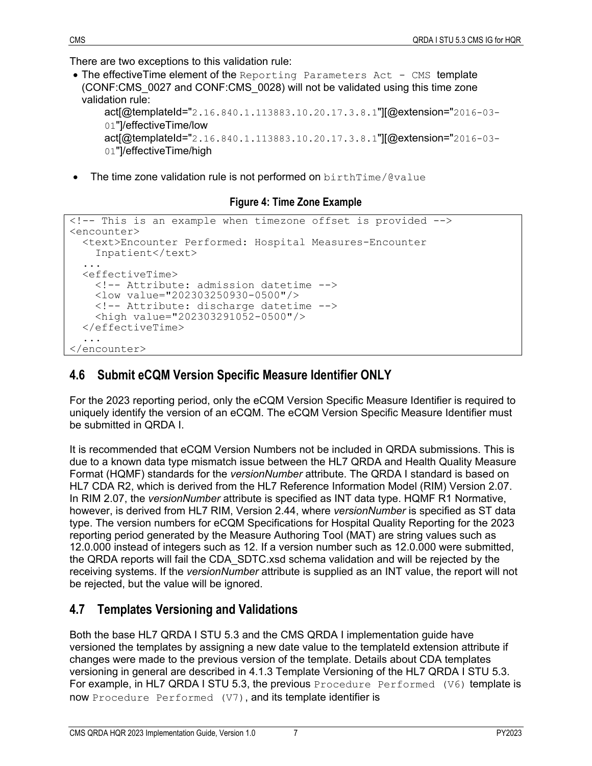There are two exceptions to this validation rule:

- The effectiveTime element of the `Reporting Parameters Act - CMS` template (CONF:CMS_0027 and CONF:CMS_0028) will not be validated using this time zone validation rule:

    act[@templateId="`2.16.840.1.113883.10.20.17.3.8.1`"][@extension="`2016-03-01`"]/effectiveTime/low

    act[@templateId="`2.16.840.1.113883.10.20.17.3.8.1`"][@extension="`2016-03-01`"]/effectiveTime/high

- The time zone validation rule is not performed on `birthTime/@value`

**Figure 4: Time Zone Example**

```
<!-- This is an example when timezone offset is provided -->
<encounter>
  <text>Encounter Performed: Hospital Measures-Encounter
    Inpatient</text>
  ...
  <effectiveTime>
    <!-- Attribute: admission datetime -->
    <low value="202303250930-0500"/>
    <!-- Attribute: discharge datetime -->
    <high value="202303291052-0500"/>
  </effectiveTime>
  ...
</encounter>
```

## 4.6 Submit eCQM Version Specific Measure Identifier ONLY

For the 2023 reporting period, only the eCQM Version Specific Measure Identifier is required to uniquely identify the version of an eCQM. The eCQM Version Specific Measure Identifier must be submitted in QRDA I.

It is recommended that eCQM Version Numbers not be included in QRDA submissions. This is due to a known data type mismatch issue between the HL7 QRDA and Health Quality Measure Format (HQMF) standards for the *versionNumber* attribute. The QRDA I standard is based on HL7 CDA R2, which is derived from the HL7 Reference Information Model (RIM) Version 2.07. In RIM 2.07, the *versionNumber* attribute is specified as INT data type. HQMF R1 Normative, however, is derived from HL7 RIM, Version 2.44, where *versionNumber* is specified as ST data type. The version numbers for eCQM Specifications for Hospital Quality Reporting for the 2023 reporting period generated by the Measure Authoring Tool (MAT) are string values such as 12.0.000 instead of integers such as 12. If a version number such as 12.0.000 were submitted, the QRDA reports will fail the CDA_SDTC.xsd schema validation and will be rejected by the receiving systems. If the *versionNumber* attribute is supplied as an INT value, the report will not be rejected, but the value will be ignored.

## 4.7 Templates Versioning and Validations

Both the base HL7 QRDA I STU 5.3 and the CMS QRDA I implementation guide have versioned the templates by assigning a new date value to the templateId extension attribute if changes were made to the previous version of the template. Details about CDA templates versioning in general are described in 4.1.3 Template Versioning of the HL7 QRDA I STU 5.3. For example, in HL7 QRDA I STU 5.3, the previous `Procedure Performed (V6)` template is now `Procedure Performed (V7)`, and its template identifier is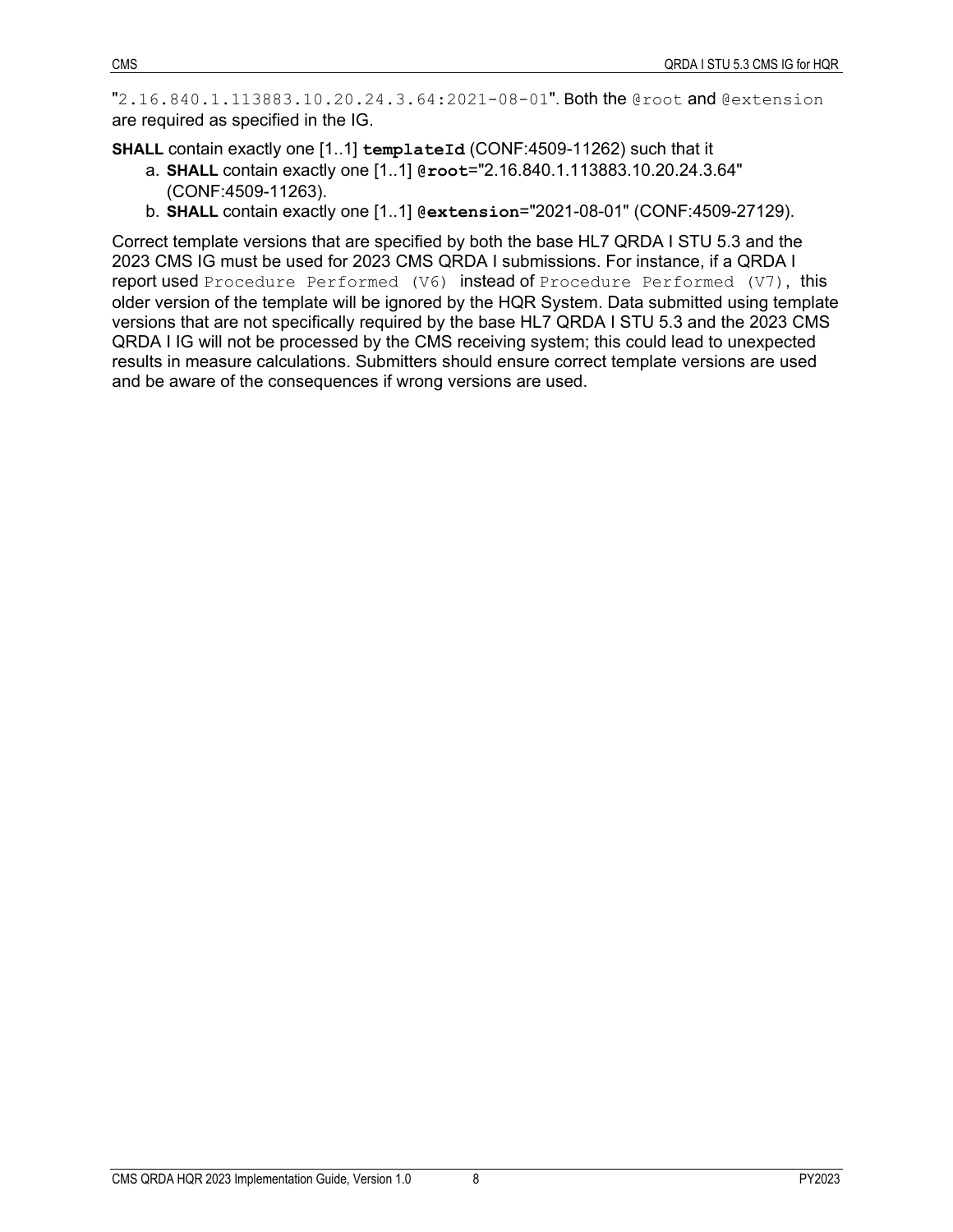"`2.16.840.1.113883.10.20.24.3.64:2021-08-01`". Both the `@root` and `@extension` are required as specified in the IG.

**SHALL** contain exactly one [1..1] **`templateId`** (CONF:4509-11262) such that it

a. **SHALL** contain exactly one [1..1] **`@root`**="2.16.840.1.113883.10.20.24.3.64" (CONF:4509-11263).
b. **SHALL** contain exactly one [1..1] **`@extension`**="2021-08-01" (CONF:4509-27129).

Correct template versions that are specified by both the base HL7 QRDA I STU 5.3 and the 2023 CMS IG must be used for 2023 CMS QRDA I submissions. For instance, if a QRDA I report used `Procedure Performed (V6)` instead of `Procedure Performed (V7)`, this older version of the template will be ignored by the HQR System. Data submitted using template versions that are not specifically required by the base HL7 QRDA I STU 5.3 and the 2023 CMS QRDA I IG will not be processed by the CMS receiving system; this could lead to unexpected results in measure calculations. Submitters should ensure correct template versions are used and be aware of the consequences if wrong versions are used.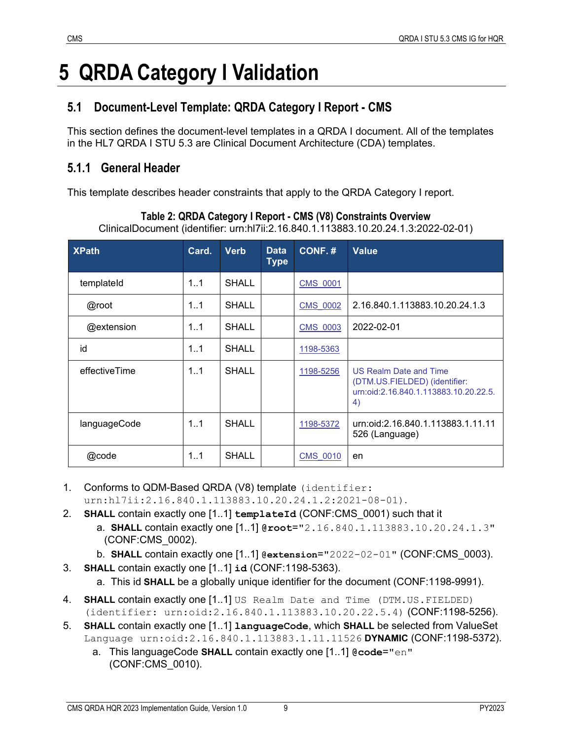# 5 QRDA Category I Validation

## 5.1 Document-Level Template: QRDA Category I Report - CMS

This section defines the document-level templates in a QRDA I document. All of the templates in the HL7 QRDA I STU 5.3 are Clinical Document Architecture (CDA) templates.

### 5.1.1 General Header

This template describes header constraints that apply to the QRDA Category I report.

**Table 2: QRDA Category I Report - CMS (V8) Constraints Overview**

ClinicalDocument (identifier: urn:hl7ii:2.16.840.1.113883.10.20.24.1.3:2022-02-01)

| XPath | Card. | Verb | Data Type | CONF. # | Value |
|---|---|---|---|---|---|
| templateId | 1..1 | SHALL | | CMS_0001 | |
| @root | 1..1 | SHALL | | CMS_0002 | 2.16.840.1.113883.10.20.24.1.3 |
| @extension | 1..1 | SHALL | | CMS_0003 | 2022-02-01 |
| id | 1..1 | SHALL | | 1198-5363 | |
| effectiveTime | 1..1 | SHALL | | 1198-5256 | US Realm Date and Time (DTM.US.FIELDED) (identifier: urn:oid:2.16.840.1.113883.10.20.22.5.4) |
| languageCode | 1..1 | SHALL | | 1198-5372 | urn:oid:2.16.840.1.113883.1.11.11526 (Language) |
| @code | 1..1 | SHALL | | CMS_0010 | en |

1. Conforms to QDM-Based QRDA (V8) template (identifier: urn:hl7ii:2.16.840.1.113883.10.20.24.1.2:2021-08-01).
2. **SHALL** contain exactly one [1..1] **templateId** (CONF:CMS_0001) such that it
    a. **SHALL** contain exactly one [1..1] **@root**="2.16.840.1.113883.10.20.24.1.3" (CONF:CMS_0002).
    b. **SHALL** contain exactly one [1..1] **@extension**="2022-02-01" (CONF:CMS_0003).
3. **SHALL** contain exactly one [1..1] **id** (CONF:1198-5363).
    a. This id **SHALL** be a globally unique identifier for the document (CONF:1198-9991).
4. **SHALL** contain exactly one [1..1] US Realm Date and Time (DTM.US.FIELDED) (identifier: urn:oid:2.16.840.1.113883.10.20.22.5.4) (CONF:1198-5256).
5. **SHALL** contain exactly one [1..1] **languageCode**, which **SHALL** be selected from ValueSet Language urn:oid:2.16.840.1.113883.1.11.11526 **DYNAMIC** (CONF:1198-5372).
    a. This languageCode **SHALL** contain exactly one [1..1] **@code**="en" (CONF:CMS_0010).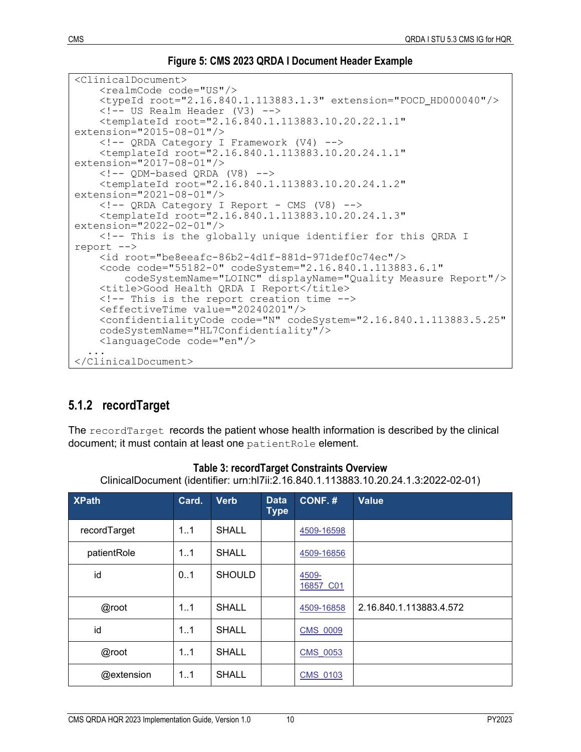**Figure 5: CMS 2023 QRDA I Document Header Example**

```
<ClinicalDocument>
    <realmCode code="US"/>
    <typeId root="2.16.840.1.113883.1.3" extension="POCD_HD000040"/>
    <!-- US Realm Header (V3) -->
    <templateId root="2.16.840.1.113883.10.20.22.1.1"
extension="2015-08-01"/>
    <!-- QRDA Category I Framework (V4) -->
    <templateId root="2.16.840.1.113883.10.20.24.1.1"
extension="2017-08-01"/>
    <!-- QDM-based QRDA (V8) -->
    <templateId root="2.16.840.1.113883.10.20.24.1.2"
extension="2021-08-01"/>
    <!-- QRDA Category I Report - CMS (V8) -->
    <templateId root="2.16.840.1.113883.10.20.24.1.3"
extension="2022-02-01"/>
    <!-- This is the globally unique identifier for this QRDA I
report -->
    <id root="be8eeafc-86b2-4d1f-881d-971def0c74ec"/>
    <code code="55182-0" codeSystem="2.16.840.1.113883.6.1"
        codeSystemName="LOINC" displayName="Quality Measure Report"/>
    <title>Good Health QRDA I Report</title>
    <!-- This is the report creation time -->
    <effectiveTime value="20240201"/>
    <confidentialityCode code="N" codeSystem="2.16.840.1.113883.5.25"
    codeSystemName="HL7Confidentiality"/>
    <languageCode code="en"/>
  ...
</ClinicalDocument>
```

### 5.1.2 recordTarget

The `recordTarget` records the patient whose health information is described by the clinical document; it must contain at least one `patientRole` element.

**Table 3: recordTarget Constraints Overview**

ClinicalDocument (identifier: urn:hl7ii:2.16.840.1.113883.10.20.24.1.3:2022-02-01)

| XPath | Card. | Verb | Data Type | CONF. # | Value |
|---|---|---|---|---|---|
| recordTarget | 1..1 | SHALL | | 4509-16598 | |
| patientRole | 1..1 | SHALL | | 4509-16856 | |
| id | 0..1 | SHOULD | | 4509-16857_C01 | |
| @root | 1..1 | SHALL | | 4509-16858 | 2.16.840.1.113883.4.572 |
| id | 1..1 | SHALL | | CMS_0009 | |
| @root | 1..1 | SHALL | | CMS_0053 | |
| @extension | 1..1 | SHALL | | CMS_0103 | |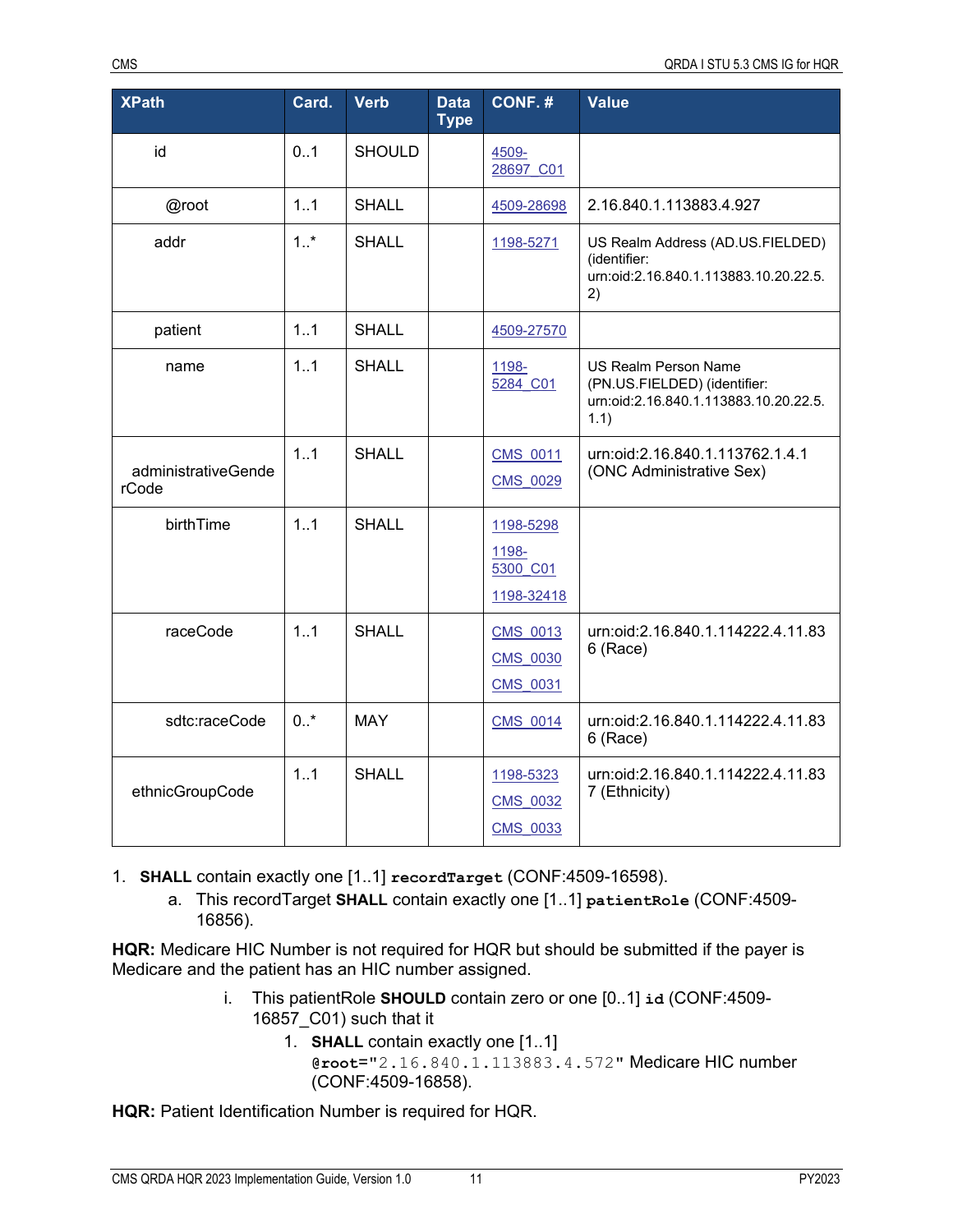| XPath | Card. | Verb | Data Type | CONF. # | Value |
| --- | --- | --- | --- | --- | --- |
| id | 0..1 | SHOULD | | 4509-28697_C01 | |
| @root | 1..1 | SHALL | | 4509-28698 | 2.16.840.1.113883.4.927 |
| addr | 1..* | SHALL | | 1198-5271 | US Realm Address (AD.US.FIELDED) (identifier: urn:oid:2.16.840.1.113883.10.20.22.5.2) |
| patient | 1..1 | SHALL | | 4509-27570 | |
| name | 1..1 | SHALL | | 1198-5284_C01 | US Realm Person Name (PN.US.FIELDED) (identifier: urn:oid:2.16.840.1.113883.10.20.22.5.1.1) |
| administrativeGenderCode | 1..1 | SHALL | | CMS_0011<br>CMS_0029 | urn:oid:2.16.840.1.113762.1.4.1 (ONC Administrative Sex) |
| birthTime | 1..1 | SHALL | | 1198-5298<br>1198-5300_C01<br>1198-32418 | |
| raceCode | 1..1 | SHALL | | CMS_0013<br>CMS_0030<br>CMS_0031 | urn:oid:2.16.840.1.114222.4.11.836 (Race) |
| sdtc:raceCode | 0..* | MAY | | CMS_0014 | urn:oid:2.16.840.1.114222.4.11.836 (Race) |
| ethnicGroupCode | 1..1 | SHALL | | 1198-5323<br>CMS_0032<br>CMS_0033 | urn:oid:2.16.840.1.114222.4.11.837 (Ethnicity) |

1. **SHALL** contain exactly one [1..1] `recordTarget` (CONF:4509-16598).
   a. This recordTarget **SHALL** contain exactly one [1..1] `patientRole` (CONF:4509-16856).

**HQR:** Medicare HIC Number is not required for HQR but should be submitted if the payer is Medicare and the patient has an HIC number assigned.

i. This patientRole **SHOULD** contain zero or one [0..1] `id` (CONF:4509-16857_C01) such that it
   1. **SHALL** contain exactly one [1..1] `@root="2.16.840.1.113883.4.572"` Medicare HIC number (CONF:4509-16858).

**HQR:** Patient Identification Number is required for HQR.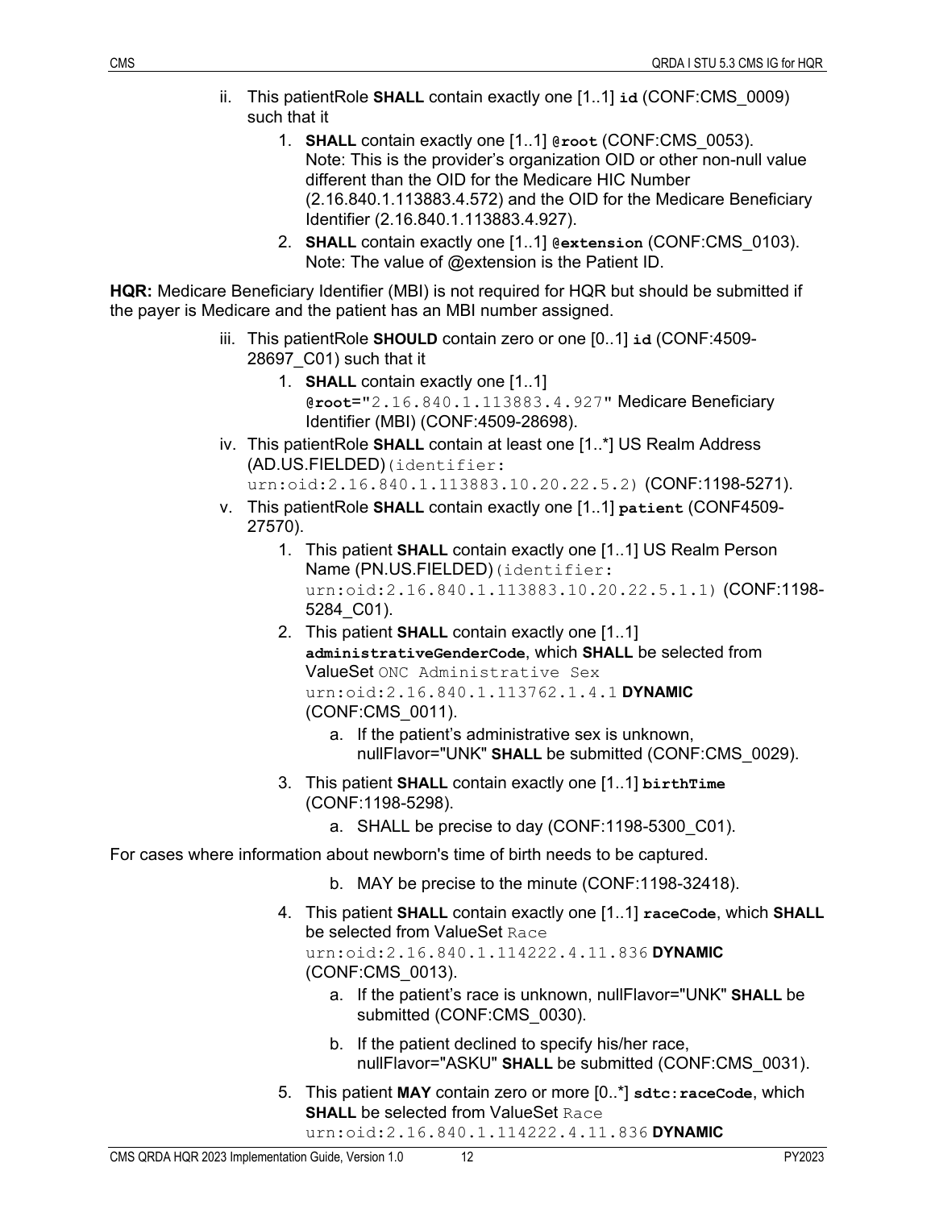ii. This patientRole **SHALL** contain exactly one [1..1] **id** (CONF:CMS_0009) such that it

1. **SHALL** contain exactly one [1..1] **@root** (CONF:CMS_0053).
   Note: This is the provider's organization OID or other non-null value different than the OID for the Medicare HIC Number (2.16.840.1.113883.4.572) and the OID for the Medicare Beneficiary Identifier (2.16.840.1.113883.4.927).
2. **SHALL** contain exactly one [1..1] **@extension** (CONF:CMS_0103).
   Note: The value of @extension is the Patient ID.

**HQR:** Medicare Beneficiary Identifier (MBI) is not required for HQR but should be submitted if the payer is Medicare and the patient has an MBI number assigned.

iii. This patientRole **SHOULD** contain zero or one [0..1] **id** (CONF:4509-28697_C01) such that it

1. **SHALL** contain exactly one [1..1] **@root="**2.16.840.1.113883.4.927**"** Medicare Beneficiary Identifier (MBI) (CONF:4509-28698).

iv. This patientRole **SHALL** contain at least one [1..*] US Realm Address (AD.US.FIELDED)(identifier: urn:oid:2.16.840.1.113883.10.20.22.5.2) (CONF:1198-5271).

v. This patientRole **SHALL** contain exactly one [1..1] **patient** (CONF4509-27570).

1. This patient **SHALL** contain exactly one [1..1] US Realm Person Name (PN.US.FIELDED)(identifier: urn:oid:2.16.840.1.113883.10.20.22.5.1.1) (CONF:1198-5284_C01).
2. This patient **SHALL** contain exactly one [1..1] **administrativeGenderCode**, which **SHALL** be selected from ValueSet ONC Administrative Sex urn:oid:2.16.840.1.113762.1.4.1 **DYNAMIC** (CONF:CMS_0011).
   a. If the patient's administrative sex is unknown, nullFlavor="UNK" **SHALL** be submitted (CONF:CMS_0029).
3. This patient **SHALL** contain exactly one [1..1] **birthTime** (CONF:1198-5298).
   a. SHALL be precise to day (CONF:1198-5300_C01).

For cases where information about newborn's time of birth needs to be captured.

   b. MAY be precise to the minute (CONF:1198-32418).

4. This patient **SHALL** contain exactly one [1..1] **raceCode**, which **SHALL** be selected from ValueSet Race urn:oid:2.16.840.1.114222.4.11.836 **DYNAMIC** (CONF:CMS_0013).
   a. If the patient's race is unknown, nullFlavor="UNK" **SHALL** be submitted (CONF:CMS_0030).
   b. If the patient declined to specify his/her race, nullFlavor="ASKU" **SHALL** be submitted (CONF:CMS_0031).
5. This patient **MAY** contain zero or more [0..*] **sdtc:raceCode**, which **SHALL** be selected from ValueSet Race urn:oid:2.16.840.1.114222.4.11.836 **DYNAMIC**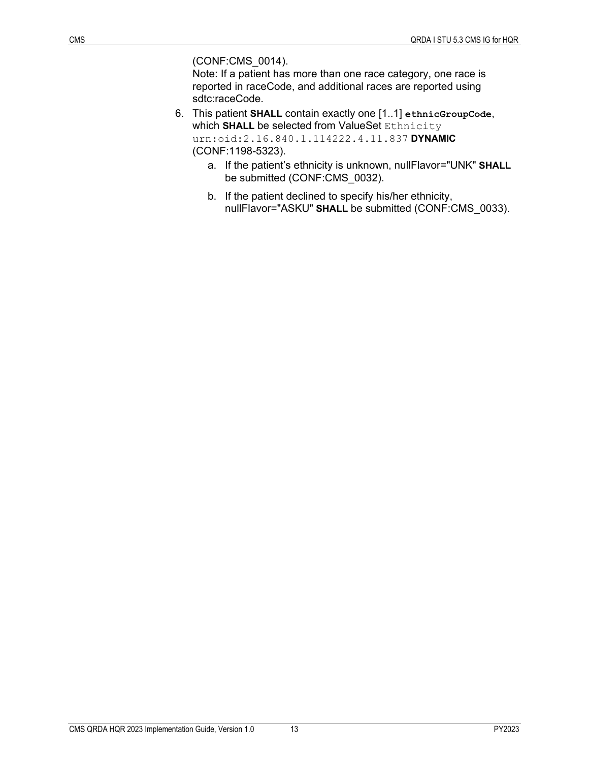(CONF:CMS_0014).
Note: If a patient has more than one race category, one race is reported in raceCode, and additional races are reported using sdtc:raceCode.

6. This patient **SHALL** contain exactly one [1..1] **`ethnicGroupCode`**, which **SHALL** be selected from ValueSet `Ethnicity urn:oid:2.16.840.1.114222.4.11.837` **DYNAMIC** (CONF:1198-5323).
   a. If the patient's ethnicity is unknown, nullFlavor="UNK" **SHALL** be submitted (CONF:CMS_0032).
   b. If the patient declined to specify his/her ethnicity, nullFlavor="ASKU" **SHALL** be submitted (CONF:CMS_0033).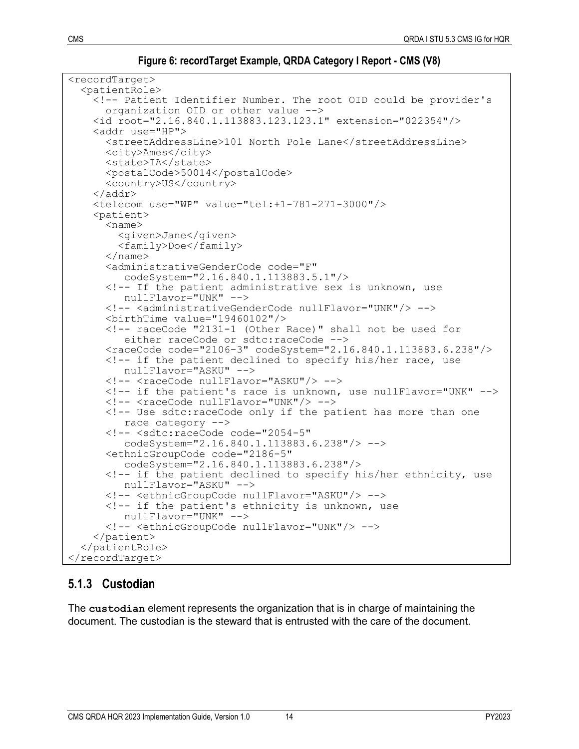**Figure 6: recordTarget Example, QRDA Category I Report - CMS (V8)**

```
<recordTarget>
  <patientRole>
    <!-- Patient Identifier Number. The root OID could be provider's
      organization OID or other value -->
    <id root="2.16.840.1.113883.123.123.1" extension="022354"/>
    <addr use="HP">
      <streetAddressLine>101 North Pole Lane</streetAddressLine>
      <city>Ames</city>
      <state>IA</state>
      <postalCode>50014</postalCode>
      <country>US</country>
    </addr>
    <telecom use="WP" value="tel:+1-781-271-3000"/>
    <patient>
      <name>
        <given>Jane</given>
        <family>Doe</family>
      </name>
      <administrativeGenderCode code="F"
         codeSystem="2.16.840.1.113883.5.1"/>
      <!-- If the patient administrative sex is unknown, use
         nullFlavor="UNK" -->
      <!-- <administrativeGenderCode nullFlavor="UNK"/> -->
      <birthTime value="19460102"/>
      <!-- raceCode "2131-1 (Other Race)" shall not be used for
         either raceCode or sdtc:raceCode -->
      <raceCode code="2106-3" codeSystem="2.16.840.1.113883.6.238"/>
      <!-- if the patient declined to specify his/her race, use
         nullFlavor="ASKU" -->
      <!-- <raceCode nullFlavor="ASKU"/> -->
      <!-- if the patient's race is unknown, use nullFlavor="UNK" -->
      <!-- <raceCode nullFlavor="UNK"/> -->
      <!-- Use sdtc:raceCode only if the patient has more than one
         race category -->
      <!-- <sdtc:raceCode code="2054-5"
         codeSystem="2.16.840.1.113883.6.238"/> -->
      <ethnicGroupCode code="2186-5"
         codeSystem="2.16.840.1.113883.6.238"/>
      <!-- if the patient declined to specify his/her ethnicity, use
         nullFlavor="ASKU" -->
      <!-- <ethnicGroupCode nullFlavor="ASKU"/> -->
      <!-- if the patient's ethnicity is unknown, use
         nullFlavor="UNK" -->
      <!-- <ethnicGroupCode nullFlavor="UNK"/> -->
    </patient>
  </patientRole>
</recordTarget>
```

### 5.1.3 Custodian

The **custodian** element represents the organization that is in charge of maintaining the document. The custodian is the steward that is entrusted with the care of the document.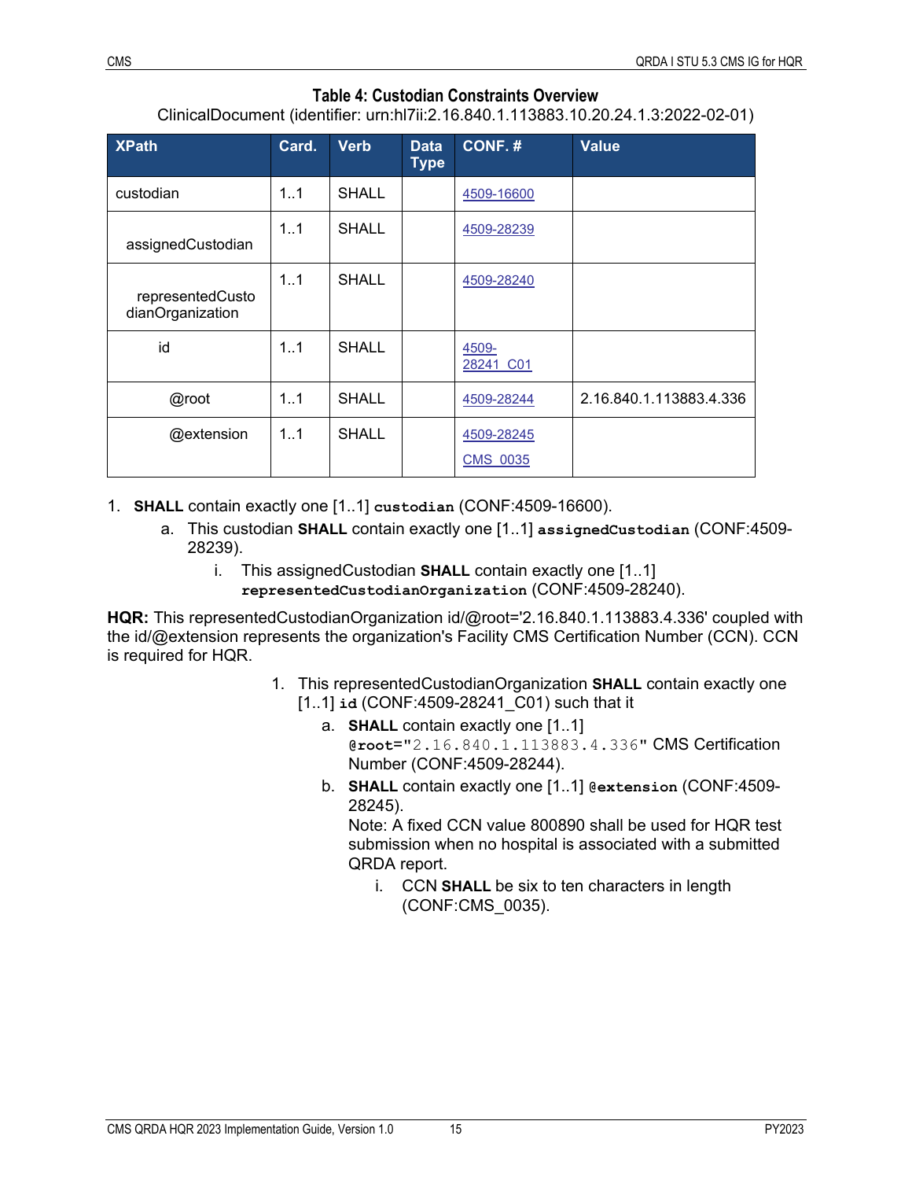**Table 4: Custodian Constraints Overview**

ClinicalDocument (identifier: urn:hl7ii:2.16.840.1.113883.10.20.24.1.3:2022-02-01)

| XPath | Card. | Verb | Data Type | CONF. # | Value |
|---|---|---|---|---|---|
| custodian | 1..1 | SHALL | | 4509-16600 | |
| assignedCustodian | 1..1 | SHALL | | 4509-28239 | |
| representedCustodianOrganization | 1..1 | SHALL | | 4509-28240 | |
| id | 1..1 | SHALL | | 4509-28241_C01 | |
| @root | 1..1 | SHALL | | 4509-28244 | 2.16.840.1.113883.4.336 |
| @extension | 1..1 | SHALL | | 4509-28245 CMS_0035 | |

1. **SHALL** contain exactly one [1..1] **custodian** (CONF:4509-16600).
   a. This custodian **SHALL** contain exactly one [1..1] **assignedCustodian** (CONF:4509-28239).
      i. This assignedCustodian **SHALL** contain exactly one [1..1] **representedCustodianOrganization** (CONF:4509-28240).

**HQR:** This representedCustodianOrganization id/@root='2.16.840.1.113883.4.336' coupled with the id/@extension represents the organization's Facility CMS Certification Number (CCN). CCN is required for HQR.

1. This representedCustodianOrganization **SHALL** contain exactly one [1..1] **id** (CONF:4509-28241_C01) such that it
   a. **SHALL** contain exactly one [1..1] **@root="2.16.840.1.113883.4.336"** CMS Certification Number (CONF:4509-28244).
   b. **SHALL** contain exactly one [1..1] **@extension** (CONF:4509-28245).
      Note: A fixed CCN value 800890 shall be used for HQR test submission when no hospital is associated with a submitted QRDA report.
      i. CCN **SHALL** be six to ten characters in length (CONF:CMS_0035).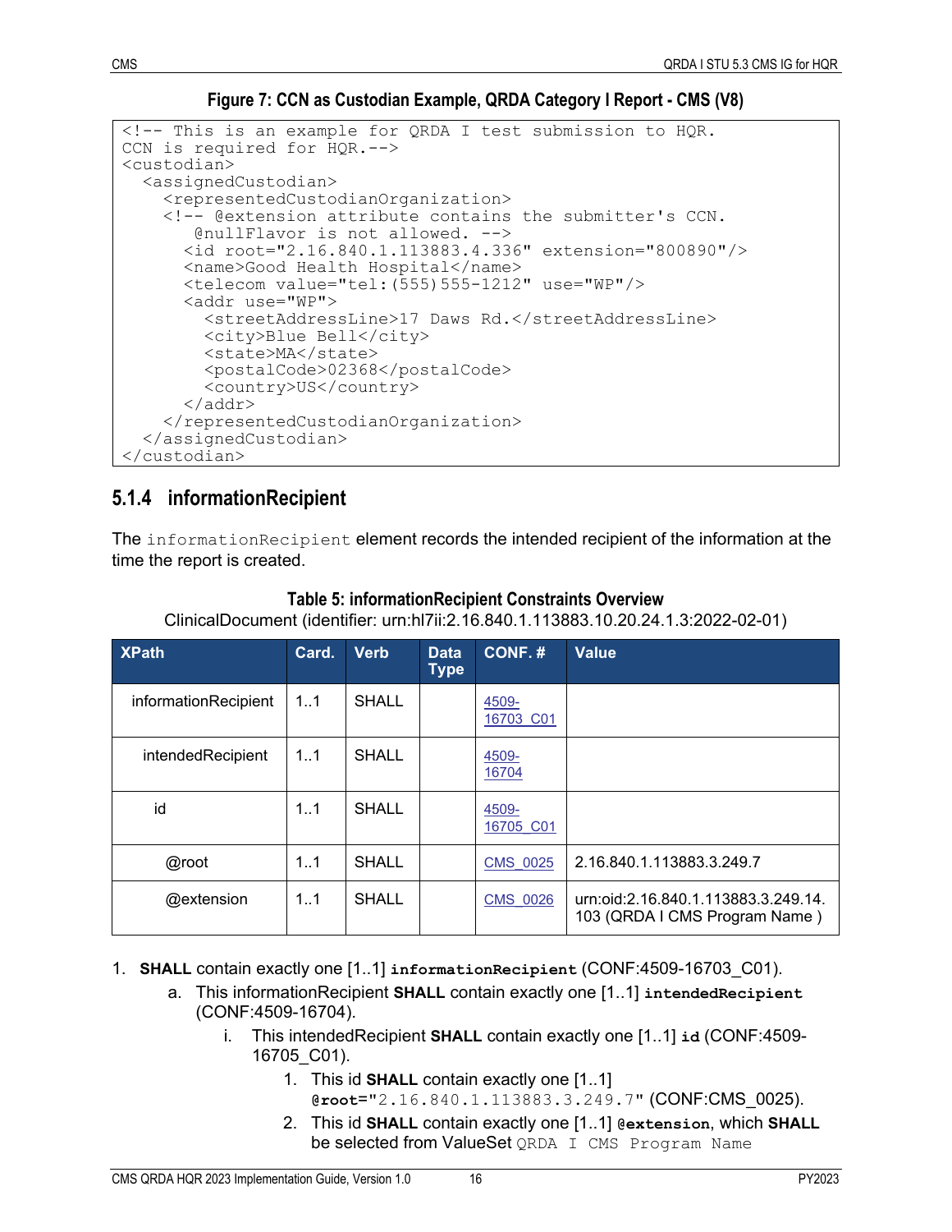**Figure 7: CCN as Custodian Example, QRDA Category I Report - CMS (V8)**

```
<!-- This is an example for QRDA I test submission to HQR.
CCN is required for HQR.-->
<custodian>
  <assignedCustodian>
    <representedCustodianOrganization>
    <!-- @extension attribute contains the submitter's CCN.
       @nullFlavor is not allowed. -->
      <id root="2.16.840.1.113883.4.336" extension="800890"/>
      <name>Good Health Hospital</name>
      <telecom value="tel:(555)555-1212" use="WP"/>
      <addr use="WP">
        <streetAddressLine>17 Daws Rd.</streetAddressLine>
        <city>Blue Bell</city>
        <state>MA</state>
        <postalCode>02368</postalCode>
        <country>US</country>
      </addr>
    </representedCustodianOrganization>
  </assignedCustodian>
</custodian>
```

### 5.1.4 informationRecipient

The `informationRecipient` element records the intended recipient of the information at the time the report is created.

**Table 5: informationRecipient Constraints Overview**

ClinicalDocument (identifier: urn:hl7ii:2.16.840.1.113883.10.20.24.1.3:2022-02-01)

| XPath | Card. | Verb | Data Type | CONF. # | Value |
|---|---|---|---|---|---|
| informationRecipient | 1..1 | SHALL | | 4509-16703_C01 | |
| intendedRecipient | 1..1 | SHALL | | 4509-16704 | |
| id | 1..1 | SHALL | | 4509-16705_C01 | |
| @root | 1..1 | SHALL | | CMS_0025 | 2.16.840.1.113883.3.249.7 |
| @extension | 1..1 | SHALL | | CMS_0026 | urn:oid:2.16.840.1.113883.3.249.14.103 (QRDA I CMS Program Name ) |

1. **SHALL** contain exactly one [1..1] **`informationRecipient`** (CONF:4509-16703_C01).
   a. This informationRecipient **SHALL** contain exactly one [1..1] **`intendedRecipient`** (CONF:4509-16704).
      i. This intendedRecipient **SHALL** contain exactly one [1..1] **`id`** (CONF:4509-16705_C01).
         1. This id **SHALL** contain exactly one [1..1] **`@root`**=`"2.16.840.1.113883.3.249.7"` (CONF:CMS_0025).
         2. This id **SHALL** contain exactly one [1..1] **`@extension`**, which **SHALL** be selected from ValueSet `QRDA I CMS Program Name`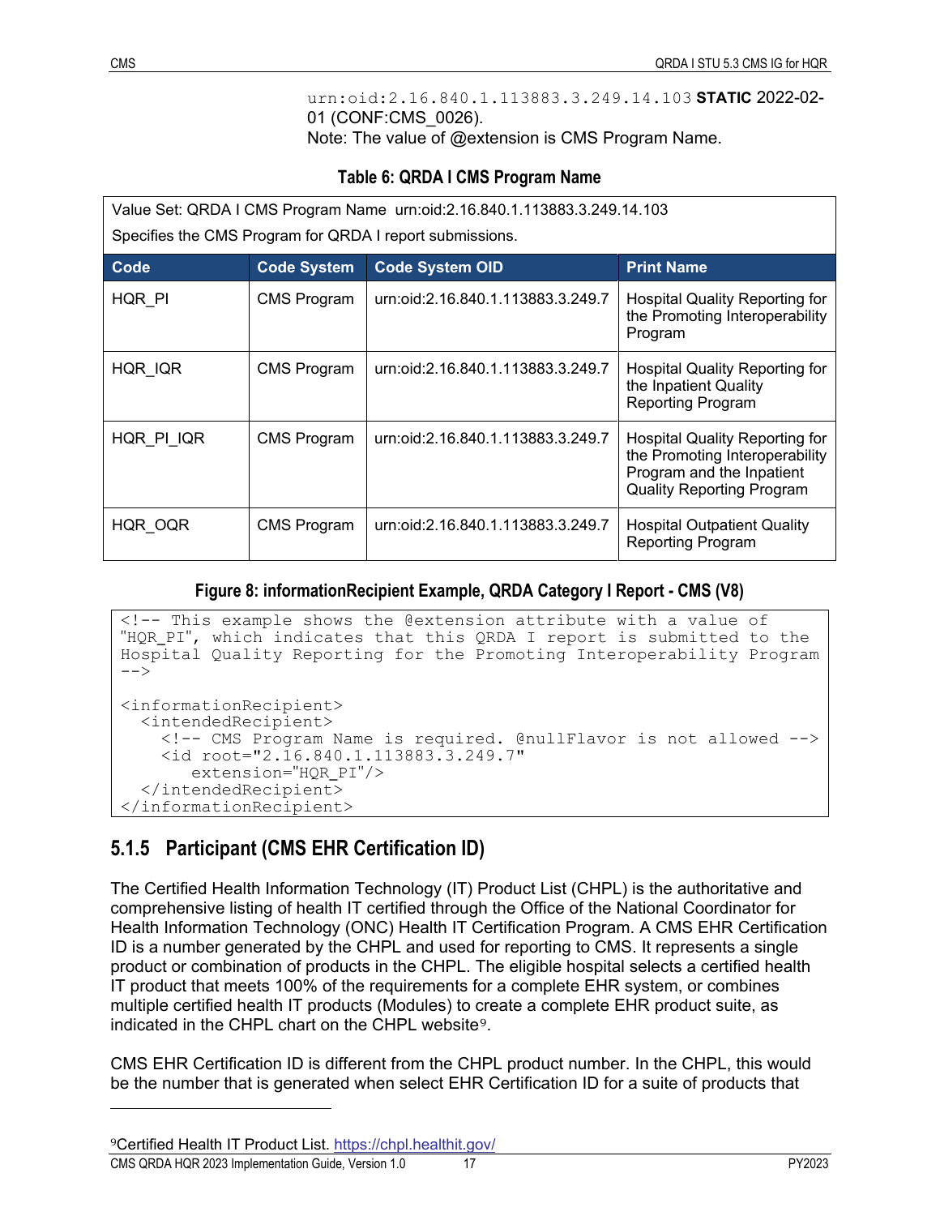urn:oid:2.16.840.1.113883.3.249.14.103 **STATIC** 2022-02-01 (CONF:CMS_0026).
Note: The value of @extension is CMS Program Name.

**Table 6: QRDA I CMS Program Name**

| Value Set: QRDA I CMS Program Name urn:oid:2.16.840.1.113883.3.249.14.103<br>Specifies the CMS Program for QRDA I report submissions. | | | |
|---|---|---|---|
| **Code** | **Code System** | **Code System OID** | **Print Name** |
| HQR_PI | CMS Program | urn:oid:2.16.840.1.113883.3.249.7 | Hospital Quality Reporting for the Promoting Interoperability Program |
| HQR_IQR | CMS Program | urn:oid:2.16.840.1.113883.3.249.7 | Hospital Quality Reporting for the Inpatient Quality Reporting Program |
| HQR_PI_IQR | CMS Program | urn:oid:2.16.840.1.113883.3.249.7 | Hospital Quality Reporting for the Promoting Interoperability Program and the Inpatient Quality Reporting Program |
| HQR_OQR | CMS Program | urn:oid:2.16.840.1.113883.3.249.7 | Hospital Outpatient Quality Reporting Program |

**Figure 8: informationRecipient Example, QRDA Category I Report - CMS (V8)**

```
<!-- This example shows the @extension attribute with a value of
"HQR_PI", which indicates that this QRDA I report is submitted to the
Hospital Quality Reporting for the Promoting Interoperability Program
-->

<informationRecipient>
  <intendedRecipient>
    <!-- CMS Program Name is required. @nullFlavor is not allowed -->
    <id root="2.16.840.1.113883.3.249.7"
       extension="HQR_PI"/>
  </intendedRecipient>
</informationRecipient>
```

## 5.1.5 Participant (CMS EHR Certification ID)

The Certified Health Information Technology (IT) Product List (CHPL) is the authoritative and comprehensive listing of health IT certified through the Office of the National Coordinator for Health Information Technology (ONC) Health IT Certification Program. A CMS EHR Certification ID is a number generated by the CHPL and used for reporting to CMS. It represents a single product or combination of products in the CHPL. The eligible hospital selects a certified health IT product that meets 100% of the requirements for a complete EHR system, or combines multiple certified health IT products (Modules) to create a complete EHR product suite, as indicated in the CHPL chart on the CHPL website[9].

CMS EHR Certification ID is different from the CHPL product number. In the CHPL, this would be the number that is generated when select EHR Certification ID for a suite of products that

[9]Certified Health IT Product List. https://chpl.healthit.gov/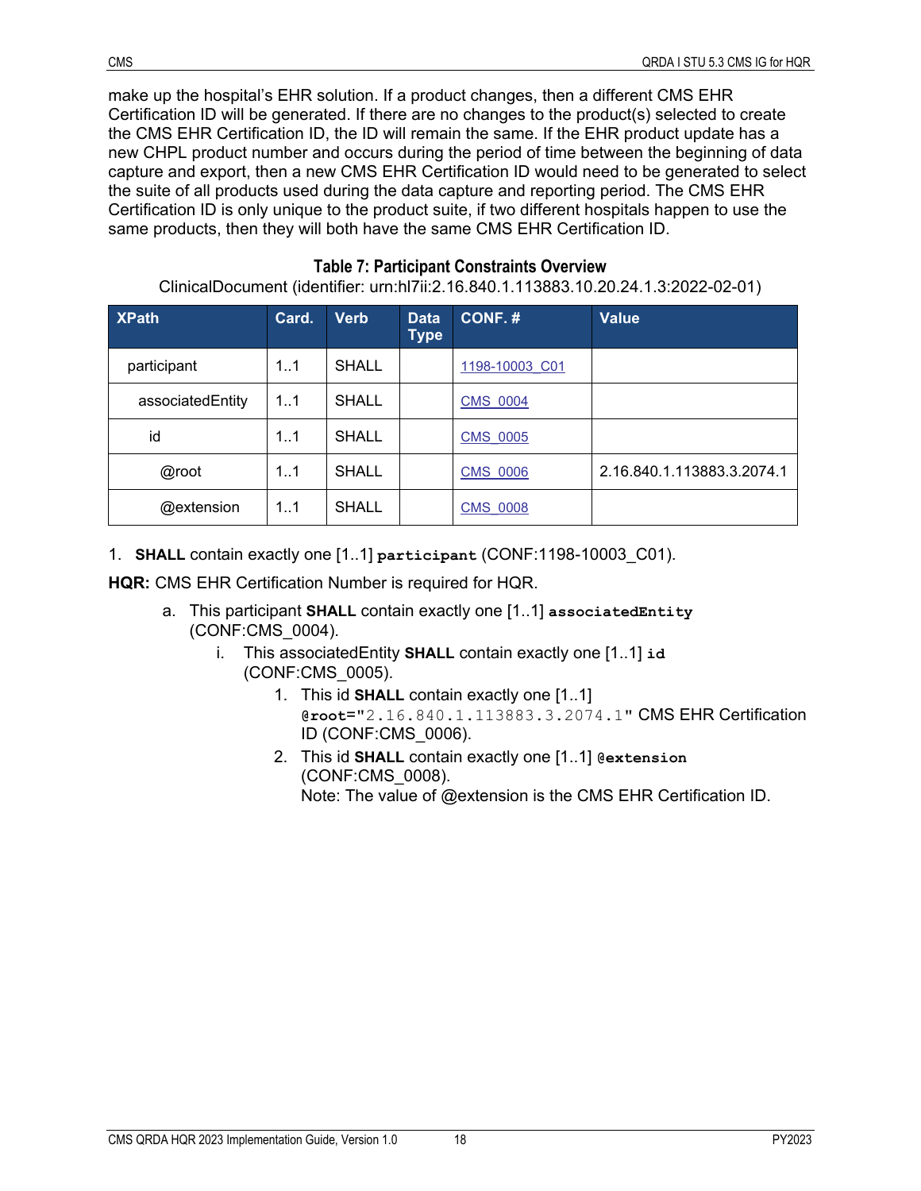make up the hospital's EHR solution. If a product changes, then a different CMS EHR Certification ID will be generated. If there are no changes to the product(s) selected to create the CMS EHR Certification ID, the ID will remain the same. If the EHR product update has a new CHPL product number and occurs during the period of time between the beginning of data capture and export, then a new CMS EHR Certification ID would need to be generated to select the suite of all products used during the data capture and reporting period. The CMS EHR Certification ID is only unique to the product suite, if two different hospitals happen to use the same products, then they will both have the same CMS EHR Certification ID.

**Table 7: Participant Constraints Overview**

ClinicalDocument (identifier: urn:hl7ii:2.16.840.1.113883.10.20.24.1.3:2022-02-01)

| XPath | Card. | Verb | Data Type | CONF. # | Value |
|---|---|---|---|---|---|
| participant | 1..1 | SHALL | | 1198-10003_C01 | |
| associatedEntity | 1..1 | SHALL | | CMS_0004 | |
| id | 1..1 | SHALL | | CMS_0005 | |
| @root | 1..1 | SHALL | | CMS_0006 | 2.16.840.1.113883.3.2074.1 |
| @extension | 1..1 | SHALL | | CMS_0008 | |

1. **SHALL** contain exactly one [1..1] **participant** (CONF:1198-10003_C01).

**HQR:** CMS EHR Certification Number is required for HQR.

   a. This participant **SHALL** contain exactly one [1..1] **associatedEntity** (CONF:CMS_0004).

      i. This associatedEntity **SHALL** contain exactly one [1..1] **id** (CONF:CMS_0005).

         1. This id **SHALL** contain exactly one [1..1] **@root**="2.16.840.1.113883.3.2074.1" CMS EHR Certification ID (CONF:CMS_0006).
         2. This id **SHALL** contain exactly one [1..1] **@extension** (CONF:CMS_0008).
            Note: The value of @extension is the CMS EHR Certification ID.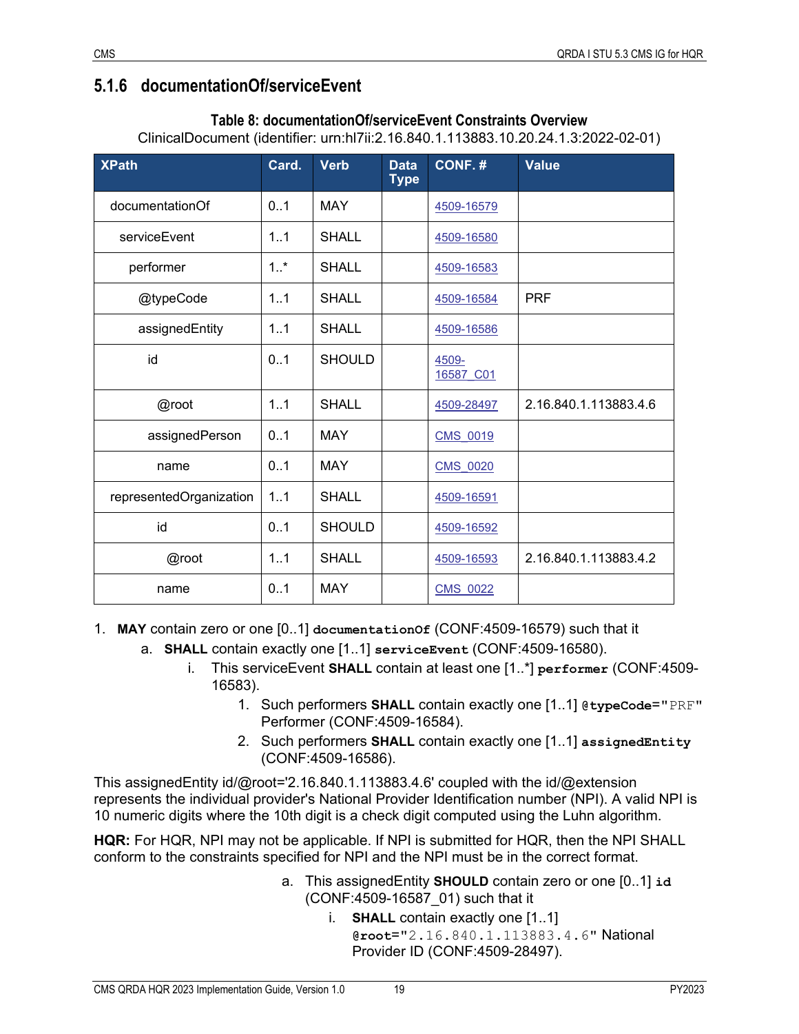### 5.1.6 documentationOf/serviceEvent

**Table 8: documentationOf/serviceEvent Constraints Overview**

ClinicalDocument (identifier: urn:hl7ii:2.16.840.1.113883.10.20.24.1.3:2022-02-01)

| XPath | Card. | Verb | Data Type | CONF. # | Value |
|---|---|---|---|---|---|
| documentationOf | 0..1 | MAY | | 4509-16579 | |
| serviceEvent | 1..1 | SHALL | | 4509-16580 | |
| performer | 1..* | SHALL | | 4509-16583 | |
| @typeCode | 1..1 | SHALL | | 4509-16584 | PRF |
| assignedEntity | 1..1 | SHALL | | 4509-16586 | |
| id | 0..1 | SHOULD | | 4509-16587_C01 | |
| @root | 1..1 | SHALL | | 4509-28497 | 2.16.840.1.113883.4.6 |
| assignedPerson | 0..1 | MAY | | CMS_0019 | |
| name | 0..1 | MAY | | CMS_0020 | |
| representedOrganization | 1..1 | SHALL | | 4509-16591 | |
| id | 0..1 | SHOULD | | 4509-16592 | |
| @root | 1..1 | SHALL | | 4509-16593 | 2.16.840.1.113883.4.2 |
| name | 0..1 | MAY | | CMS_0022 | |

1. **MAY** contain zero or one [0..1] **documentationOf** (CONF:4509-16579) such that it
   a. **SHALL** contain exactly one [1..1] **serviceEvent** (CONF:4509-16580).
      i. This serviceEvent **SHALL** contain at least one [1..*] **performer** (CONF:4509-16583).
         1. Such performers **SHALL** contain exactly one [1..1] **@typeCode**="PRF" Performer (CONF:4509-16584).
         2. Such performers **SHALL** contain exactly one [1..1] **assignedEntity** (CONF:4509-16586).

This assignedEntity id/@root='2.16.840.1.113883.4.6' coupled with the id/@extension represents the individual provider's National Provider Identification number (NPI). A valid NPI is 10 numeric digits where the 10th digit is a check digit computed using the Luhn algorithm.

**HQR:** For HQR, NPI may not be applicable. If NPI is submitted for HQR, then the NPI SHALL conform to the constraints specified for NPI and the NPI must be in the correct format.

a. This assignedEntity **SHOULD** contain zero or one [0..1] **id** (CONF:4509-16587_01) such that it
   i. **SHALL** contain exactly one [1..1] **@root**="2.16.840.1.113883.4.6" National Provider ID (CONF:4509-28497).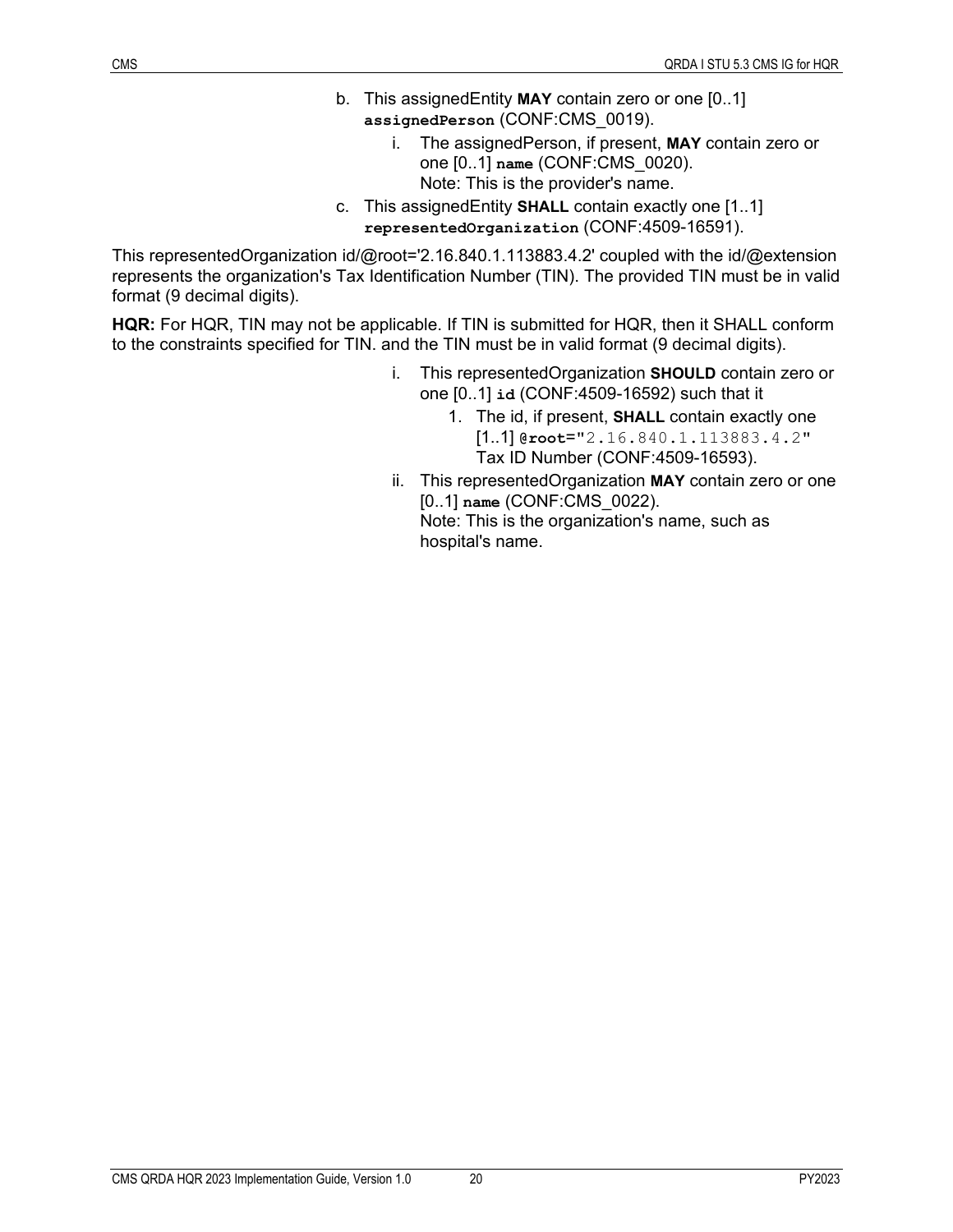b. This assignedEntity **MAY** contain zero or one [0..1] **assignedPerson** (CONF:CMS_0019).
   i. The assignedPerson, if present, **MAY** contain zero or one [0..1] **name** (CONF:CMS_0020).
      Note: This is the provider's name.

c. This assignedEntity **SHALL** contain exactly one [1..1] **representedOrganization** (CONF:4509-16591).

This representedOrganization id/@root='2.16.840.1.113883.4.2' coupled with the id/@extension represents the organization's Tax Identification Number (TIN). The provided TIN must be in valid format (9 decimal digits).

**HQR:** For HQR, TIN may not be applicable. If TIN is submitted for HQR, then it SHALL conform to the constraints specified for TIN. and the TIN must be in valid format (9 decimal digits).

   i. This representedOrganization **SHOULD** contain zero or one [0..1] **id** (CONF:4509-16592) such that it
      1. The id, if present, **SHALL** contain exactly one [1..1] **@root**="2.16.840.1.113883.4.2" Tax ID Number (CONF:4509-16593).
   ii. This representedOrganization **MAY** contain zero or one [0..1] **name** (CONF:CMS_0022).
      Note: This is the organization's name, such as hospital's name.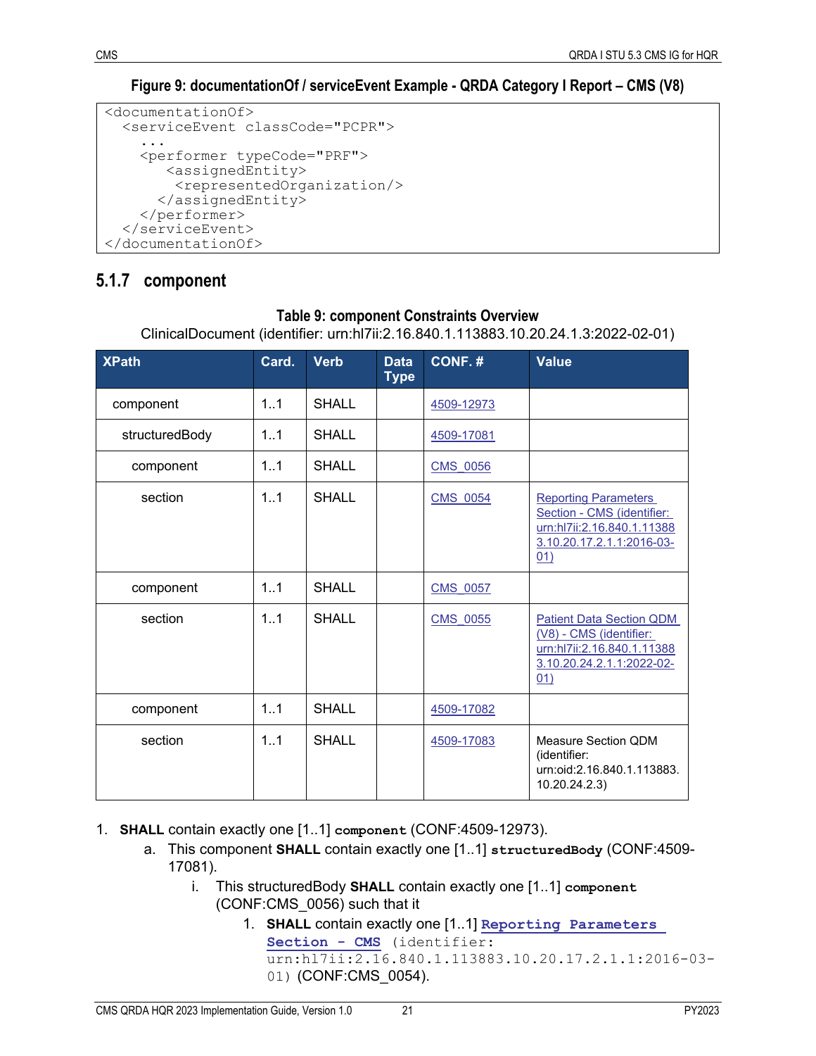**Figure 9: documentationOf / serviceEvent Example - QRDA Category I Report – CMS (V8)**

```
<documentationOf>
  <serviceEvent classCode="PCPR">
    ...
    <performer typeCode="PRF">
       <assignedEntity>
        <representedOrganization/>
      </assignedEntity>
    </performer>
  </serviceEvent>
</documentationOf>
```

### 5.1.7 component

**Table 9: component Constraints Overview**

ClinicalDocument (identifier: urn:hl7ii:2.16.840.1.113883.10.20.24.1.3:2022-02-01)

| XPath | Card. | Verb | Data Type | CONF. # | Value |
|---|---|---|---|---|---|
| component | 1..1 | SHALL | | 4509-12973 | |
| structuredBody | 1..1 | SHALL | | 4509-17081 | |
| component | 1..1 | SHALL | | CMS_0056 | |
| section | 1..1 | SHALL | | CMS_0054 | Reporting Parameters Section - CMS (identifier: urn:hl7ii:2.16.840.1.113883.10.20.17.2.1.1:2016-03-01) |
| component | 1..1 | SHALL | | CMS_0057 | |
| section | 1..1 | SHALL | | CMS_0055 | Patient Data Section QDM (V8) - CMS (identifier: urn:hl7ii:2.16.840.1.113883.10.20.24.2.1.1:2022-02-01) |
| component | 1..1 | SHALL | | 4509-17082 | |
| section | 1..1 | SHALL | | 4509-17083 | Measure Section QDM (identifier: urn:oid:2.16.840.1.113883.10.20.24.2.3) |

1. **SHALL** contain exactly one [1..1] **component** (CONF:4509-12973).
   a. This component **SHALL** contain exactly one [1..1] **structuredBody** (CONF:4509-17081).
      i. This structuredBody **SHALL** contain exactly one [1..1] **component** (CONF:CMS_0056) such that it
         1. **SHALL** contain exactly one [1..1] **Reporting Parameters Section - CMS** (identifier: urn:hl7ii:2.16.840.1.113883.10.20.17.2.1.1:2016-03-01) (CONF:CMS_0054).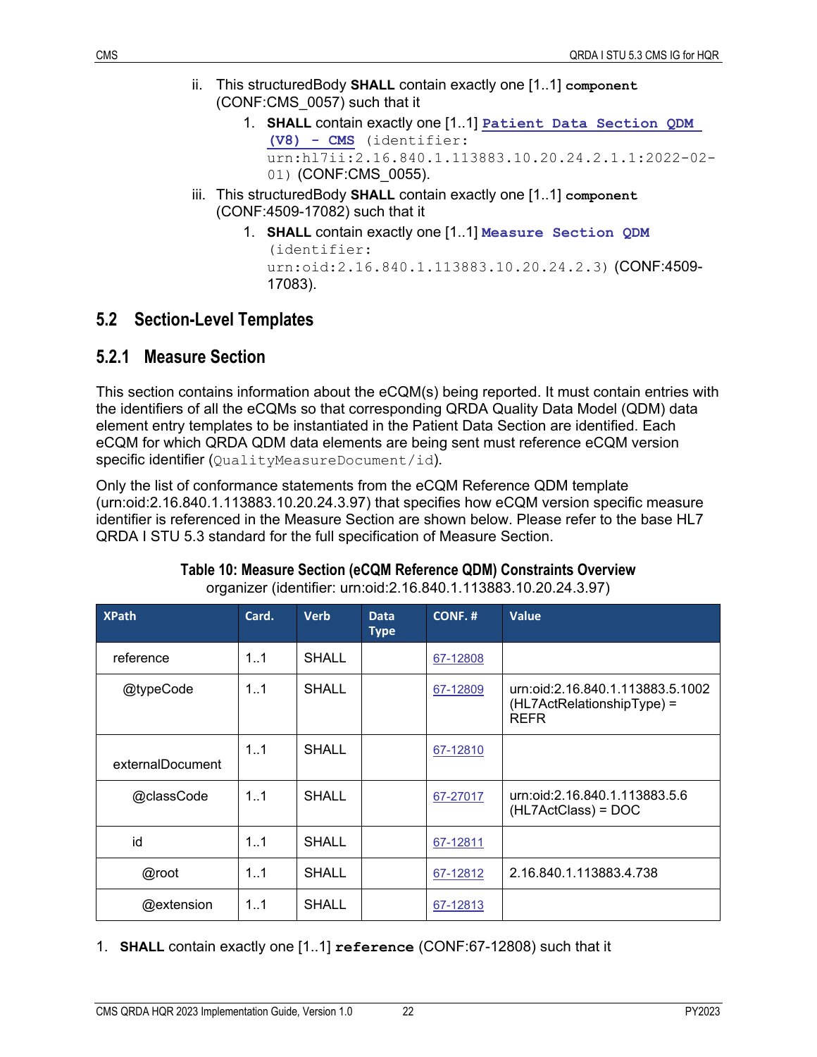ii. This structuredBody **SHALL** contain exactly one [1..1] **component** (CONF:CMS_0057) such that it

   1. **SHALL** contain exactly one [1..1] **Patient Data Section QDM (V8) - CMS** (identifier: urn:hl7ii:2.16.840.1.113883.10.20.24.2.1.1:2022-02-01) (CONF:CMS_0055).

iii. This structuredBody **SHALL** contain exactly one [1..1] **component** (CONF:4509-17082) such that it

   1. **SHALL** contain exactly one [1..1] **Measure Section QDM** (identifier: urn:oid:2.16.840.1.113883.10.20.24.2.3) (CONF:4509-17083).

## 5.2 Section-Level Templates

### 5.2.1 Measure Section

This section contains information about the eCQM(s) being reported. It must contain entries with the identifiers of all the eCQMs so that corresponding QRDA Quality Data Model (QDM) data element entry templates to be instantiated in the Patient Data Section are identified. Each eCQM for which QRDA QDM data elements are being sent must reference eCQM version specific identifier (QualityMeasureDocument/id).

Only the list of conformance statements from the eCQM Reference QDM template (urn:oid:2.16.840.1.113883.10.20.24.3.97) that specifies how eCQM version specific measure identifier is referenced in the Measure Section are shown below. Please refer to the base HL7 QRDA I STU 5.3 standard for the full specification of Measure Section.

**Table 10: Measure Section (eCQM Reference QDM) Constraints Overview**

organizer (identifier: urn:oid:2.16.840.1.113883.10.20.24.3.97)

| XPath | Card. | Verb | Data Type | CONF. # | Value |
|---|---|---|---|---|---|
| reference | 1..1 | SHALL | | 67-12808 | |
| @typeCode | 1..1 | SHALL | | 67-12809 | urn:oid:2.16.840.1.113883.5.1002 (HL7ActRelationshipType) = REFR |
| externalDocument | 1..1 | SHALL | | 67-12810 | |
| @classCode | 1..1 | SHALL | | 67-27017 | urn:oid:2.16.840.1.113883.5.6 (HL7ActClass) = DOC |
| id | 1..1 | SHALL | | 67-12811 | |
| @root | 1..1 | SHALL | | 67-12812 | 2.16.840.1.113883.4.738 |
| @extension | 1..1 | SHALL | | 67-12813 | |

1. **SHALL** contain exactly one [1..1] **reference** (CONF:67-12808) such that it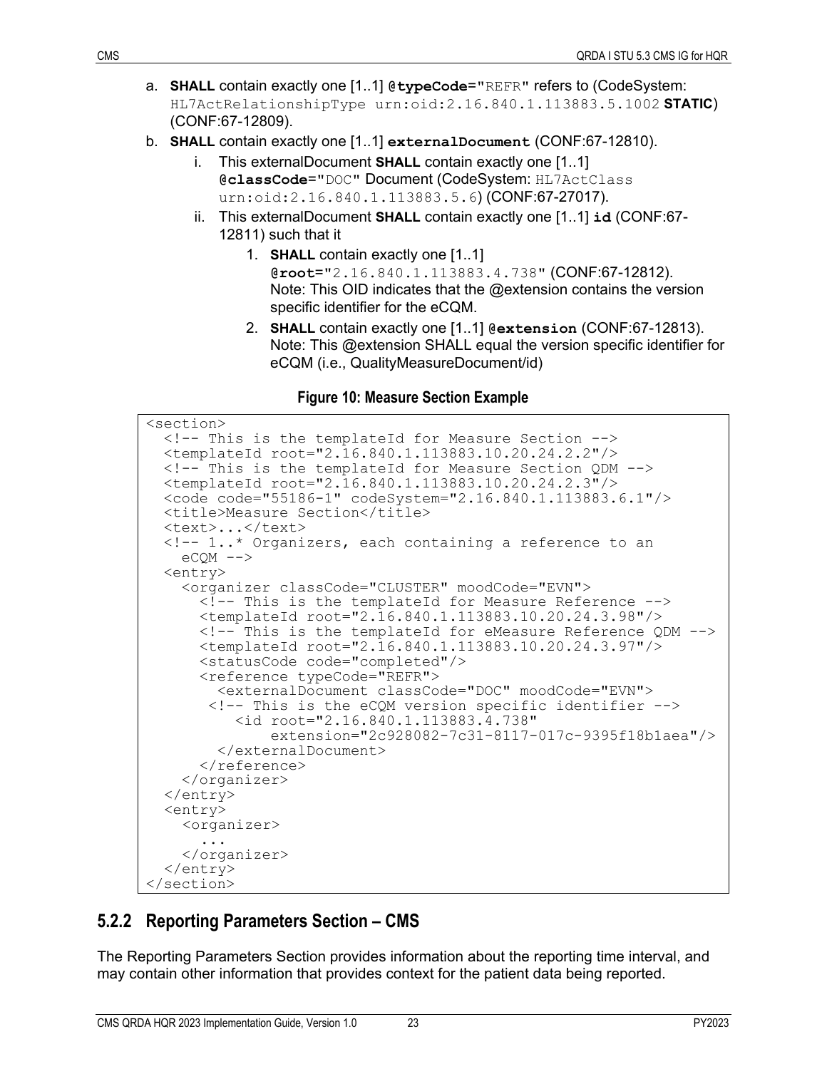a. **SHALL** contain exactly one [1..1] **@typeCode**="REFR" refers to (CodeSystem: HL7ActRelationshipType urn:oid:2.16.840.1.113883.5.1002 **STATIC**) (CONF:67-12809).

b. **SHALL** contain exactly one [1..1] **externalDocument** (CONF:67-12810).

   i. This externalDocument **SHALL** contain exactly one [1..1] **@classCode**="DOC" Document (CodeSystem: HL7ActClass urn:oid:2.16.840.1.113883.5.6) (CONF:67-27017).

   ii. This externalDocument **SHALL** contain exactly one [1..1] **id** (CONF:67-12811) such that it

      1. **SHALL** contain exactly one [1..1] **@root**="2.16.840.1.113883.4.738" (CONF:67-12812). Note: This OID indicates that the @extension contains the version specific identifier for the eCQM.

      2. **SHALL** contain exactly one [1..1] **@extension** (CONF:67-12813). Note: This @extension SHALL equal the version specific identifier for eCQM (i.e., QualityMeasureDocument/id)

**Figure 10: Measure Section Example**

```
<section>
  <!-- This is the templateId for Measure Section -->
  <templateId root="2.16.840.1.113883.10.20.24.2.2"/>
  <!-- This is the templateId for Measure Section QDM -->
  <templateId root="2.16.840.1.113883.10.20.24.2.3"/>
  <code code="55186-1" codeSystem="2.16.840.1.113883.6.1"/>
  <title>Measure Section</title>
  <text>...</text>
  <!-- 1..* Organizers, each containing a reference to an
    eCQM -->
  <entry>
    <organizer classCode="CLUSTER" moodCode="EVN">
      <!-- This is the templateId for Measure Reference -->
      <templateId root="2.16.840.1.113883.10.20.24.3.98"/>
      <!-- This is the templateId for eMeasure Reference QDM -->
      <templateId root="2.16.840.1.113883.10.20.24.3.97"/>
      <statusCode code="completed"/>
      <reference typeCode="REFR">
        <externalDocument classCode="DOC" moodCode="EVN">
       <!-- This is the eCQM version specific identifier -->
          <id root="2.16.840.1.113883.4.738"
              extension="2c928082-7c31-8117-017c-9395f18b1aea"/>
        </externalDocument>
      </reference>
    </organizer>
  </entry>
  <entry>
    <organizer>
      ...
    </organizer>
  </entry>
</section>
```

## 5.2.2 Reporting Parameters Section – CMS

The Reporting Parameters Section provides information about the reporting time interval, and may contain other information that provides context for the patient data being reported.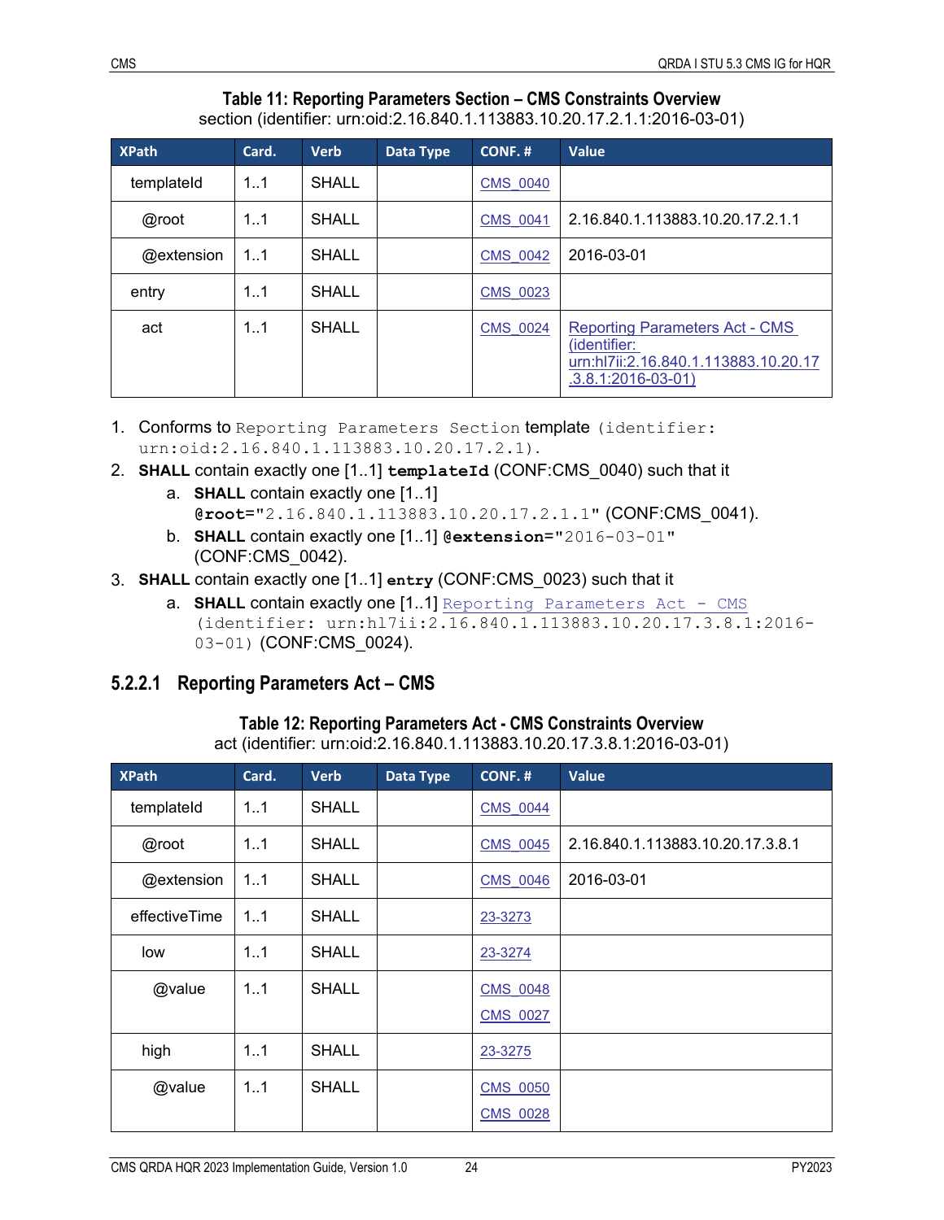**Table 11: Reporting Parameters Section – CMS Constraints Overview**

section (identifier: urn:oid:2.16.840.1.113883.10.20.17.2.1.1:2016-03-01)

| XPath | Card. | Verb | Data Type | CONF. # | Value |
|---|---|---|---|---|---|
| templateId | 1..1 | SHALL | | CMS_0040 | |
| @root | 1..1 | SHALL | | CMS_0041 | 2.16.840.1.113883.10.20.17.2.1.1 |
| @extension | 1..1 | SHALL | | CMS_0042 | 2016-03-01 |
| entry | 1..1 | SHALL | | CMS_0023 | |
| act | 1..1 | SHALL | | CMS_0024 | Reporting Parameters Act - CMS (identifier: urn:hl7ii:2.16.840.1.113883.10.20.17.3.8.1:2016-03-01) |

1. Conforms to `Reporting Parameters Section` template `(identifier: urn:oid:2.16.840.1.113883.10.20.17.2.1).`
2. **SHALL** contain exactly one [1..1] **`templateId`** (CONF:CMS_0040) such that it
   a. **SHALL** contain exactly one [1..1] **`@root`**`="2.16.840.1.113883.10.20.17.2.1.1"` (CONF:CMS_0041).
   b. **SHALL** contain exactly one [1..1] **`@extension`**`="2016-03-01"` (CONF:CMS_0042).
3. **SHALL** contain exactly one [1..1] **`entry`** (CONF:CMS_0023) such that it
   a. **SHALL** contain exactly one [1..1] `Reporting Parameters Act - CMS (identifier: urn:hl7ii:2.16.840.1.113883.10.20.17.3.8.1:2016-03-01)` (CONF:CMS_0024).

### 5.2.2.1 Reporting Parameters Act – CMS

**Table 12: Reporting Parameters Act - CMS Constraints Overview**

act (identifier: urn:oid:2.16.840.1.113883.10.20.17.3.8.1:2016-03-01)

| XPath | Card. | Verb | Data Type | CONF. # | Value |
|---|---|---|---|---|---|
| templateId | 1..1 | SHALL | | CMS_0044 | |
| @root | 1..1 | SHALL | | CMS_0045 | 2.16.840.1.113883.10.20.17.3.8.1 |
| @extension | 1..1 | SHALL | | CMS_0046 | 2016-03-01 |
| effectiveTime | 1..1 | SHALL | | 23-3273 | |
| low | 1..1 | SHALL | | 23-3274 | |
| @value | 1..1 | SHALL | | CMS_0048 CMS_0027 | |
| high | 1..1 | SHALL | | 23-3275 | |
| @value | 1..1 | SHALL | | CMS_0050 CMS_0028 | |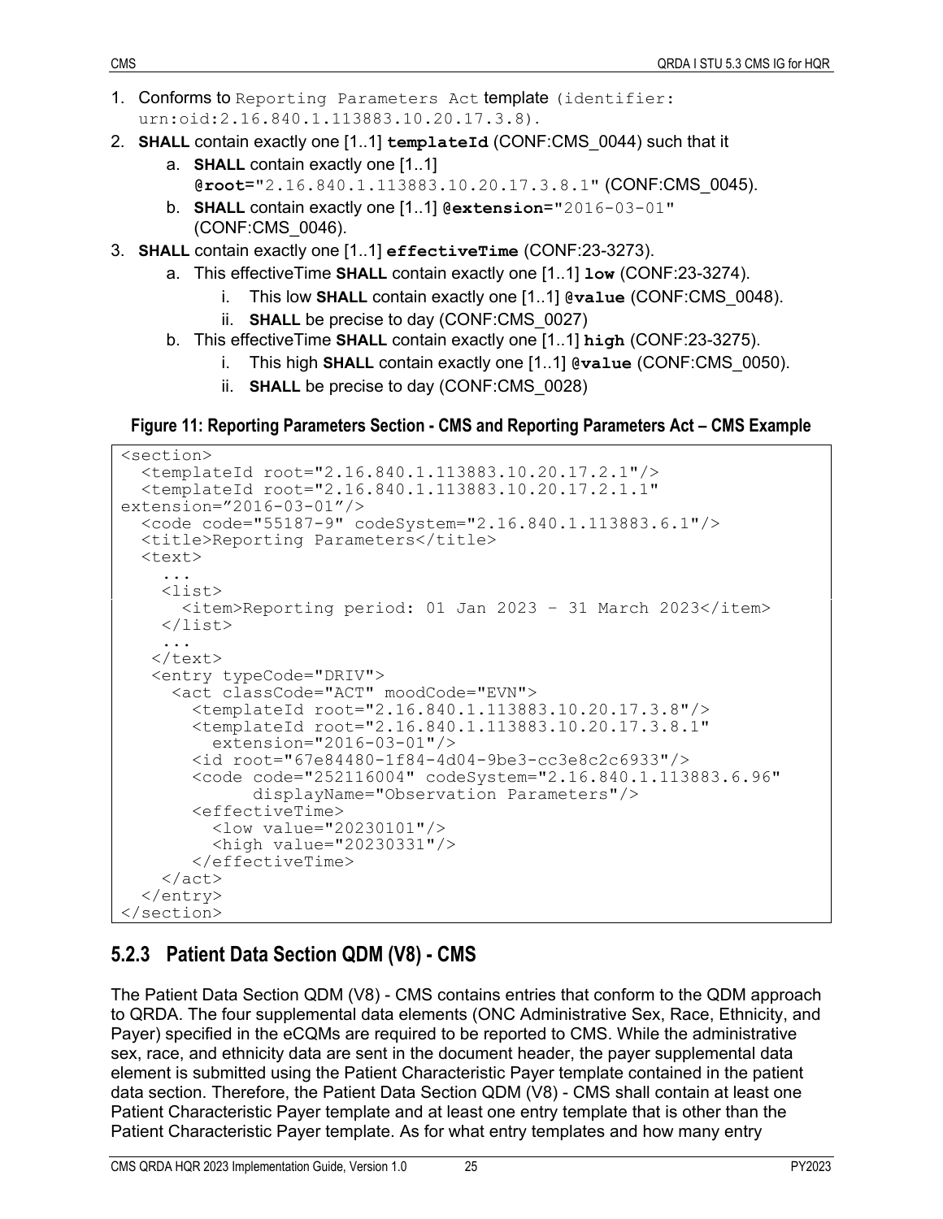1. Conforms to `Reporting Parameters Act` template (identifier: urn:oid:2.16.840.1.113883.10.20.17.3.8).
2. **SHALL** contain exactly one [1..1] **templateId** (CONF:CMS_0044) such that it
   a. **SHALL** contain exactly one [1..1] **@root**="2.16.840.1.113883.10.20.17.3.8.1" (CONF:CMS_0045).
   b. **SHALL** contain exactly one [1..1] **@extension**="2016-03-01" (CONF:CMS_0046).
3. **SHALL** contain exactly one [1..1] **effectiveTime** (CONF:23-3273).
   a. This effectiveTime **SHALL** contain exactly one [1..1] **low** (CONF:23-3274).
      i. This low **SHALL** contain exactly one [1..1] **@value** (CONF:CMS_0048).
      ii. **SHALL** be precise to day (CONF:CMS_0027)
   b. This effectiveTime **SHALL** contain exactly one [1..1] **high** (CONF:23-3275).
      i. This high **SHALL** contain exactly one [1..1] **@value** (CONF:CMS_0050).
      ii. **SHALL** be precise to day (CONF:CMS_0028)

**Figure 11: Reporting Parameters Section - CMS and Reporting Parameters Act – CMS Example**

```
<section>
  <templateId root="2.16.840.1.113883.10.20.17.2.1"/>
  <templateId root="2.16.840.1.113883.10.20.17.2.1.1"
extension="2016-03-01"/>
  <code code="55187-9" codeSystem="2.16.840.1.113883.6.1"/>
  <title>Reporting Parameters</title>
  <text>
    ...
    <list>
      <item>Reporting period: 01 Jan 2023 - 31 March 2023</item>
    </list>
    ...
   </text>
   <entry typeCode="DRIV">
     <act classCode="ACT" moodCode="EVN">
       <templateId root="2.16.840.1.113883.10.20.17.3.8"/>
       <templateId root="2.16.840.1.113883.10.20.17.3.8.1"
         extension="2016-03-01"/>
       <id root="67e84480-1f84-4d04-9be3-cc3e8c2c6933"/>
       <code code="252116004" codeSystem="2.16.840.1.113883.6.96"
             displayName="Observation Parameters"/>
       <effectiveTime>
         <low value="20230101"/>
         <high value="20230331"/>
       </effectiveTime>
    </act>
  </entry>
</section>
```

### 5.2.3 Patient Data Section QDM (V8) - CMS

The Patient Data Section QDM (V8) - CMS contains entries that conform to the QDM approach to QRDA. The four supplemental data elements (ONC Administrative Sex, Race, Ethnicity, and Payer) specified in the eCQMs are required to be reported to CMS. While the administrative sex, race, and ethnicity data are sent in the document header, the payer supplemental data element is submitted using the Patient Characteristic Payer template contained in the patient data section. Therefore, the Patient Data Section QDM (V8) - CMS shall contain at least one Patient Characteristic Payer template and at least one entry template that is other than the Patient Characteristic Payer template. As for what entry templates and how many entry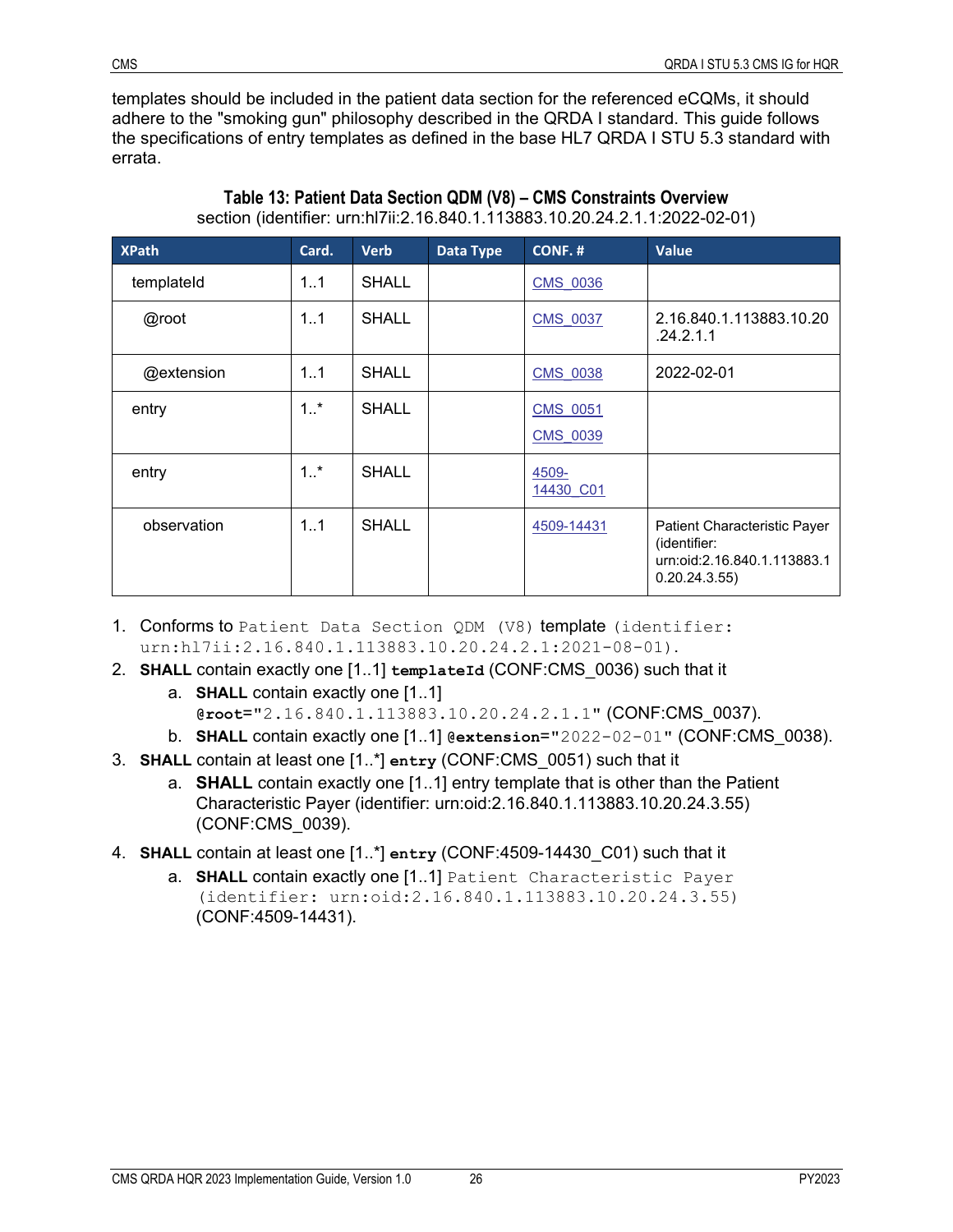templates should be included in the patient data section for the referenced eCQMs, it should adhere to the "smoking gun" philosophy described in the QRDA I standard. This guide follows the specifications of entry templates as defined in the base HL7 QRDA I STU 5.3 standard with errata.

**Table 13: Patient Data Section QDM (V8) – CMS Constraints Overview**

section (identifier: urn:hl7ii:2.16.840.1.113883.10.20.24.2.1.1:2022-02-01)

| XPath | Card. | Verb | Data Type | CONF. # | Value |
|---|---|---|---|---|---|
| templateId | 1..1 | SHALL | | CMS_0036 | |
| @root | 1..1 | SHALL | | CMS_0037 | 2.16.840.1.113883.10.20.24.2.1.1 |
| @extension | 1..1 | SHALL | | CMS_0038 | 2022-02-01 |
| entry | 1..* | SHALL | | CMS_0051 CMS_0039 | |
| entry | 1..* | SHALL | | 4509-14430_C01 | |
| observation | 1..1 | SHALL | | 4509-14431 | Patient Characteristic Payer (identifier: urn:oid:2.16.840.1.113883.10.20.24.3.55) |

1. Conforms to `Patient Data Section QDM (V8)` template `(identifier: urn:hl7ii:2.16.840.1.113883.10.20.24.2.1:2021-08-01).`
2. **SHALL** contain exactly one [1..1] **templateId** (CONF:CMS_0036) such that it
   a. **SHALL** contain exactly one [1..1] **@root**="2.16.840.1.113883.10.20.24.2.1.1" (CONF:CMS_0037).
   b. **SHALL** contain exactly one [1..1] **@extension**="2022-02-01" (CONF:CMS_0038).
3. **SHALL** contain at least one [1..*] **entry** (CONF:CMS_0051) such that it
   a. **SHALL** contain exactly one [1..1] entry template that is other than the Patient Characteristic Payer (identifier: urn:oid:2.16.840.1.113883.10.20.24.3.55) (CONF:CMS_0039).
4. **SHALL** contain at least one [1..*] **entry** (CONF:4509-14430_C01) such that it
   a. **SHALL** contain exactly one [1..1] `Patient Characteristic Payer (identifier: urn:oid:2.16.840.1.113883.10.20.24.3.55)` (CONF:4509-14431).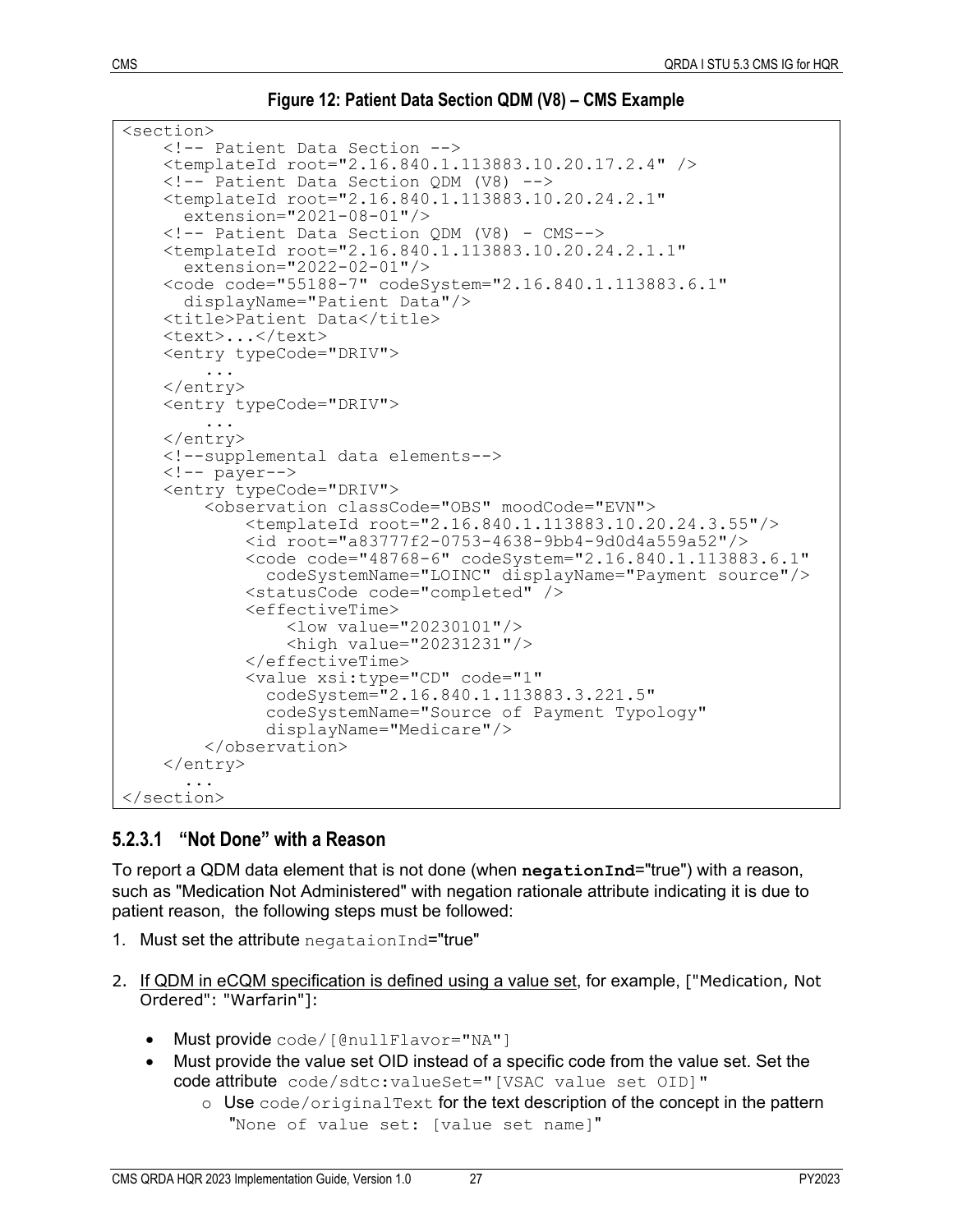**Figure 12: Patient Data Section QDM (V8) – CMS Example**

```
<section>
    <!-- Patient Data Section -->
    <templateId root="2.16.840.1.113883.10.20.17.2.4" />
    <!-- Patient Data Section QDM (V8) -->
    <templateId root="2.16.840.1.113883.10.20.24.2.1"
      extension="2021-08-01"/>
    <!-- Patient Data Section QDM (V8) - CMS-->
    <templateId root="2.16.840.1.113883.10.20.24.2.1.1"
      extension="2022-02-01"/>
    <code code="55188-7" codeSystem="2.16.840.1.113883.6.1"
      displayName="Patient Data"/>
    <title>Patient Data</title>
    <text>...</text>
    <entry typeCode="DRIV">
        ...
    </entry>
    <entry typeCode="DRIV">
        ...
    </entry>
    <!--supplemental data elements-->
    <!-- payer-->
    <entry typeCode="DRIV">
        <observation classCode="OBS" moodCode="EVN">
            <templateId root="2.16.840.1.113883.10.20.24.3.55"/>
            <id root="a83777f2-0753-4638-9bb4-9d0d4a559a52"/>
            <code code="48768-6" codeSystem="2.16.840.1.113883.6.1"
              codeSystemName="LOINC" displayName="Payment source"/>
            <statusCode code="completed" />
            <effectiveTime>
                <low value="20230101"/>
                <high value="20231231"/>
            </effectiveTime>
            <value xsi:type="CD" code="1"
              codeSystem="2.16.840.1.113883.3.221.5"
              codeSystemName="Source of Payment Typology"
              displayName="Medicare"/>
        </observation>
    </entry>
      ...
</section>
```

#### 5.2.3.1 "Not Done" with a Reason

To report a QDM data element that is not done (when **negationInd**="true") with a reason, such as "Medication Not Administered" with negation rationale attribute indicating it is due to patient reason, the following steps must be followed:

1. Must set the attribute `negataionInd`="true"
2. If QDM in eCQM specification is defined using a value set, for example, ["Medication, Not Ordered": "Warfarin"]:
   - Must provide `code/[@nullFlavor="NA"]`
   - Must provide the value set OID instead of a specific code from the value set. Set the code attribute `code/sdtc:valueSet="[VSAC value set OID]"`
     - Use `code/originalText` for the text description of the concept in the pattern "`None of value set: [value set name]`"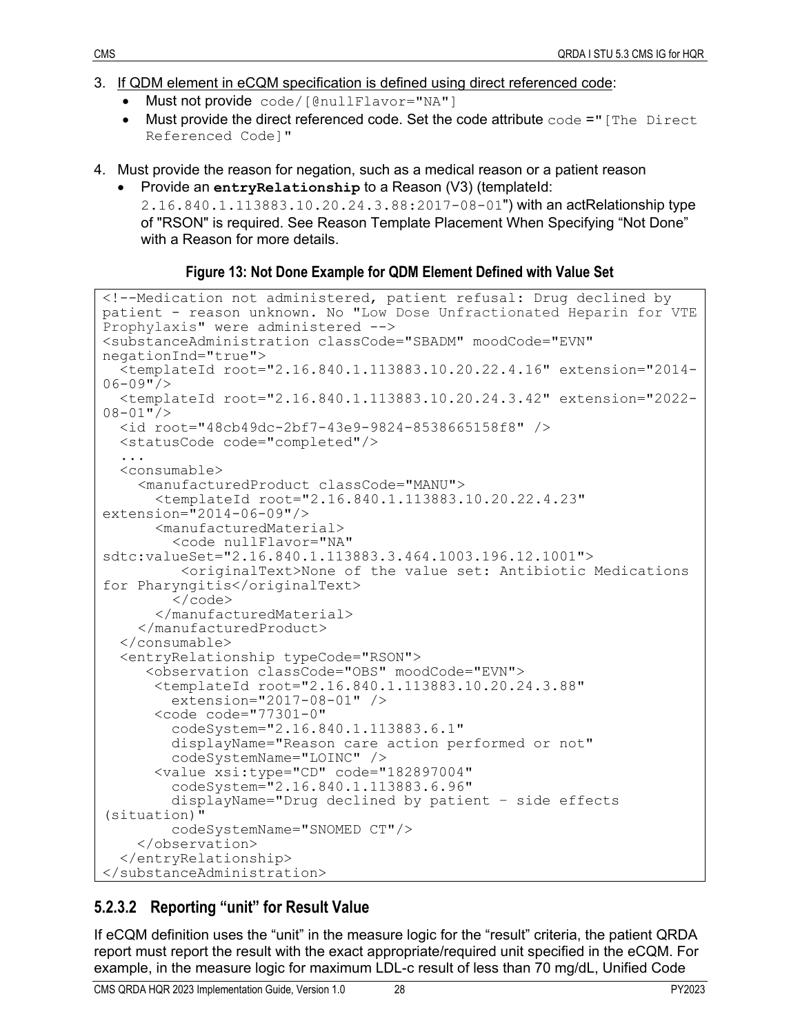3. If QDM element in eCQM specification is defined using direct referenced code:
   - Must not provide `code/[@nullFlavor="NA"]`
   - Must provide the direct referenced code. Set the code attribute `code ="[The Direct Referenced Code]"`

4. Must provide the reason for negation, such as a medical reason or a patient reason
   - Provide an **entryRelationship** to a Reason (V3) (templateId: `2.16.840.1.113883.10.20.24.3.88:2017-08-01`") with an actRelationship type of "RSON" is required. See Reason Template Placement When Specifying "Not Done" with a Reason for more details.

**Figure 13: Not Done Example for QDM Element Defined with Value Set**

```
<!--Medication not administered, patient refusal: Drug declined by
patient - reason unknown. No "Low Dose Unfractionated Heparin for VTE
Prophylaxis" were administered -->
<substanceAdministration classCode="SBADM" moodCode="EVN"
negationInd="true">
  <templateId root="2.16.840.1.113883.10.20.22.4.16" extension="2014-
06-09"/>
  <templateId root="2.16.840.1.113883.10.20.24.3.42" extension="2022-
08-01"/>
  <id root="48cb49dc-2bf7-43e9-9824-8538665158f8" />
  <statusCode code="completed"/>
  ...
  <consumable>
    <manufacturedProduct classCode="MANU">
      <templateId root="2.16.840.1.113883.10.20.22.4.23"
extension="2014-06-09"/>
      <manufacturedMaterial>
        <code nullFlavor="NA"
sdtc:valueSet="2.16.840.1.113883.3.464.1003.196.12.1001">
         <originalText>None of the value set: Antibiotic Medications
for Pharyngitis</originalText>
        </code>
      </manufacturedMaterial>
    </manufacturedProduct>
  </consumable>
  <entryRelationship typeCode="RSON">
     <observation classCode="OBS" moodCode="EVN">
      <templateId root="2.16.840.1.113883.10.20.24.3.88"
        extension="2017-08-01" />
      <code code="77301-0"
        codeSystem="2.16.840.1.113883.6.1"
        displayName="Reason care action performed or not"
        codeSystemName="LOINC" />
      <value xsi:type="CD" code="182897004"
        codeSystem="2.16.840.1.113883.6.96"
        displayName="Drug declined by patient – side effects
(situation)"
        codeSystemName="SNOMED CT"/>
    </observation>
  </entryRelationship>
</substanceAdministration>
```

### 5.2.3.2 Reporting "unit" for Result Value

If eCQM definition uses the "unit" in the measure logic for the "result" criteria, the patient QRDA report must report the result with the exact appropriate/required unit specified in the eCQM. For example, in the measure logic for maximum LDL-c result of less than 70 mg/dL, Unified Code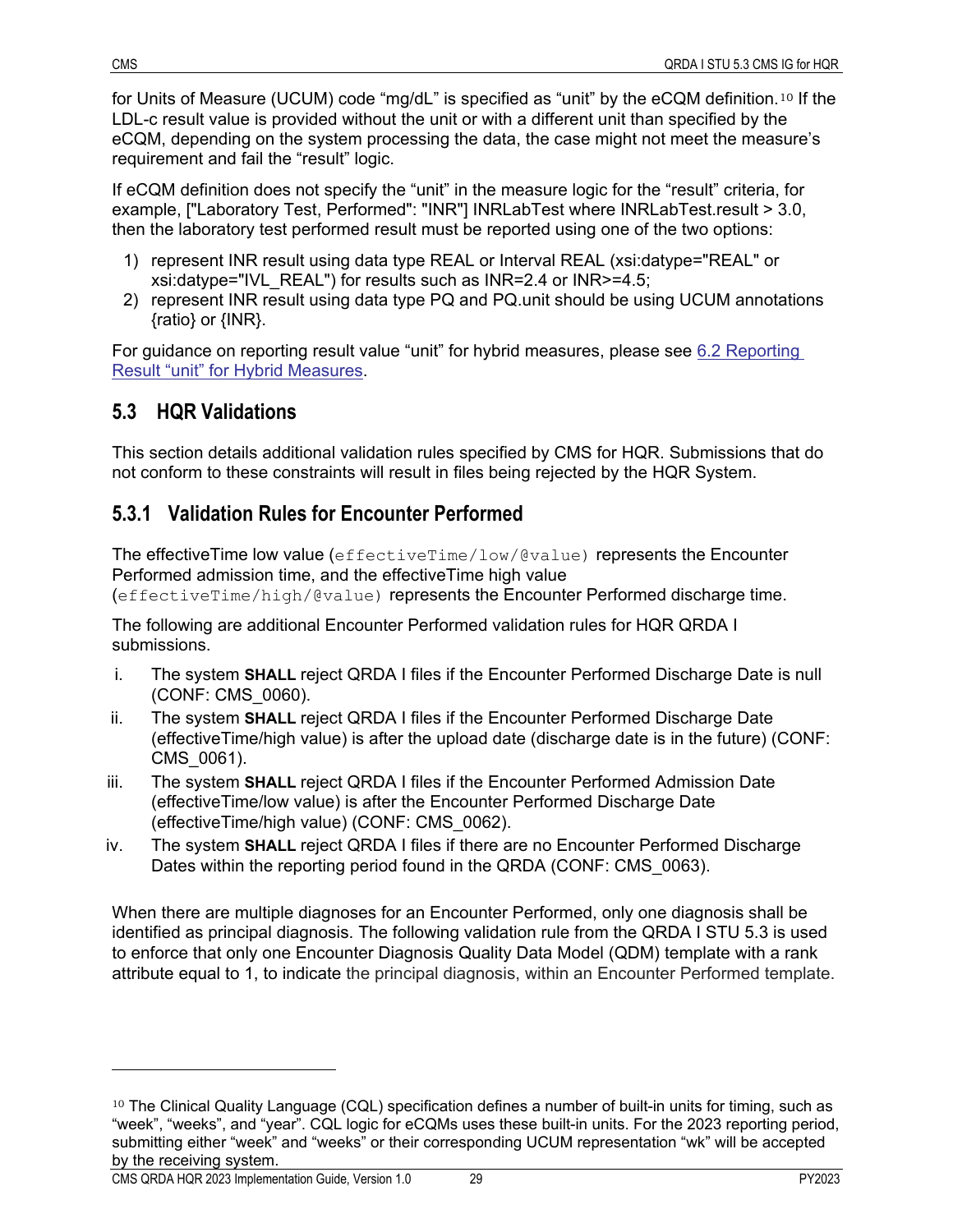for Units of Measure (UCUM) code “mg/dL” is specified as “unit” by the eCQM definition.[10] If the LDL-c result value is provided without the unit or with a different unit than specified by the eCQM, depending on the system processing the data, the case might not meet the measure’s requirement and fail the “result” logic.

If eCQM definition does not specify the “unit” in the measure logic for the “result” criteria, for example, ["Laboratory Test, Performed": "INR"] INRLabTest where INRLabTest.result > 3.0, then the laboratory test performed result must be reported using one of the two options:

1) represent INR result using data type REAL or Interval REAL (xsi:datype="REAL" or xsi:datype="IVL_REAL") for results such as INR=2.4 or INR>=4.5;
2) represent INR result using data type PQ and PQ.unit should be using UCUM annotations {ratio} or {INR}.

For guidance on reporting result value “unit” for hybrid measures, please see 6.2 Reporting Result “unit” for Hybrid Measures.

## 5.3 HQR Validations

This section details additional validation rules specified by CMS for HQR. Submissions that do not conform to these constraints will result in files being rejected by the HQR System.

### 5.3.1 Validation Rules for Encounter Performed

The effectiveTime low value (`effectiveTime/low/@value`) represents the Encounter Performed admission time, and the effectiveTime high value (`effectiveTime/high/@value`) represents the Encounter Performed discharge time.

The following are additional Encounter Performed validation rules for HQR QRDA I submissions.

i. The system **SHALL** reject QRDA I files if the Encounter Performed Discharge Date is null (CONF: CMS_0060).
ii. The system **SHALL** reject QRDA I files if the Encounter Performed Discharge Date (effectiveTime/high value) is after the upload date (discharge date is in the future) (CONF: CMS_0061).
iii. The system **SHALL** reject QRDA I files if the Encounter Performed Admission Date (effectiveTime/low value) is after the Encounter Performed Discharge Date (effectiveTime/high value) (CONF: CMS_0062).
iv. The system **SHALL** reject QRDA I files if there are no Encounter Performed Discharge Dates within the reporting period found in the QRDA (CONF: CMS_0063).

When there are multiple diagnoses for an Encounter Performed, only one diagnosis shall be identified as principal diagnosis. The following validation rule from the QRDA I STU 5.3 is used to enforce that only one Encounter Diagnosis Quality Data Model (QDM) template with a rank attribute equal to 1, to indicate the principal diagnosis, within an Encounter Performed template.

---

[10] The Clinical Quality Language (CQL) specification defines a number of built-in units for timing, such as “week”, “weeks”, and “year”. CQL logic for eCQMs uses these built-in units. For the 2023 reporting period, submitting either “week” and “weeks” or their corresponding UCUM representation “wk” will be accepted by the receiving system.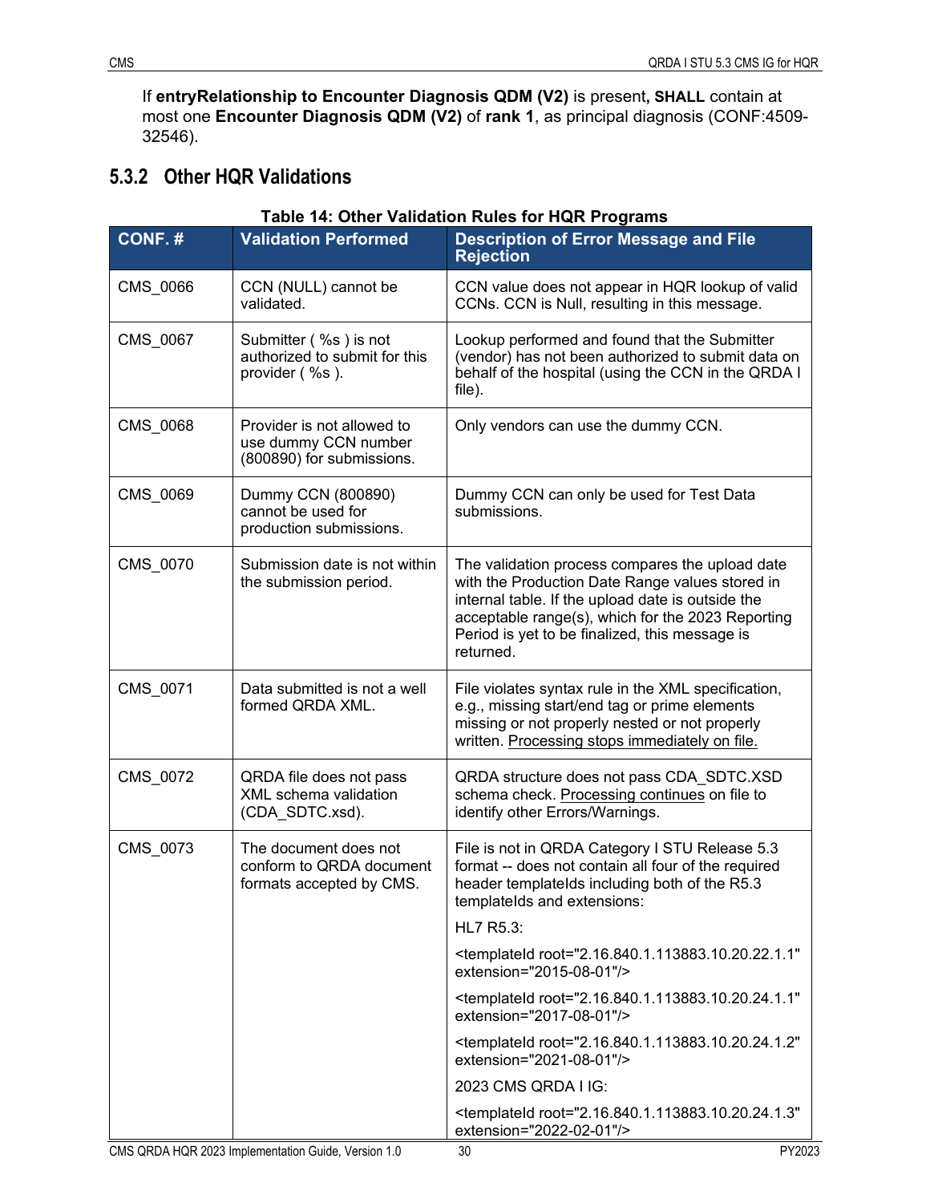If **entryRelationship to Encounter Diagnosis QDM (V2)** is present**, SHALL** contain at most one **Encounter Diagnosis QDM (V2)** of **rank 1**, as principal diagnosis (CONF:4509-32546).

### 5.3.2 Other HQR Validations

**Table 14: Other Validation Rules for HQR Programs**

| CONF. # | Validation Performed | Description of Error Message and File Rejection |
|---|---|---|
| CMS_0066 | CCN (NULL) cannot be validated. | CCN value does not appear in HQR lookup of valid CCNs. CCN is Null, resulting in this message. |
| CMS_0067 | Submitter ( %s ) is not authorized to submit for this provider ( %s ). | Lookup performed and found that the Submitter (vendor) has not been authorized to submit data on behalf of the hospital (using the CCN in the QRDA I file). |
| CMS_0068 | Provider is not allowed to use dummy CCN number (800890) for submissions. | Only vendors can use the dummy CCN. |
| CMS_0069 | Dummy CCN (800890) cannot be used for production submissions. | Dummy CCN can only be used for Test Data submissions. |
| CMS_0070 | Submission date is not within the submission period. | The validation process compares the upload date with the Production Date Range values stored in internal table. If the upload date is outside the acceptable range(s), which for the 2023 Reporting Period is yet to be finalized, this message is returned. |
| CMS_0071 | Data submitted is not a well formed QRDA XML. | File violates syntax rule in the XML specification, e.g., missing start/end tag or prime elements missing or not properly nested or not properly written. <u>Processing stops immediately on file.</u> |
| CMS_0072 | QRDA file does not pass XML schema validation (CDA_SDTC.xsd). | QRDA structure does not pass CDA_SDTC.XSD schema check. <u>Processing continues</u> on file to identify other Errors/Warnings. |
| CMS_0073 | The document does not conform to QRDA document formats accepted by CMS. | File is not in QRDA Category I STU Release 5.3 format -- does not contain all four of the required header templateIds including both of the R5.3 templateIds and extensions:<br><br>HL7 R5.3:<br><br><templateId root="2.16.840.1.113883.10.20.22.1.1" extension="2015-08-01"/><br><br><templateId root="2.16.840.1.113883.10.20.24.1.1" extension="2017-08-01"/><br><br><templateId root="2.16.840.1.113883.10.20.24.1.2" extension="2021-08-01"/><br><br>2023 CMS QRDA I IG:<br><br><templateId root="2.16.840.1.113883.10.20.24.1.3" extension="2022-02-01"/> |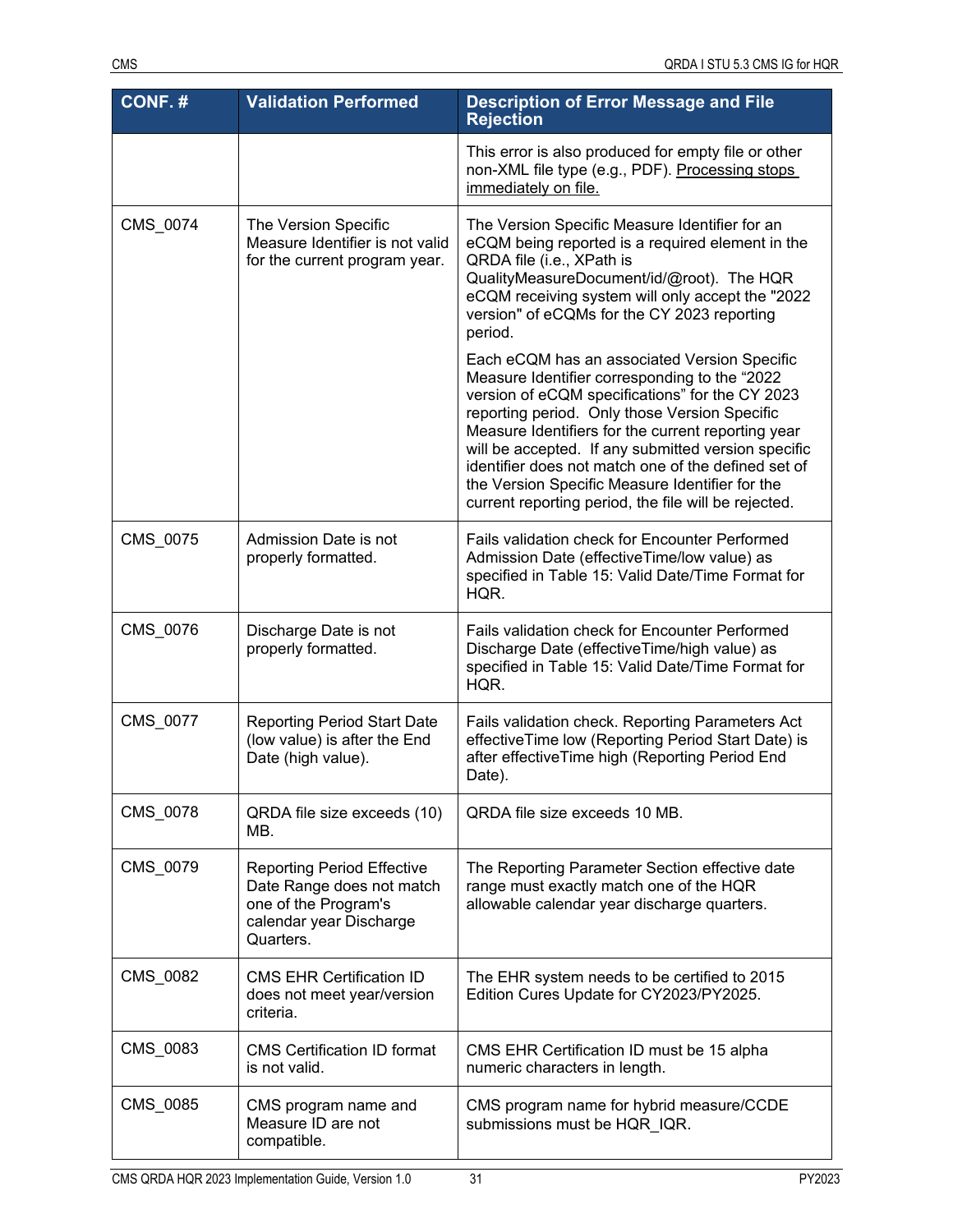| CONF. # | Validation Performed | Description of Error Message and File Rejection |
|---|---|---|
| | | This error is also produced for empty file or other non-XML file type (e.g., PDF). Processing stops immediately on file. |
| CMS_0074 | The Version Specific Measure Identifier is not valid for the current program year. | The Version Specific Measure Identifier for an eCQM being reported is a required element in the QRDA file (i.e., XPath is QualityMeasureDocument/id/@root). The HQR eCQM receiving system will only accept the "2022 version" of eCQMs for the CY 2023 reporting period.<br><br>Each eCQM has an associated Version Specific Measure Identifier corresponding to the "2022 version of eCQM specifications" for the CY 2023 reporting period. Only those Version Specific Measure Identifiers for the current reporting year will be accepted. If any submitted version specific identifier does not match one of the defined set of the Version Specific Measure Identifier for the current reporting period, the file will be rejected. |
| CMS_0075 | Admission Date is not properly formatted. | Fails validation check for Encounter Performed Admission Date (effectiveTime/low value) as specified in Table 15: Valid Date/Time Format for HQR. |
| CMS_0076 | Discharge Date is not properly formatted. | Fails validation check for Encounter Performed Discharge Date (effectiveTime/high value) as specified in Table 15: Valid Date/Time Format for HQR. |
| CMS_0077 | Reporting Period Start Date (low value) is after the End Date (high value). | Fails validation check. Reporting Parameters Act effectiveTime low (Reporting Period Start Date) is after effectiveTime high (Reporting Period End Date). |
| CMS_0078 | QRDA file size exceeds (10) MB. | QRDA file size exceeds 10 MB. |
| CMS_0079 | Reporting Period Effective Date Range does not match one of the Program's calendar year Discharge Quarters. | The Reporting Parameter Section effective date range must exactly match one of the HQR allowable calendar year discharge quarters. |
| CMS_0082 | CMS EHR Certification ID does not meet year/version criteria. | The EHR system needs to be certified to 2015 Edition Cures Update for CY2023/PY2025. |
| CMS_0083 | CMS Certification ID format is not valid. | CMS EHR Certification ID must be 15 alpha numeric characters in length. |
| CMS_0085 | CMS program name and Measure ID are not compatible. | CMS program name for hybrid measure/CCDE submissions must be HQR_IQR. |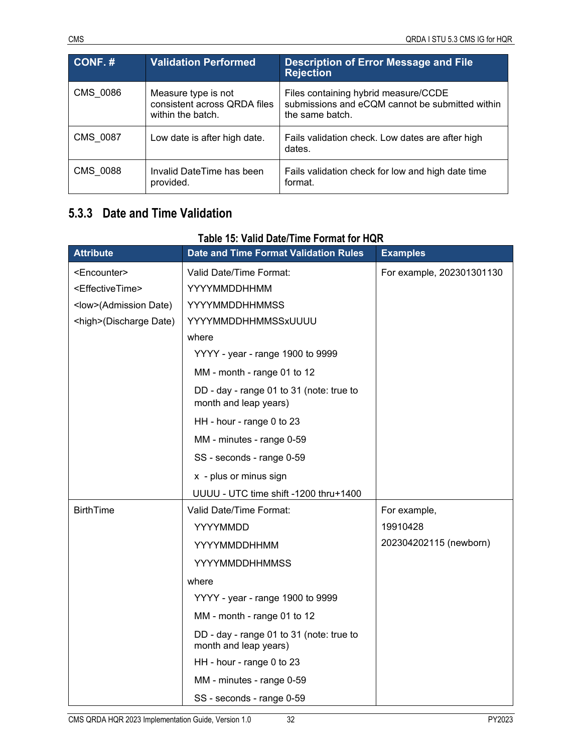| CONF. # | Validation Performed | Description of Error Message and File Rejection |
|---|---|---|
| CMS_0086 | Measure type is not consistent across QRDA files within the batch. | Files containing hybrid measure/CCDE submissions and eCQM cannot be submitted within the same batch. |
| CMS_0087 | Low date is after high date. | Fails validation check. Low dates are after high dates. |
| CMS_0088 | Invalid DateTime has been provided. | Fails validation check for low and high date time format. |

### 5.3.3 Date and Time Validation

**Table 15: Valid Date/Time Format for HQR**

| Attribute | Date and Time Format Validation Rules | Examples |
|---|---|---|
| <Encounter><br><EffectiveTime><br><low>(Admission Date)<br><high>(Discharge Date) | Valid Date/Time Format:<br>YYYYMMDDHHMM<br>YYYYMMDDHHMMSS<br>YYYYMMDDHHMMSSxUUUU<br>where<br>YYYY - year - range 1900 to 9999<br>MM - month - range 01 to 12<br>DD - day - range 01 to 31 (note: true to month and leap years)<br>HH - hour - range 0 to 23<br>MM - minutes - range 0-59<br>SS - seconds - range 0-59<br>x - plus or minus sign<br>UUUU - UTC time shift -1200 thru+1400 | For example, 202301301130 |
| BirthTime | Valid Date/Time Format:<br>YYYYMMDD<br>YYYYMMDDHHMM<br>YYYYMMDDHHMMSS<br>where<br>YYYY - year - range 1900 to 9999<br>MM - month - range 01 to 12<br>DD - day - range 01 to 31 (note: true to month and leap years)<br>HH - hour - range 0 to 23<br>MM - minutes - range 0-59<br>SS - seconds - range 0-59 | For example,<br>19910428<br>202304202115 (newborn) |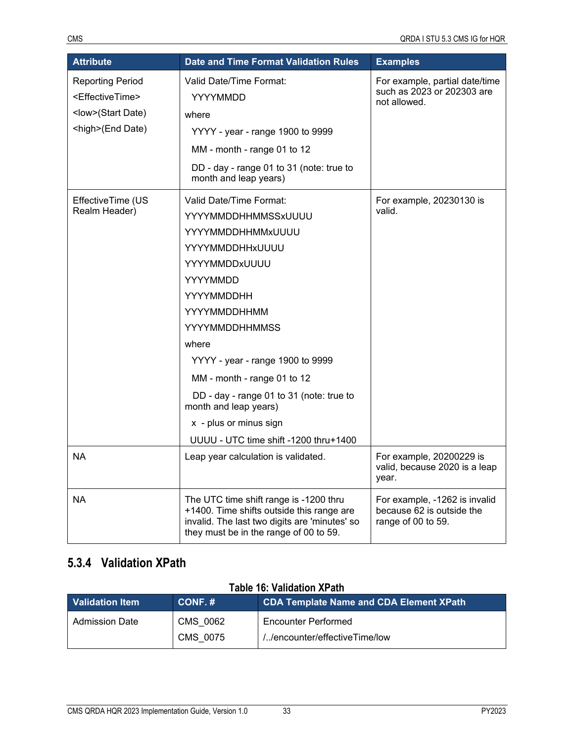| Attribute | Date and Time Format Validation Rules | Examples |
|---|---|---|
| Reporting Period<br><EffectiveTime><br><low>(Start Date)<br><high>(End Date) | Valid Date/Time Format:<br>YYYYMMDD<br>where<br>YYYY - year - range 1900 to 9999<br>MM - month - range 01 to 12<br>DD - day - range 01 to 31 (note: true to month and leap years) | For example, partial date/time such as 2023 or 202303 are not allowed. |
| EffectiveTime (US Realm Header) | Valid Date/Time Format:<br>YYYYMMDDHHMMSSxUUUU<br>YYYYMMDDHHMMxUUUU<br>YYYYMMDDHHxUUUU<br>YYYYMMDDxUUUU<br>YYYYMMDD<br>YYYYMMDDHH<br>YYYYMMDDHHMM<br>YYYYMMDDHHMMSS<br>where<br>YYYY - year - range 1900 to 9999<br>MM - month - range 01 to 12<br>DD - day - range 01 to 31 (note: true to month and leap years)<br>x - plus or minus sign<br>UUUU - UTC time shift -1200 thru+1400 | For example, 20230130 is valid. |
| NA | Leap year calculation is validated. | For example, 20200229 is valid, because 2020 is a leap year. |
| NA | The UTC time shift range is -1200 thru +1400. Time shifts outside this range are invalid. The last two digits are 'minutes' so they must be in the range of 00 to 59. | For example, -1262 is invalid because 62 is outside the range of 00 to 59. |

### 5.3.4 Validation XPath

**Table 16: Validation XPath**

| Validation Item | CONF. # | CDA Template Name and CDA Element XPath |
|---|---|---|
| Admission Date | CMS_0062<br>CMS_0075 | Encounter Performed<br>/../encounter/effectiveTime/low |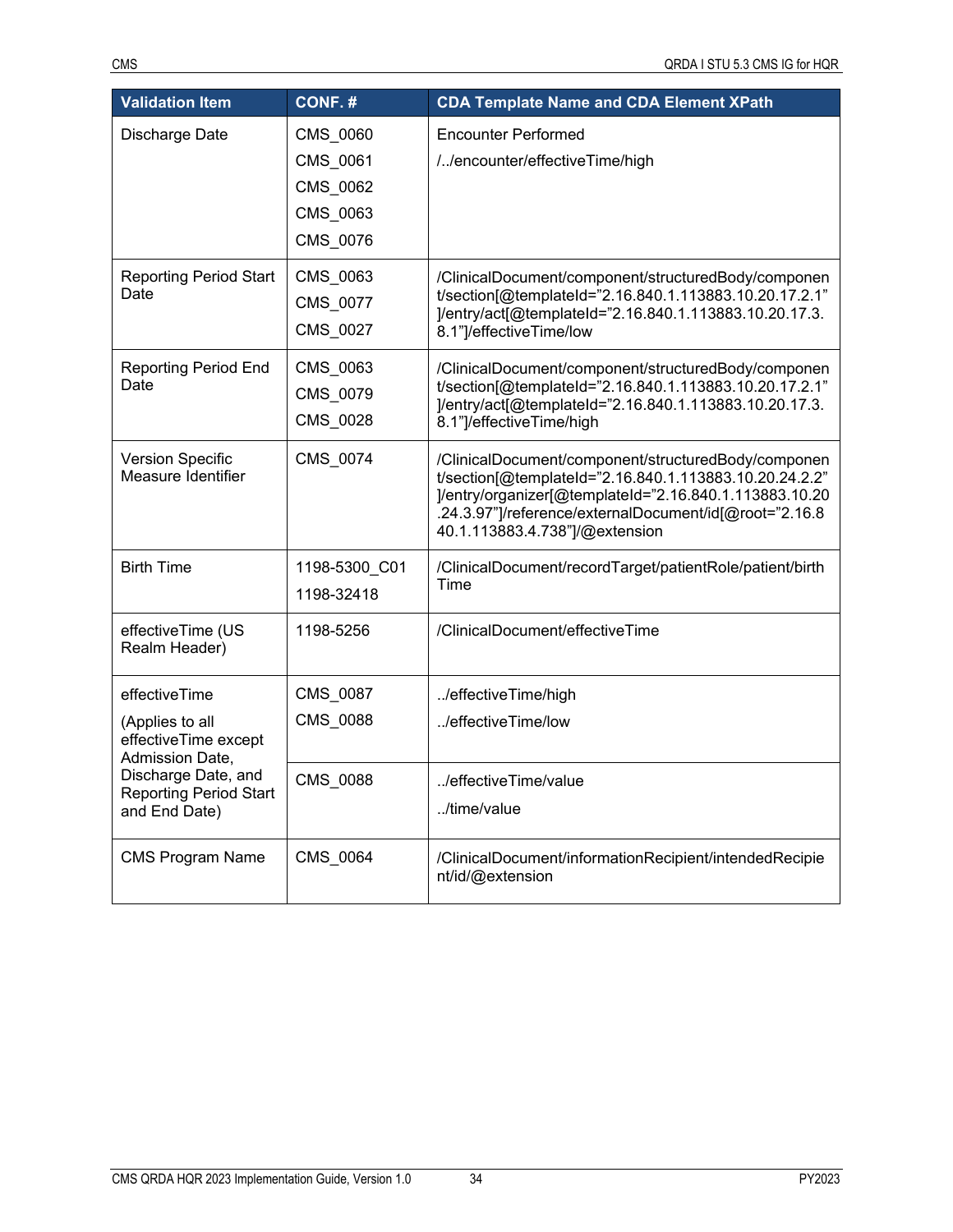| Validation Item | CONF. # | CDA Template Name and CDA Element XPath |
|---|---|---|
| Discharge Date | CMS_0060<br>CMS_0061<br>CMS_0062<br>CMS_0063<br>CMS_0076 | Encounter Performed<br>/../encounter/effectiveTime/high |
| Reporting Period Start Date | CMS_0063<br>CMS_0077<br>CMS_0027 | /ClinicalDocument/component/structuredBody/component/section[@templateId="2.16.840.1.113883.10.20.17.2.1"]/entry/act[@templateId="2.16.840.1.113883.10.20.17.3.8.1"]/effectiveTime/low |
| Reporting Period End Date | CMS_0063<br>CMS_0079<br>CMS_0028 | /ClinicalDocument/component/structuredBody/component/section[@templateId="2.16.840.1.113883.10.20.17.2.1"]/entry/act[@templateId="2.16.840.1.113883.10.20.17.3.8.1"]/effectiveTime/high |
| Version Specific Measure Identifier | CMS_0074 | /ClinicalDocument/component/structuredBody/component/section[@templateId="2.16.840.1.113883.10.20.24.2.2"]/entry/organizer[@templateId="2.16.840.1.113883.10.20.24.3.97"]/reference/externalDocument/id[@root="2.16.840.1.113883.4.738"]/@extension |
| Birth Time | 1198-5300_C01<br>1198-32418 | /ClinicalDocument/recordTarget/patientRole/patient/birthTime |
| effectiveTime (US Realm Header) | 1198-5256 | /ClinicalDocument/effectiveTime |
| effectiveTime<br>(Applies to all effectiveTime except Admission Date, Discharge Date, and Reporting Period Start and End Date) | CMS_0087<br>CMS_0088 | ../effectiveTime/high<br>../effectiveTime/low |
| | CMS_0088 | ../effectiveTime/value<br>../time/value |
| CMS Program Name | CMS_0064 | /ClinicalDocument/informationRecipient/intendedRecipient/id/@extension |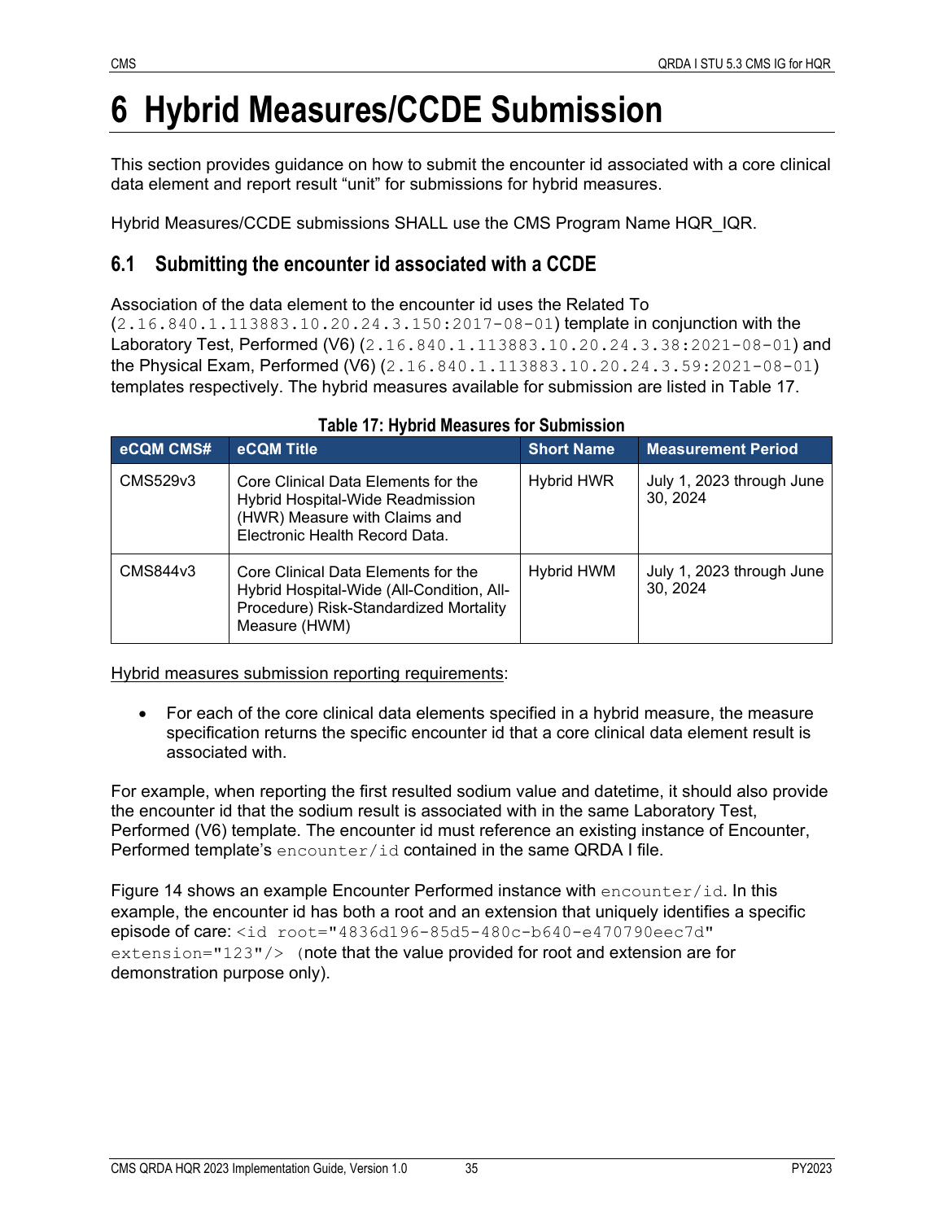# 6 Hybrid Measures/CCDE Submission

This section provides guidance on how to submit the encounter id associated with a core clinical data element and report result "unit" for submissions for hybrid measures.

Hybrid Measures/CCDE submissions SHALL use the CMS Program Name HQR_IQR.

## 6.1 Submitting the encounter id associated with a CCDE

Association of the data element to the encounter id uses the Related To (`2.16.840.1.113883.10.20.24.3.150:2017-08-01`) template in conjunction with the Laboratory Test, Performed (V6) (`2.16.840.1.113883.10.20.24.3.38:2021-08-01`) and the Physical Exam, Performed (V6) (`2.16.840.1.113883.10.20.24.3.59:2021-08-01`) templates respectively. The hybrid measures available for submission are listed in Table 17.

**Table 17: Hybrid Measures for Submission**

| eCQM CMS# | eCQM Title | Short Name | Measurement Period |
|---|---|---|---|
| CMS529v3 | Core Clinical Data Elements for the Hybrid Hospital-Wide Readmission (HWR) Measure with Claims and Electronic Health Record Data. | Hybrid HWR | July 1, 2023 through June 30, 2024 |
| CMS844v3 | Core Clinical Data Elements for the Hybrid Hospital-Wide (All-Condition, All-Procedure) Risk-Standardized Mortality Measure (HWM) | Hybrid HWM | July 1, 2023 through June 30, 2024 |

Hybrid measures submission reporting requirements:

- For each of the core clinical data elements specified in a hybrid measure, the measure specification returns the specific encounter id that a core clinical data element result is associated with.

For example, when reporting the first resulted sodium value and datetime, it should also provide the encounter id that the sodium result is associated with in the same Laboratory Test, Performed (V6) template. The encounter id must reference an existing instance of Encounter, Performed template's `encounter/id` contained in the same QRDA I file.

Figure 14 shows an example Encounter Performed instance with `encounter/id`. In this example, the encounter id has both a root and an extension that uniquely identifies a specific episode of care: `<id root="4836d196-85d5-480c-b640-e470790eec7d" extension="123"/>` (note that the value provided for root and extension are for demonstration purpose only).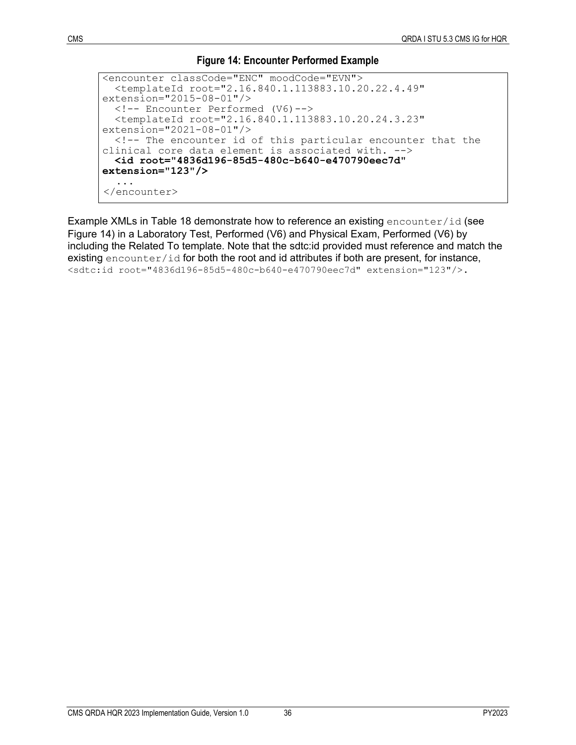**Figure 14: Encounter Performed Example**

```
<encounter classCode="ENC" moodCode="EVN">
  <templateId root="2.16.840.1.113883.10.20.22.4.49"
extension="2015-08-01"/>
  <!-- Encounter Performed (V6)-->
  <templateId root="2.16.840.1.113883.10.20.24.3.23"
extension="2021-08-01"/>
  <!-- The encounter id of this particular encounter that the
clinical core data element is associated with. -->
  <id root="4836d196-85d5-480c-b640-e470790eec7d"
extension="123"/>
  ...
</encounter>
```

Example XMLs in Table 18 demonstrate how to reference an existing `encounter/id` (see Figure 14) in a Laboratory Test, Performed (V6) and Physical Exam, Performed (V6) by including the Related To template. Note that the sdtc:id provided must reference and match the existing `encounter/id` for both the root and id attributes if both are present, for instance, `<sdtc:id root="4836d196-85d5-480c-b640-e470790eec7d" extension="123"/>`.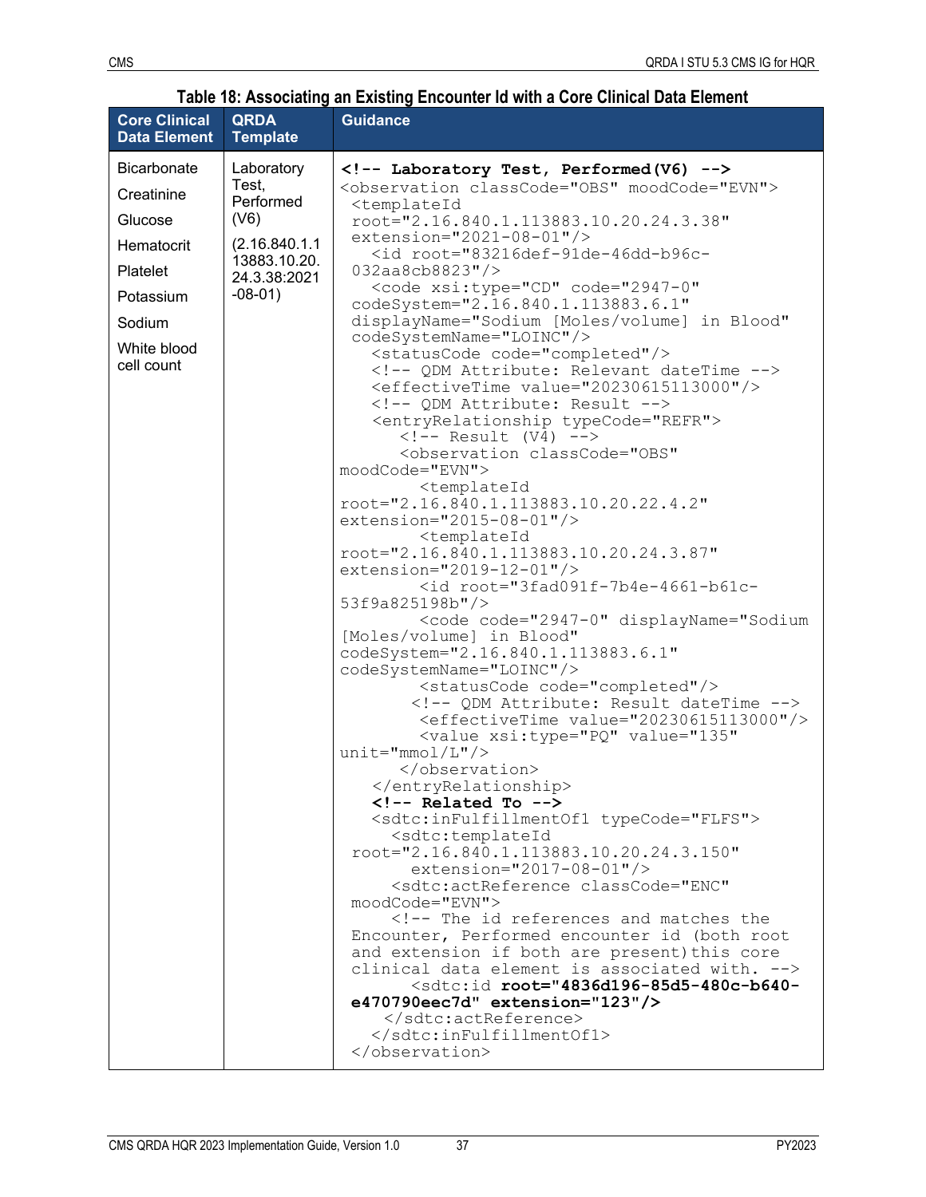**Table 18: Associating an Existing Encounter Id with a Core Clinical Data Element**

| Core Clinical Data Element | QRDA Template | Guidance |
|---|---|---|
| Bicarbonate<br>Creatinine<br>Glucose<br>Hematocrit<br>Platelet<br>Potassium<br>Sodium<br>White blood cell count | Laboratory Test, Performed (V6)<br>(2.16.840.1.113883.10.20.24.3.38:2021-08-01) | See code below |

```xml
<!-- Laboratory Test, Performed(V6) -->
<observation classCode="OBS" moodCode="EVN">
 <templateId
 root="2.16.840.1.113883.10.20.24.3.38"
 extension="2021-08-01"/>
   <id root="83216def-91de-46dd-b96c-
 032aa8cb8823"/>
   <code xsi:type="CD" code="2947-0"
 codeSystem="2.16.840.1.113883.6.1"
 displayName="Sodium [Moles/volume] in Blood"
 codeSystemName="LOINC"/>
   <statusCode code="completed"/>
   <!-- QDM Attribute: Relevant dateTime -->
   <effectiveTime value="20230615113000"/>
   <!-- QDM Attribute: Result -->
   <entryRelationship typeCode="REFR">
      <!-- Result (V4) -->
      <observation classCode="OBS"
moodCode="EVN">
        <templateId
root="2.16.840.1.113883.10.20.22.4.2"
extension="2015-08-01"/>
        <templateId
root="2.16.840.1.113883.10.20.24.3.87"
extension="2019-12-01"/>
        <id root="3fad091f-7b4e-4661-b61c-
53f9a825198b"/>
        <code code="2947-0" displayName="Sodium
[Moles/volume] in Blood"
codeSystem="2.16.840.1.113883.6.1"
codeSystemName="LOINC"/>
        <statusCode code="completed"/>
       <!-- QDM Attribute: Result dateTime -->
        <effectiveTime value="20230615113000"/>
        <value xsi:type="PQ" value="135"
unit="mmol/L"/>
      </observation>
   </entryRelationship>
   <!-- Related To -->
   <sdtc:inFulfillmentOf1 typeCode="FLFS">
     <sdtc:templateId
 root="2.16.840.1.113883.10.20.24.3.150"
       extension="2017-08-01"/>
     <sdtc:actReference classCode="ENC"
 moodCode="EVN">
     <!-- The id references and matches the
 Encounter, Performed encounter id (both root
 and extension if both are present)this core
 clinical data element is associated with. -->
       <sdtc:id root="4836d196-85d5-480c-b640-
 e470790eec7d" extension="123"/>
    </sdtc:actReference>
   </sdtc:inFulfillmentOf1>
 </observation>
```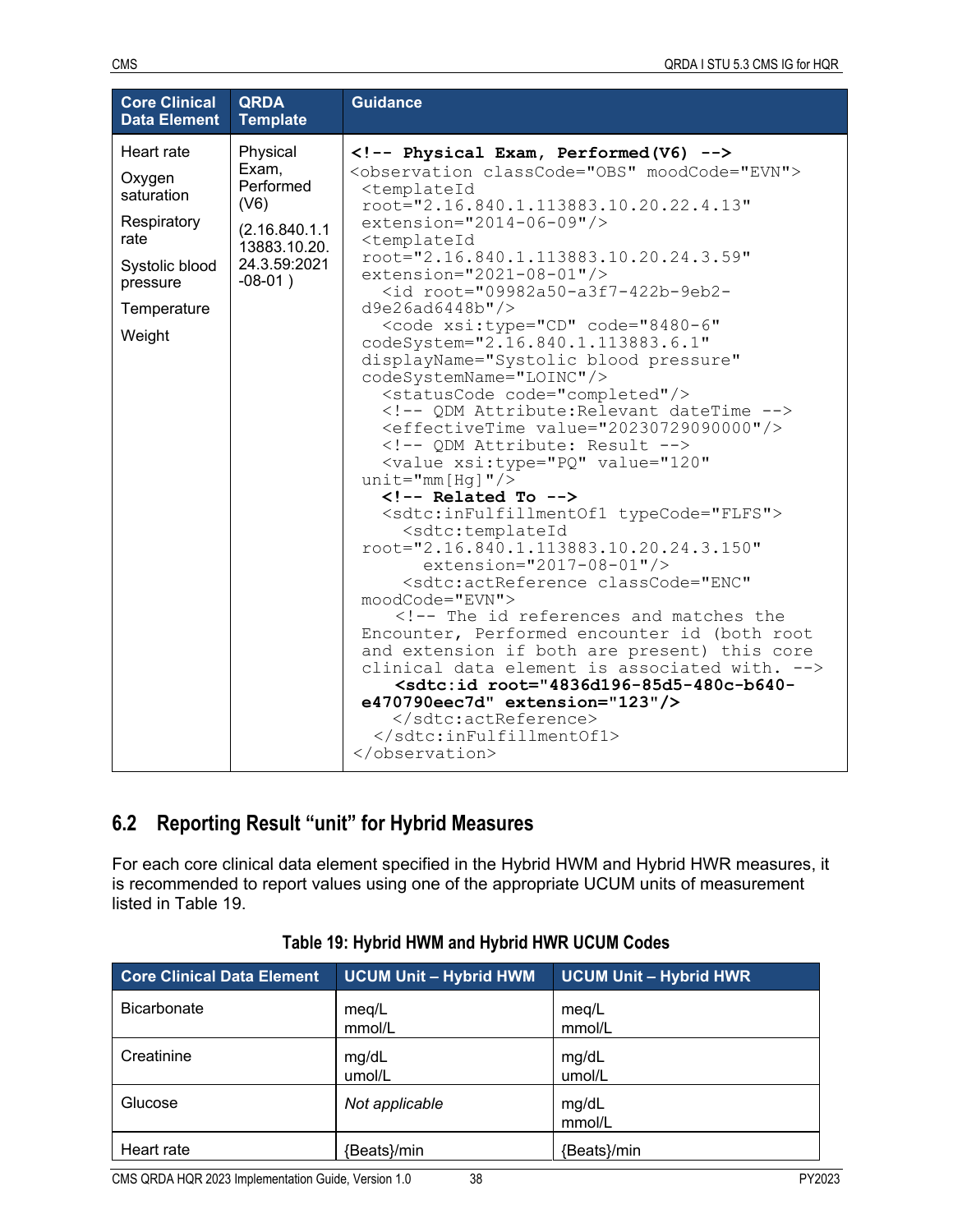| Core Clinical Data Element | QRDA Template | Guidance |
|---|---|---|
| Heart rate<br>Oxygen saturation<br>Respiratory rate<br>Systolic blood pressure<br>Temperature<br>Weight | Physical Exam, Performed (V6)<br>(2.16.840.1.113883.10.20.24.3.59:2021-08-01 ) | **<!-- Physical Exam, Performed(V6) -->**<br><observation classCode="OBS" moodCode="EVN"><br><templateId root="2.16.840.1.113883.10.20.22.4.13" extension="2014-06-09"/><br><templateId root="2.16.840.1.113883.10.20.24.3.59" extension="2021-08-01"/><br><id root="09982a50-a3f7-422b-9eb2-d9e26ad6448b"/><br><code xsi:type="CD" code="8480-6" codeSystem="2.16.840.1.113883.6.1" displayName="Systolic blood pressure" codeSystemName="LOINC"/><br><statusCode code="completed"/><br><!-- QDM Attribute:Relevant dateTime --><br><effectiveTime value="20230729090000"/><br><!-- QDM Attribute: Result --><br><value xsi:type="PQ" value="120" unit="mm[Hg]"/><br>**<!-- Related To -->**<br><sdtc:inFulfillmentOf1 typeCode="FLFS"><br><sdtc:templateId root="2.16.840.1.113883.10.20.24.3.150" extension="2017-08-01"/><br><sdtc:actReference classCode="ENC" moodCode="EVN"><br><!-- The id references and matches the Encounter, Performed encounter id (both root and extension if both are present) this core clinical data element is associated with. --><br>**<sdtc:id root="4836d196-85d5-480c-b640-e470790eec7d" extension="123"/>**<br></sdtc:actReference><br></sdtc:inFulfillmentOf1><br></observation> |

## 6.2 Reporting Result "unit" for Hybrid Measures

For each core clinical data element specified in the Hybrid HWM and Hybrid HWR measures, it is recommended to report values using one of the appropriate UCUM units of measurement listed in Table 19.

**Table 19: Hybrid HWM and Hybrid HWR UCUM Codes**

| Core Clinical Data Element | UCUM Unit – Hybrid HWM | UCUM Unit – Hybrid HWR |
|---|---|---|
| Bicarbonate | meq/L<br>mmol/L | meq/L<br>mmol/L |
| Creatinine | mg/dL<br>umol/L | mg/dL<br>umol/L |
| Glucose | *Not applicable* | mg/dL<br>mmol/L |
| Heart rate | {Beats}/min | {Beats}/min |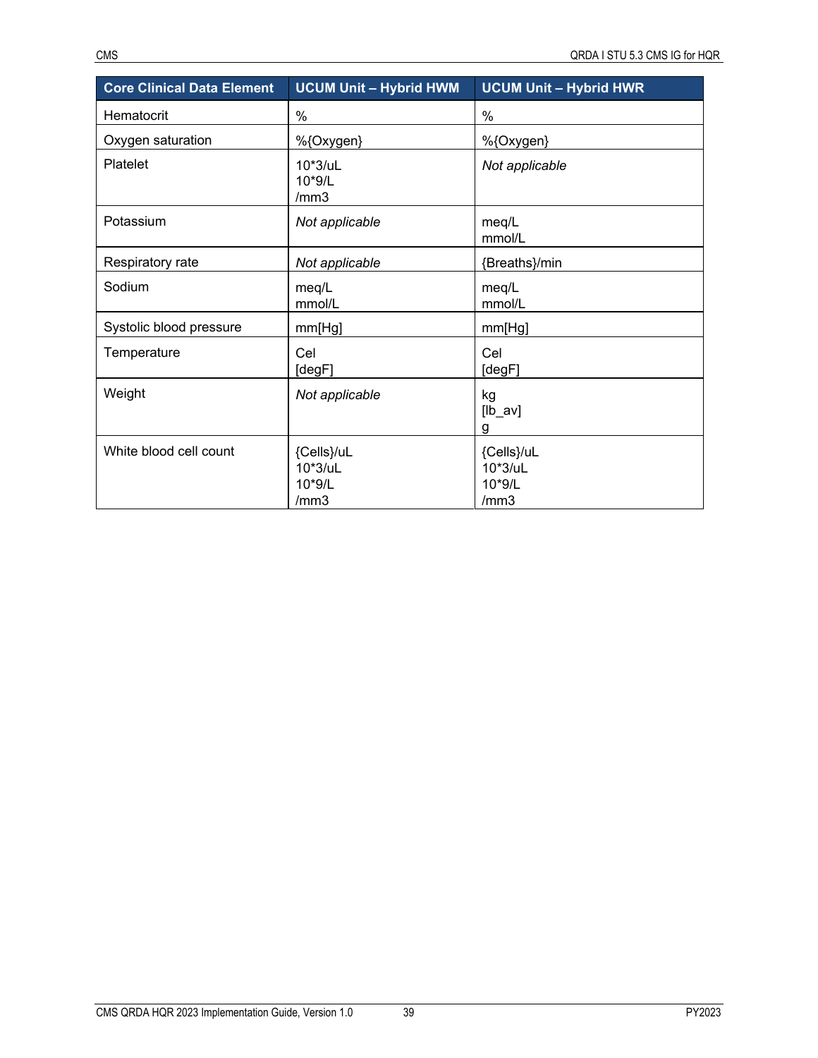| Core Clinical Data Element | UCUM Unit – Hybrid HWM | UCUM Unit – Hybrid HWR |
| --- | --- | --- |
| Hematocrit | % | % |
| Oxygen saturation | %{Oxygen} | %{Oxygen} |
| Platelet | 10*3/uL<br>10*9/L<br>/mm3 | *Not applicable* |
| Potassium | *Not applicable* | meq/L<br>mmol/L |
| Respiratory rate | *Not applicable* | {Breaths}/min |
| Sodium | meq/L<br>mmol/L | meq/L<br>mmol/L |
| Systolic blood pressure | mm[Hg] | mm[Hg] |
| Temperature | Cel<br>[degF] | Cel<br>[degF] |
| Weight | *Not applicable* | kg<br>[lb_av]<br>g |
| White blood cell count | {Cells}/uL<br>10*3/uL<br>10*9/L<br>/mm3 | {Cells}/uL<br>10*3/uL<br>10*9/L<br>/mm3 |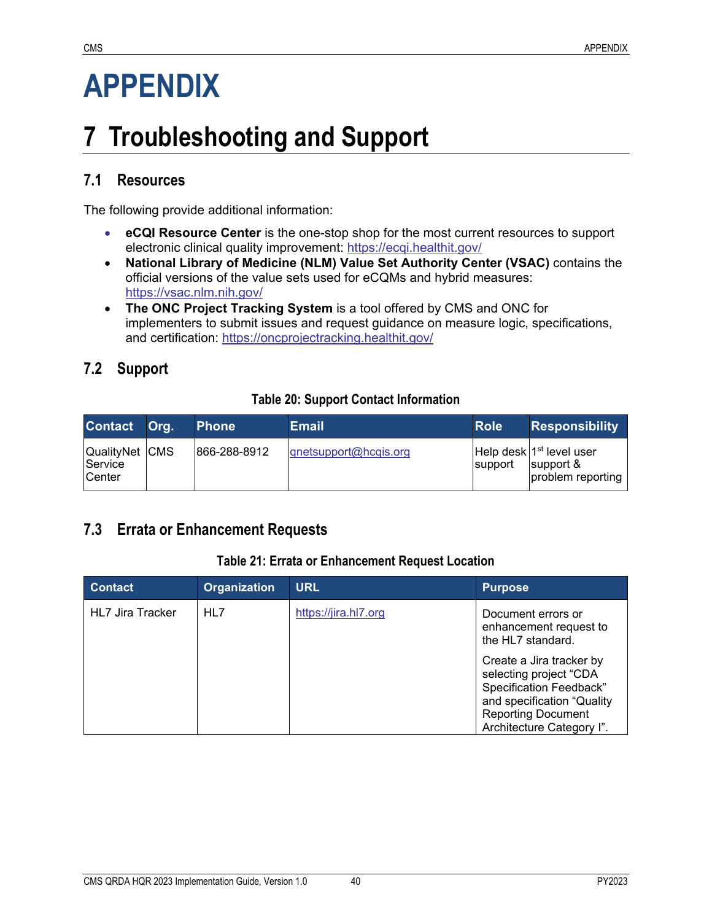# APPENDIX

# 7 Troubleshooting and Support

## 7.1 Resources

The following provide additional information:

- **eCQI Resource Center** is the one-stop shop for the most current resources to support electronic clinical quality improvement: https://ecqi.healthit.gov/
- **National Library of Medicine (NLM) Value Set Authority Center (VSAC)** contains the official versions of the value sets used for eCQMs and hybrid measures: https://vsac.nlm.nih.gov/
- **The ONC Project Tracking System** is a tool offered by CMS and ONC for implementers to submit issues and request guidance on measure logic, specifications, and certification: https://oncprojecttracking.healthit.gov/

## 7.2 Support

**Table 20: Support Contact Information**

| Contact | Org. | Phone | Email | Role | Responsibility |
|---|---|---|---|---|---|
| QualityNet Service Center | CMS | 866-288-8912 | qnetsupport@hcqis.org | Help desk support | 1st level user support & problem reporting |

## 7.3 Errata or Enhancement Requests

**Table 21: Errata or Enhancement Request Location**

| Contact | Organization | URL | Purpose |
|---|---|---|---|
| HL7 Jira Tracker | HL7 | https://jira.hl7.org | Document errors or enhancement request to the HL7 standard.<br><br>Create a Jira tracker by selecting project “CDA Specification Feedback” and specification “Quality Reporting Document Architecture Category I”. |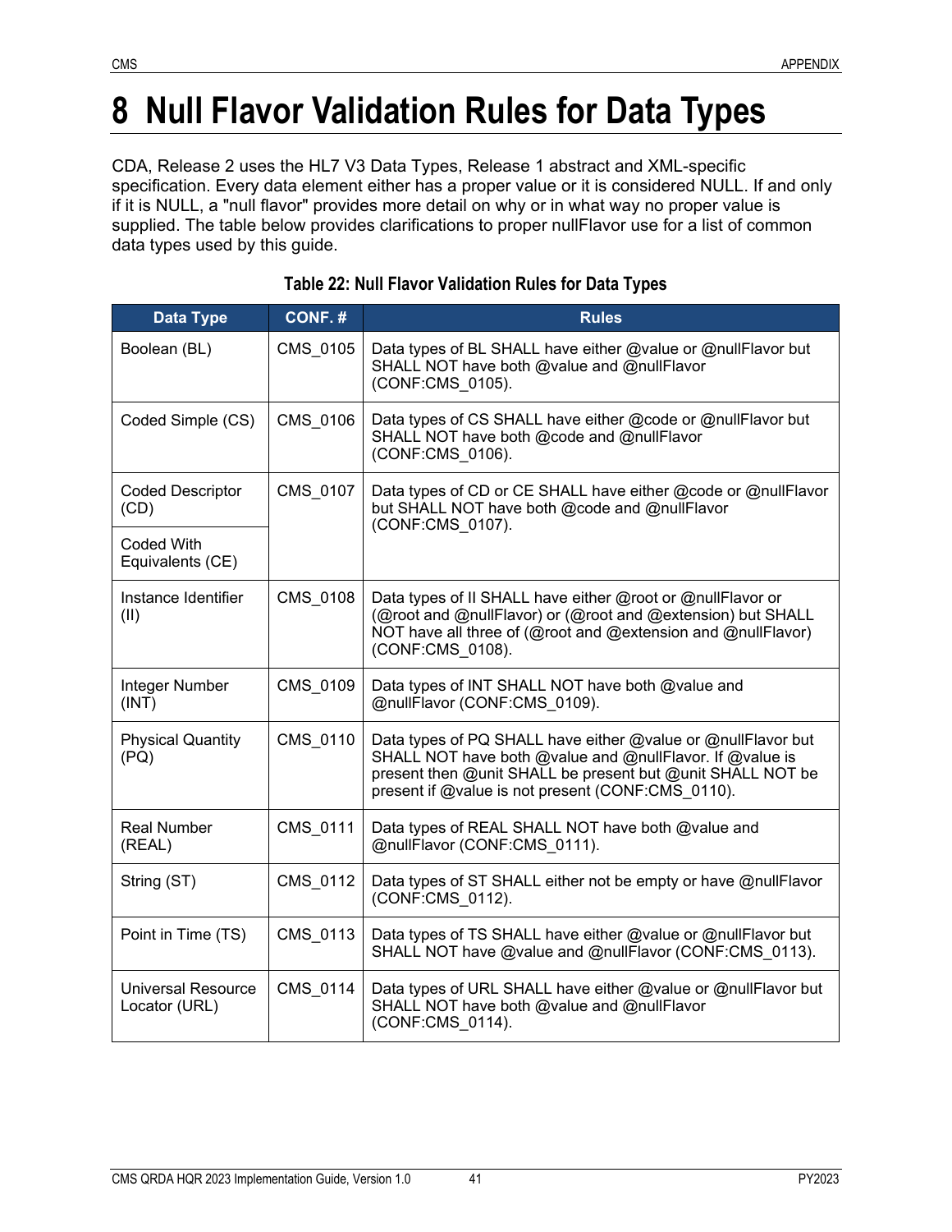# 8 Null Flavor Validation Rules for Data Types

CDA, Release 2 uses the HL7 V3 Data Types, Release 1 abstract and XML-specific specification. Every data element either has a proper value or it is considered NULL. If and only if it is NULL, a "null flavor" provides more detail on why or in what way no proper value is supplied. The table below provides clarifications to proper nullFlavor use for a list of common data types used by this guide.

**Table 22: Null Flavor Validation Rules for Data Types**

| Data Type | CONF. # | Rules |
|---|---|---|
| Boolean (BL) | CMS_0105 | Data types of BL SHALL have either @value or @nullFlavor but SHALL NOT have both @value and @nullFlavor (CONF:CMS_0105). |
| Coded Simple (CS) | CMS_0106 | Data types of CS SHALL have either @code or @nullFlavor but SHALL NOT have both @code and @nullFlavor (CONF:CMS_0106). |
| Coded Descriptor (CD) | CMS_0107 | Data types of CD or CE SHALL have either @code or @nullFlavor but SHALL NOT have both @code and @nullFlavor (CONF:CMS_0107). |
| Coded With Equivalents (CE) | | |
| Instance Identifier (II) | CMS_0108 | Data types of II SHALL have either @root or @nullFlavor or (@root and @nullFlavor) or (@root and @extension) but SHALL NOT have all three of (@root and @extension and @nullFlavor) (CONF:CMS_0108). |
| Integer Number (INT) | CMS_0109 | Data types of INT SHALL NOT have both @value and @nullFlavor (CONF:CMS_0109). |
| Physical Quantity (PQ) | CMS_0110 | Data types of PQ SHALL have either @value or @nullFlavor but SHALL NOT have both @value and @nullFlavor. If @value is present then @unit SHALL be present but @unit SHALL NOT be present if @value is not present (CONF:CMS_0110). |
| Real Number (REAL) | CMS_0111 | Data types of REAL SHALL NOT have both @value and @nullFlavor (CONF:CMS_0111). |
| String (ST) | CMS_0112 | Data types of ST SHALL either not be empty or have @nullFlavor (CONF:CMS_0112). |
| Point in Time (TS) | CMS_0113 | Data types of TS SHALL have either @value or @nullFlavor but SHALL NOT have @value and @nullFlavor (CONF:CMS_0113). |
| Universal Resource Locator (URL) | CMS_0114 | Data types of URL SHALL have either @value or @nullFlavor but SHALL NOT have both @value and @nullFlavor (CONF:CMS_0114). |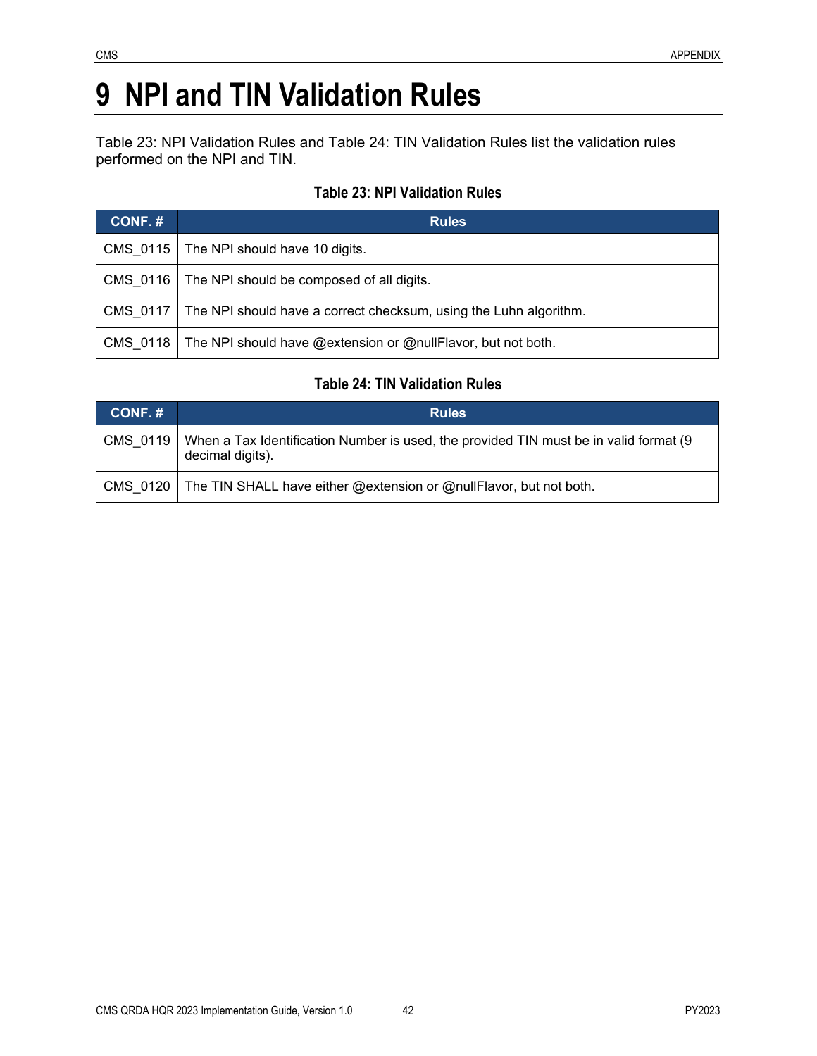# 9 NPI and TIN Validation Rules

Table 23: NPI Validation Rules and Table 24: TIN Validation Rules list the validation rules performed on the NPI and TIN.

**Table 23: NPI Validation Rules**

| CONF. # | Rules |
|---|---|
| CMS_0115 | The NPI should have 10 digits. |
| CMS_0116 | The NPI should be composed of all digits. |
| CMS_0117 | The NPI should have a correct checksum, using the Luhn algorithm. |
| CMS_0118 | The NPI should have @extension or @nullFlavor, but not both. |

**Table 24: TIN Validation Rules**

| CONF. # | Rules |
|---|---|
| CMS_0119 | When a Tax Identification Number is used, the provided TIN must be in valid format (9 decimal digits). |
| CMS_0120 | The TIN SHALL have either @extension or @nullFlavor, but not both. |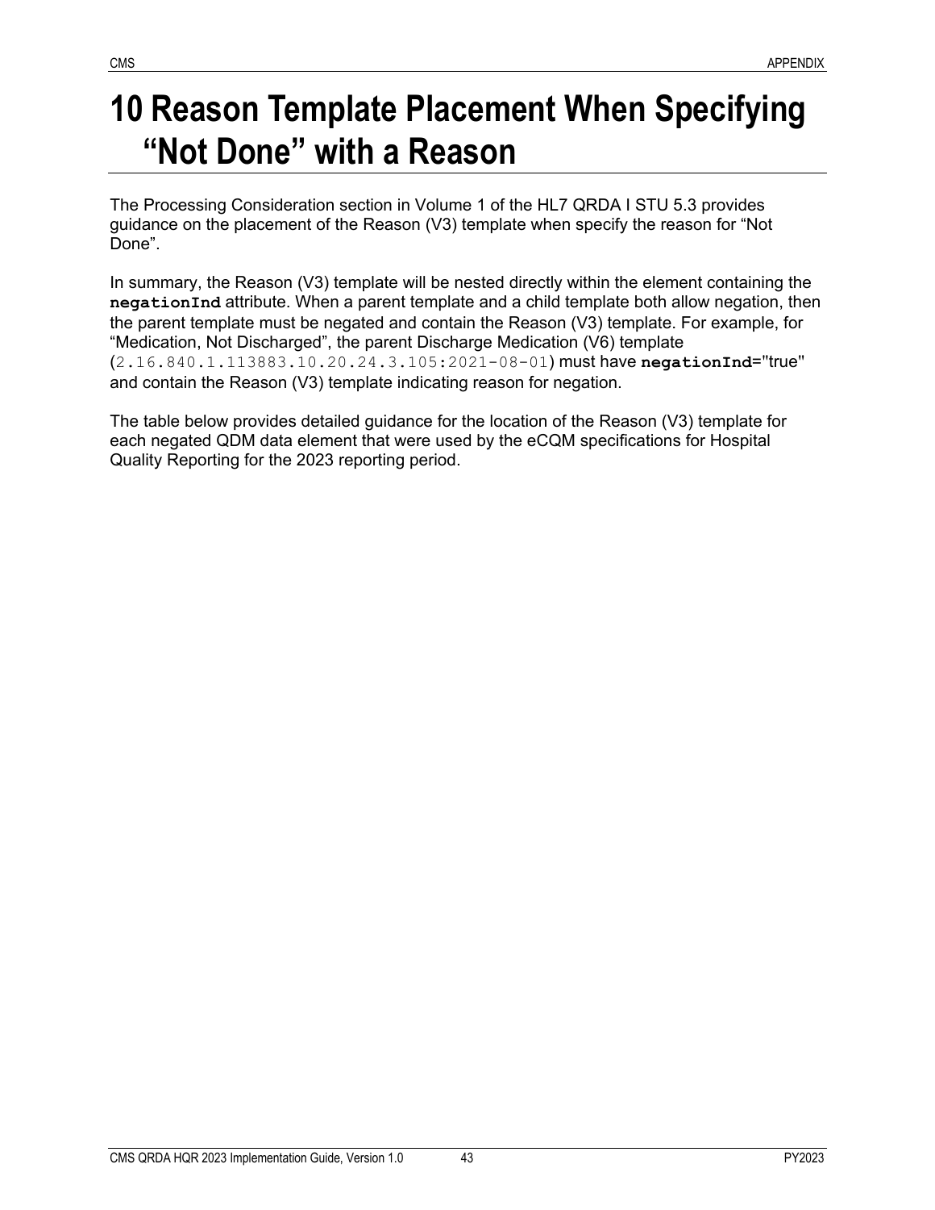# 10 Reason Template Placement When Specifying "Not Done" with a Reason

The Processing Consideration section in Volume 1 of the HL7 QRDA I STU 5.3 provides guidance on the placement of the Reason (V3) template when specify the reason for "Not Done".

In summary, the Reason (V3) template will be nested directly within the element containing the **negationInd** attribute. When a parent template and a child template both allow negation, then the parent template must be negated and contain the Reason (V3) template. For example, for "Medication, Not Discharged", the parent Discharge Medication (V6) template (2.16.840.1.113883.10.20.24.3.105:2021-08-01) must have **negationInd**="true" and contain the Reason (V3) template indicating reason for negation.

The table below provides detailed guidance for the location of the Reason (V3) template for each negated QDM data element that were used by the eCQM specifications for Hospital Quality Reporting for the 2023 reporting period.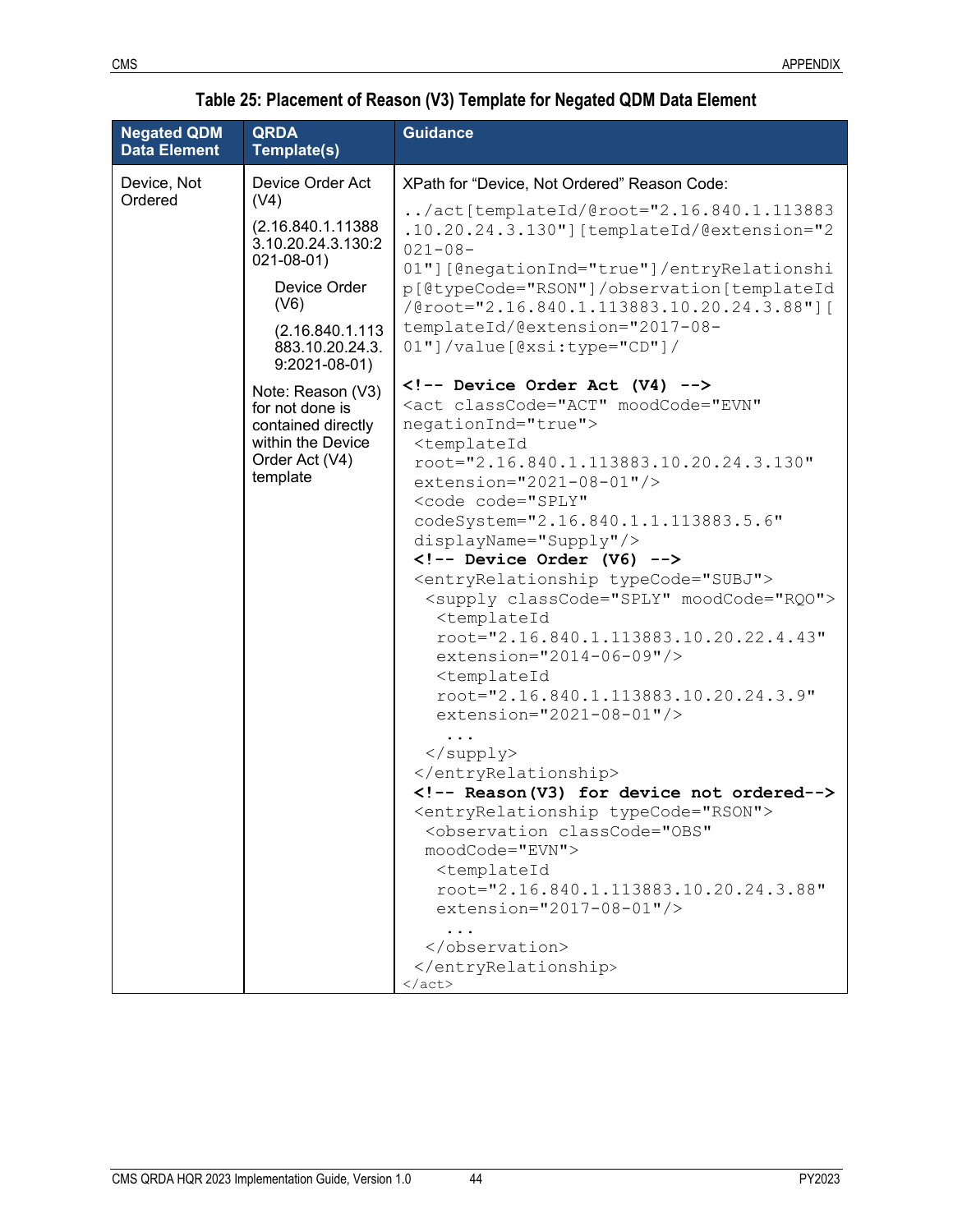**Table 25: Placement of Reason (V3) Template for Negated QDM Data Element**

| Negated QDM Data Element | QRDA Template(s) | Guidance |
|---|---|---|
| Device, Not Ordered | Device Order Act (V4)<br><br>(2.16.840.1.113883.10.20.24.3.130:2021-08-01)<br><br>Device Order (V6)<br><br>(2.16.840.1.113883.10.20.24.3.9:2021-08-01)<br><br>Note: Reason (V3) for not done is contained directly within the Device Order Act (V4) template | XPath for "Device, Not Ordered" Reason Code:<br><br>`../act[templateId/@root="2.16.840.1.113883.10.20.24.3.130"][templateId/@extension="2021-08-01"][@negationInd="true"]/entryRelationship[@typeCode="RSON"]/observation[templateId/@root="2.16.840.1.113883.10.20.24.3.88"][templateId/@extension="2017-08-01"]/value[@xsi:type="CD"]/`<br><br>`<!-- Device Order Act (V4) -->`<br>`<act classCode="ACT" moodCode="EVN" negationInd="true">`<br>`<templateId root="2.16.840.1.113883.10.20.24.3.130" extension="2021-08-01"/>`<br>`<code code="SPLY" codeSystem="2.16.840.1.1.113883.5.6" displayName="Supply"/>`<br>`<!-- Device Order (V6) -->`<br>`<entryRelationship typeCode="SUBJ">`<br>`<supply classCode="SPLY" moodCode="RQO">`<br>`<templateId root="2.16.840.1.113883.10.20.22.4.43" extension="2014-06-09"/>`<br>`<templateId root="2.16.840.1.113883.10.20.24.3.9" extension="2021-08-01"/>`<br>`...`<br>`</supply>`<br>`</entryRelationship>`<br>`<!-- Reason(V3) for device not ordered-->`<br>`<entryRelationship typeCode="RSON">`<br>`<observation classCode="OBS" moodCode="EVN">`<br>`<templateId root="2.16.840.1.113883.10.20.24.3.88" extension="2017-08-01"/>`<br>`...`<br>`</observation>`<br>`</entryRelationship>`<br>`</act>` |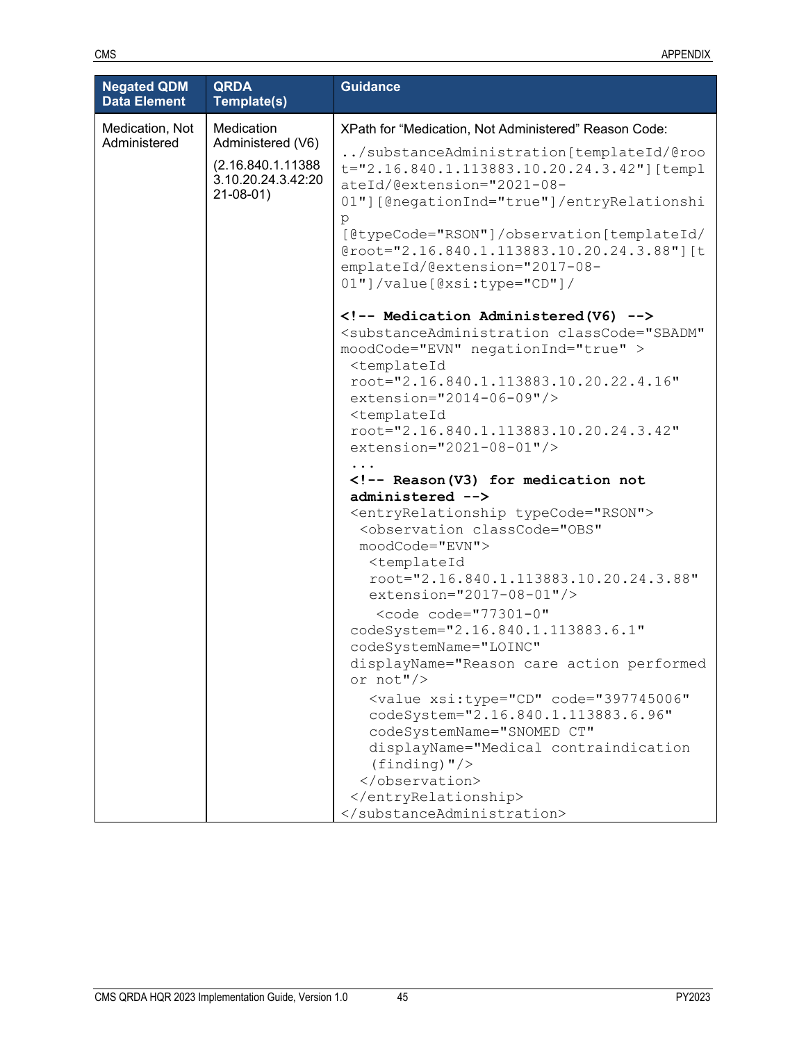| Negated QDM Data Element | QRDA Template(s) | Guidance |
| --- | --- | --- |
| Medication, Not Administered | Medication Administered (V6)<br><br>(2.16.840.1.113883.10.20.24.3.42:2021-08-01) | XPath for "Medication, Not Administered" Reason Code:<br><br>`../substanceAdministration[templateId/@root="2.16.840.1.113883.10.20.24.3.42"][templateId/@extension="2021-08-01"][@negationInd="true"]/entryRelationship [@typeCode="RSON"]/observation[templateId/@root="2.16.840.1.113883.10.20.24.3.88"][templateId/@extension="2017-08-01"]/value[@xsi:type="CD"]/`<br><br>`<!-- Medication Administered(V6) -->`<br>`<substanceAdministration classCode="SBADM" moodCode="EVN" negationInd="true" >`<br>`<templateId root="2.16.840.1.113883.10.20.22.4.16" extension="2014-06-09"/>`<br>`<templateId root="2.16.840.1.113883.10.20.24.3.42" extension="2021-08-01"/>`<br>`...`<br>`<!-- Reason(V3) for medication not administered -->`<br>`<entryRelationship typeCode="RSON">`<br>`<observation classCode="OBS" moodCode="EVN">`<br>`<templateId root="2.16.840.1.113883.10.20.24.3.88" extension="2017-08-01"/>`<br>`<code code="77301-0" codeSystem="2.16.840.1.113883.6.1" codeSystemName="LOINC" displayName="Reason care action performed or not"/>`<br>`<value xsi:type="CD" code="397745006" codeSystem="2.16.840.1.113883.6.96" codeSystemName="SNOMED CT" displayName="Medical contraindication (finding)"/>`<br>`</observation>`<br>`</entryRelationship>`<br>`</substanceAdministration>` |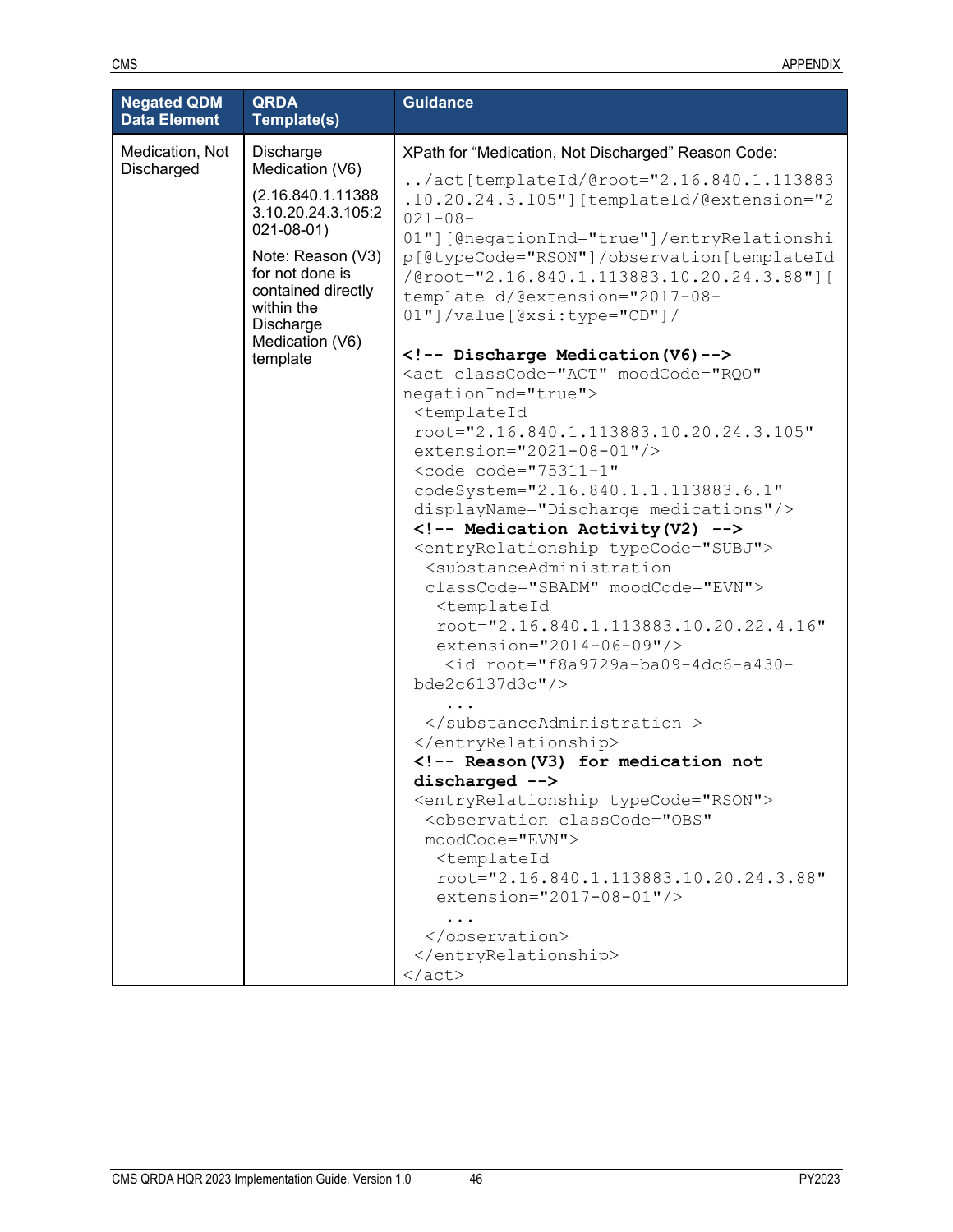| Negated QDM Data Element | QRDA Template(s) | Guidance |
|---|---|---|
| Medication, Not Discharged | Discharge Medication (V6)<br><br>(2.16.840.1.113883.10.20.24.3.105:2021-08-01)<br><br>Note: Reason (V3) for not done is contained directly within the Discharge Medication (V6) template | XPath for "Medication, Not Discharged" Reason Code:<br><br>`../act[templateId/@root="2.16.840.1.113883.10.20.24.3.105"][templateId/@extension="2021-08-01"][@negationInd="true"]/entryRelationship[@typeCode="RSON"]/observation[templateId/@root="2.16.840.1.113883.10.20.24.3.88"][templateId/@extension="2017-08-01"]/value[@xsi:type="CD"]/`<br><br>`<!-- Discharge Medication(V6)-->`<br>`<act classCode="ACT" moodCode="RQO" negationInd="true">`<br>`<templateId root="2.16.840.1.113883.10.20.24.3.105" extension="2021-08-01"/>`<br>`<code code="75311-1" codeSystem="2.16.840.1.1.113883.6.1" displayName="Discharge medications"/>`<br>`<!-- Medication Activity(V2) -->`<br>`<entryRelationship typeCode="SUBJ">`<br>`<substanceAdministration classCode="SBADM" moodCode="EVN">`<br>`<templateId root="2.16.840.1.113883.10.20.22.4.16" extension="2014-06-09"/>`<br>`<id root="f8a9729a-ba09-4dc6-a430-bde2c6137d3c"/>`<br>`...`<br>`</substanceAdministration >`<br>`</entryRelationship>`<br>`<!-- Reason(V3) for medication not discharged -->`<br>`<entryRelationship typeCode="RSON">`<br>`<observation classCode="OBS" moodCode="EVN">`<br>`<templateId root="2.16.840.1.113883.10.20.24.3.88" extension="2017-08-01"/>`<br>`...`<br>`</observation>`<br>`</entryRelationship>`<br>`</act>` |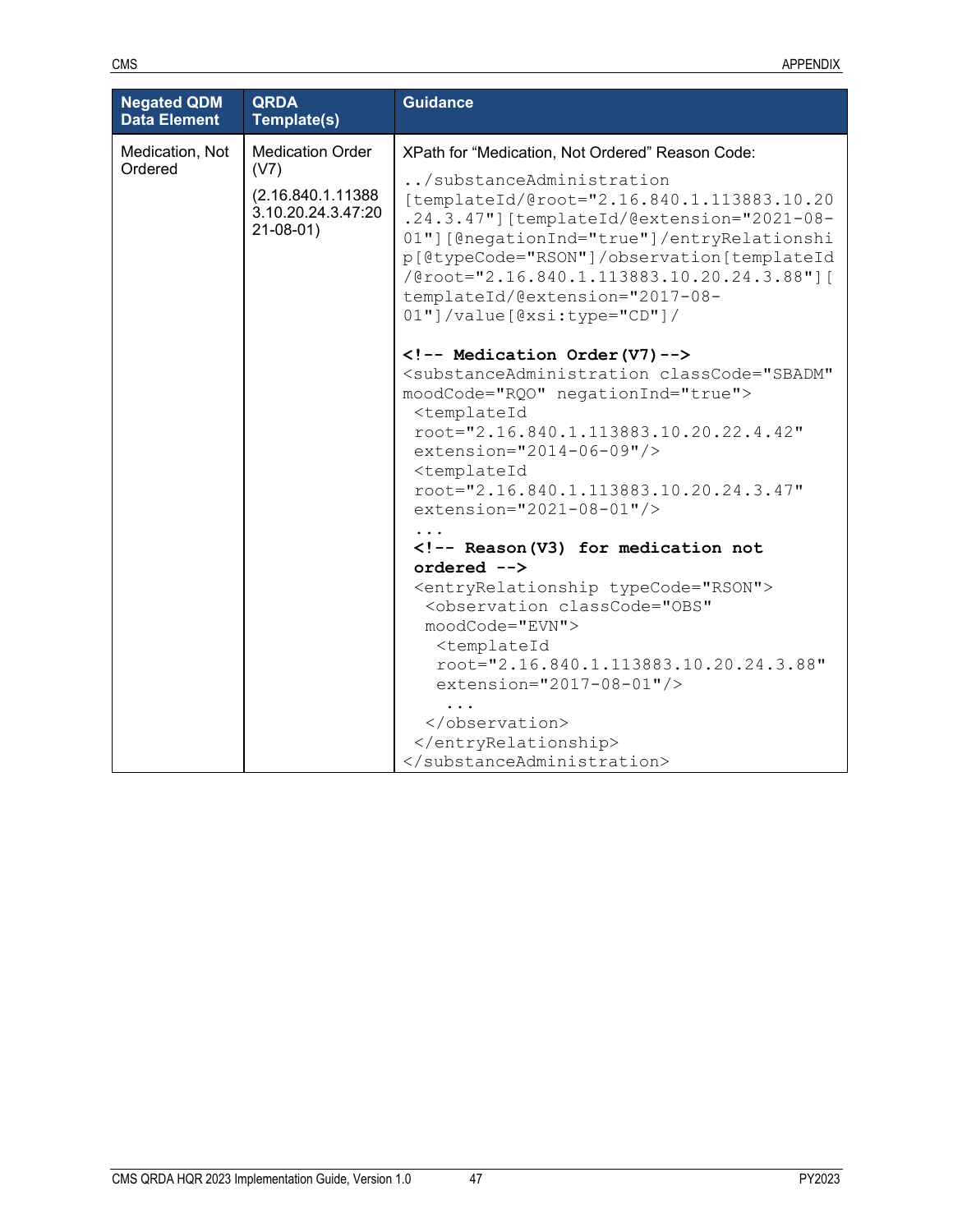| Negated QDM Data Element | QRDA Template(s) | Guidance |
|---|---|---|
| Medication, Not Ordered | Medication Order (V7)<br><br>(2.16.840.1.113883.10.20.24.3.47:2021-08-01) | XPath for "Medication, Not Ordered" Reason Code:<br><br>`../substanceAdministration[templateId/@root="2.16.840.1.113883.10.20.24.3.47"][templateId/@extension="2021-08-01"][@negationInd="true"]/entryRelationship[@typeCode="RSON"]/observation[templateId/@root="2.16.840.1.113883.10.20.24.3.88"][templateId/@extension="2017-08-01"]/value[@xsi:type="CD"]/`<br><br>`<!-- Medication Order(V7)-->`<br>`<substanceAdministration classCode="SBADM" moodCode="RQO" negationInd="true">`<br>`<templateId root="2.16.840.1.113883.10.20.22.4.42" extension="2014-06-09"/>`<br>`<templateId root="2.16.840.1.113883.10.20.24.3.47" extension="2021-08-01"/>`<br>`...`<br>`<!-- Reason(V3) for medication not ordered -->`<br>`<entryRelationship typeCode="RSON">`<br>`<observation classCode="OBS" moodCode="EVN">`<br>`<templateId root="2.16.840.1.113883.10.20.24.3.88" extension="2017-08-01"/>`<br>`...`<br>`</observation>`<br>`</entryRelationship>`<br>`</substanceAdministration>` |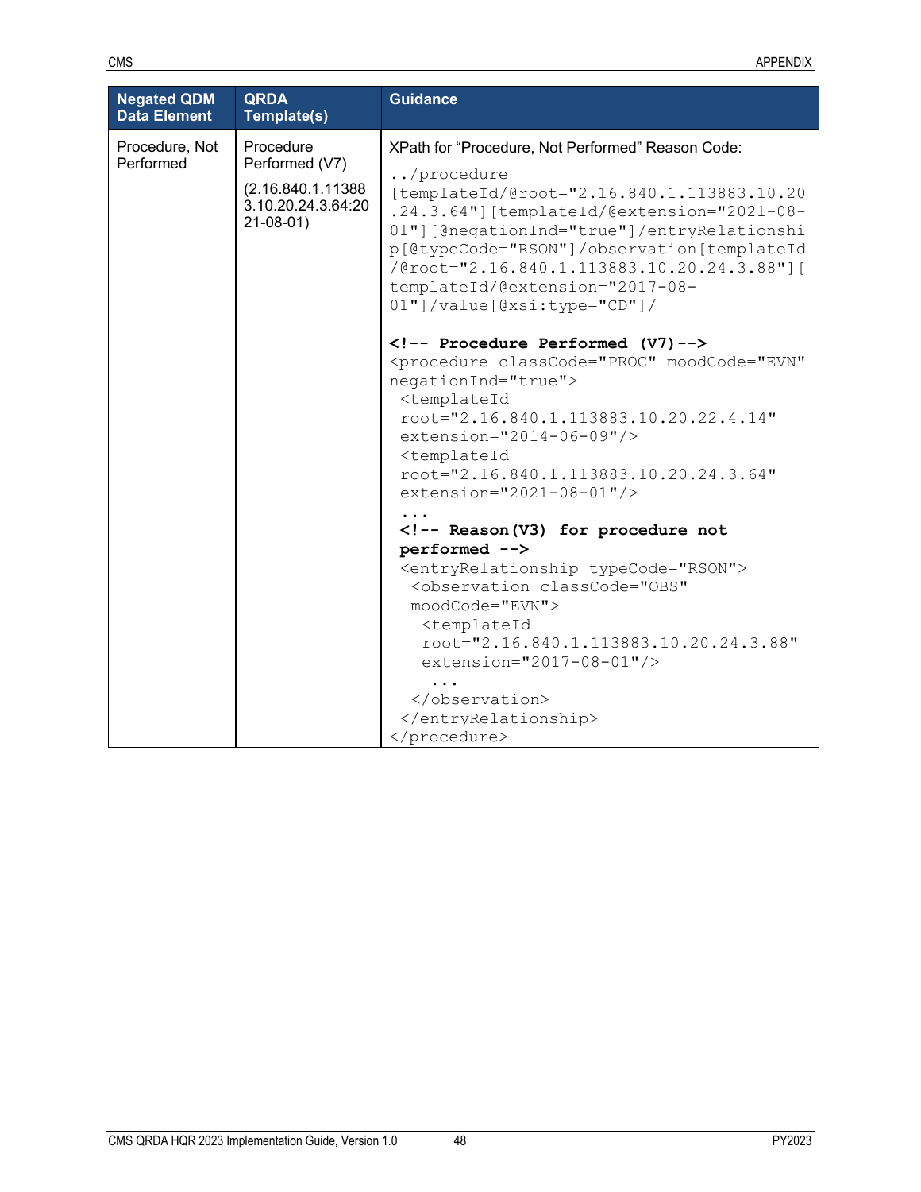| Negated QDM Data Element | QRDA Template(s) | Guidance |
|---|---|---|
| Procedure, Not Performed | Procedure Performed (V7) (2.16.840.1.113883.10.20.24.3.64:2021-08-01) | XPath for "Procedure, Not Performed" Reason Code: `../procedure[templateId/@root="2.16.840.1.113883.10.20.24.3.64"][templateId/@extension="2021-08-01"][@negationInd="true"]/entryRelationship[@typeCode="RSON"]/observation[templateId/@root="2.16.840.1.113883.10.20.24.3.88"][templateId/@extension="2017-08-01"]/value[@xsi:type="CD"]/` <br><br> `<!-- Procedure Performed (V7)-->` <br> `<procedure classCode="PROC" moodCode="EVN" negationInd="true">` <br> `<templateId root="2.16.840.1.113883.10.20.22.4.14" extension="2014-06-09"/>` <br> `<templateId root="2.16.840.1.113883.10.20.24.3.64" extension="2021-08-01"/>` <br> `...` <br> `<!-- Reason(V3) for procedure not performed -->` <br> `<entryRelationship typeCode="RSON">` <br> `<observation classCode="OBS" moodCode="EVN">` <br> `<templateId root="2.16.840.1.113883.10.20.24.3.88" extension="2017-08-01"/>` <br> `...` <br> `</observation>` <br> `</entryRelationship>` <br> `</procedure>` |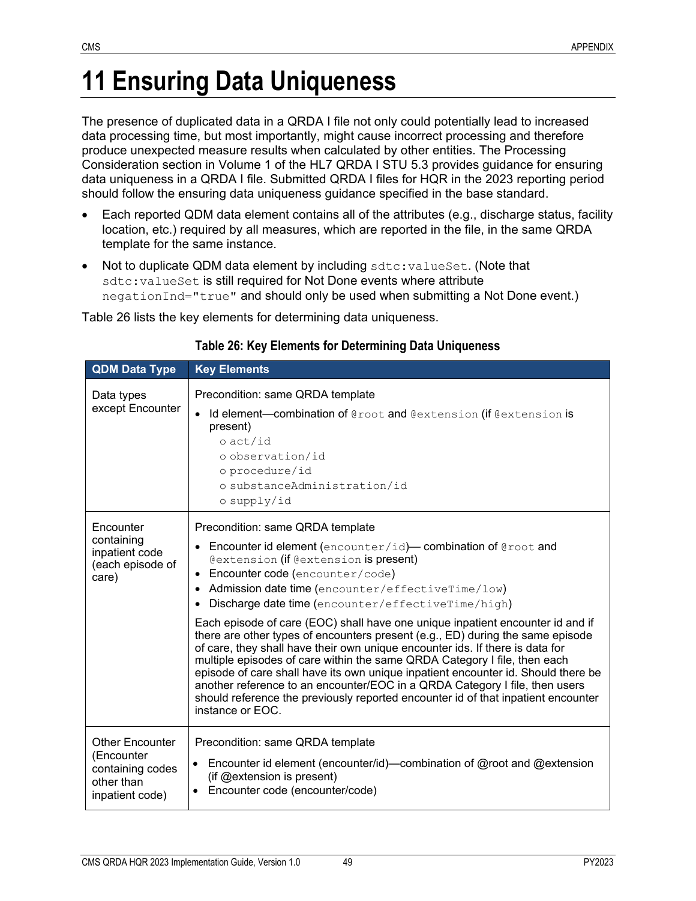# 11 Ensuring Data Uniqueness

The presence of duplicated data in a QRDA I file not only could potentially lead to increased data processing time, but most importantly, might cause incorrect processing and therefore produce unexpected measure results when calculated by other entities. The Processing Consideration section in Volume 1 of the HL7 QRDA I STU 5.3 provides guidance for ensuring data uniqueness in a QRDA I file. Submitted QRDA I files for HQR in the 2023 reporting period should follow the ensuring data uniqueness guidance specified in the base standard.

- Each reported QDM data element contains all of the attributes (e.g., discharge status, facility location, etc.) required by all measures, which are reported in the file, in the same QRDA template for the same instance.
- Not to duplicate QDM data element by including `sdtc:valueSet`. (Note that `sdtc:valueSet` is still required for Not Done events where attribute `negationInd="true"` and should only be used when submitting a Not Done event.)

Table 26 lists the key elements for determining data uniqueness.

**Table 26: Key Elements for Determining Data Uniqueness**

| QDM Data Type | Key Elements |
|---|---|
| Data types except Encounter | Precondition: same QRDA template<br>• Id element—combination of `@root` and `@extension` (if `@extension` is present)<br>&nbsp;&nbsp;o `act/id`<br>&nbsp;&nbsp;o `observation/id`<br>&nbsp;&nbsp;o `procedure/id`<br>&nbsp;&nbsp;o `substanceAdministration/id`<br>&nbsp;&nbsp;o `supply/id` |
| Encounter containing inpatient code (each episode of care) | Precondition: same QRDA template<br>• Encounter id element (`encounter/id`)— combination of `@root` and `@extension` (if `@extension` is present)<br>• Encounter code (`encounter/code`)<br>• Admission date time (`encounter/effectiveTime/low`)<br>• Discharge date time (`encounter/effectiveTime/high`)<br><br>Each episode of care (EOC) shall have one unique inpatient encounter id and if there are other types of encounters present (e.g., ED) during the same episode of care, they shall have their own unique encounter ids. If there is data for multiple episodes of care within the same QRDA Category I file, then each episode of care shall have its own unique inpatient encounter id. Should there be another reference to an encounter/EOC in a QRDA Category I file, then users should reference the previously reported encounter id of that inpatient encounter instance or EOC. |
| Other Encounter (Encounter containing codes other than inpatient code) | Precondition: same QRDA template<br>• Encounter id element (encounter/id)—combination of @root and @extension (if @extension is present)<br>• Encounter code (encounter/code) |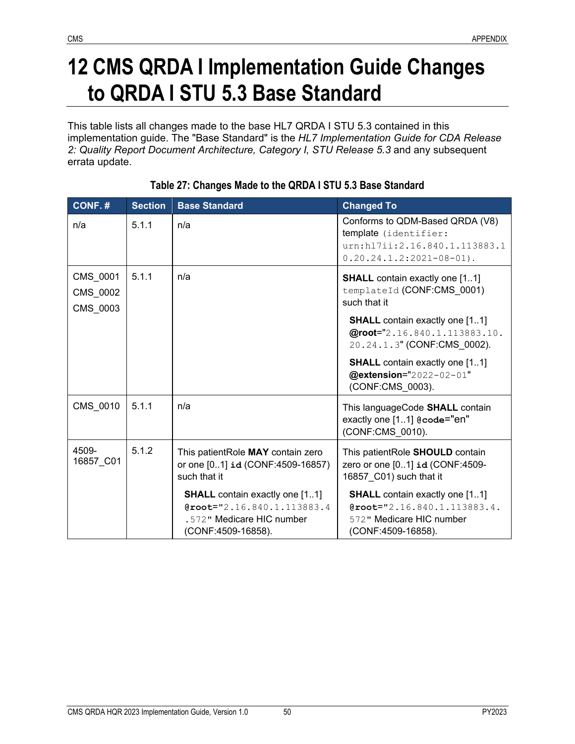# 12 CMS QRDA I Implementation Guide Changes to QRDA I STU 5.3 Base Standard

This table lists all changes made to the base HL7 QRDA I STU 5.3 contained in this implementation guide. The "Base Standard" is the *HL7 Implementation Guide for CDA Release 2: Quality Report Document Architecture, Category I, STU Release 5.3* and any subsequent errata update.

**Table 27: Changes Made to the QRDA I STU 5.3 Base Standard**

| CONF. # | Section | Base Standard | Changed To |
|---|---|---|---|
| n/a | 5.1.1 | n/a | Conforms to QDM-Based QRDA (V8) template (identifier: urn:hl7ii:2.16.840.1.113883.10.20.24.1.2:2021-08-01). |
| CMS_0001<br>CMS_0002<br>CMS_0003 | 5.1.1 | n/a | **SHALL** contain exactly one [1..1] templateId (CONF:CMS_0001) such that it<br><br>**SHALL** contain exactly one [1..1] **@root**="2.16.840.1.113883.10.20.24.1.3" (CONF:CMS_0002).<br><br>**SHALL** contain exactly one [1..1] **@extension**="2022-02-01" (CONF:CMS_0003). |
| CMS_0010 | 5.1.1 | n/a | This languageCode **SHALL** contain exactly one [1..1] **@code**="en" (CONF:CMS_0010). |
| 4509-16857_C01 | 5.1.2 | This patientRole **MAY** contain zero or one [0..1] **id** (CONF:4509-16857) such that it<br><br>**SHALL** contain exactly one [1..1] **@root**="2.16.840.1.113883.4.572" Medicare HIC number (CONF:4509-16858). | This patientRole **SHOULD** contain zero or one [0..1] **id** (CONF:4509-16857_C01) such that it<br><br>**SHALL** contain exactly one [1..1] **@root**="2.16.840.1.113883.4.572" Medicare HIC number (CONF:4509-16858). |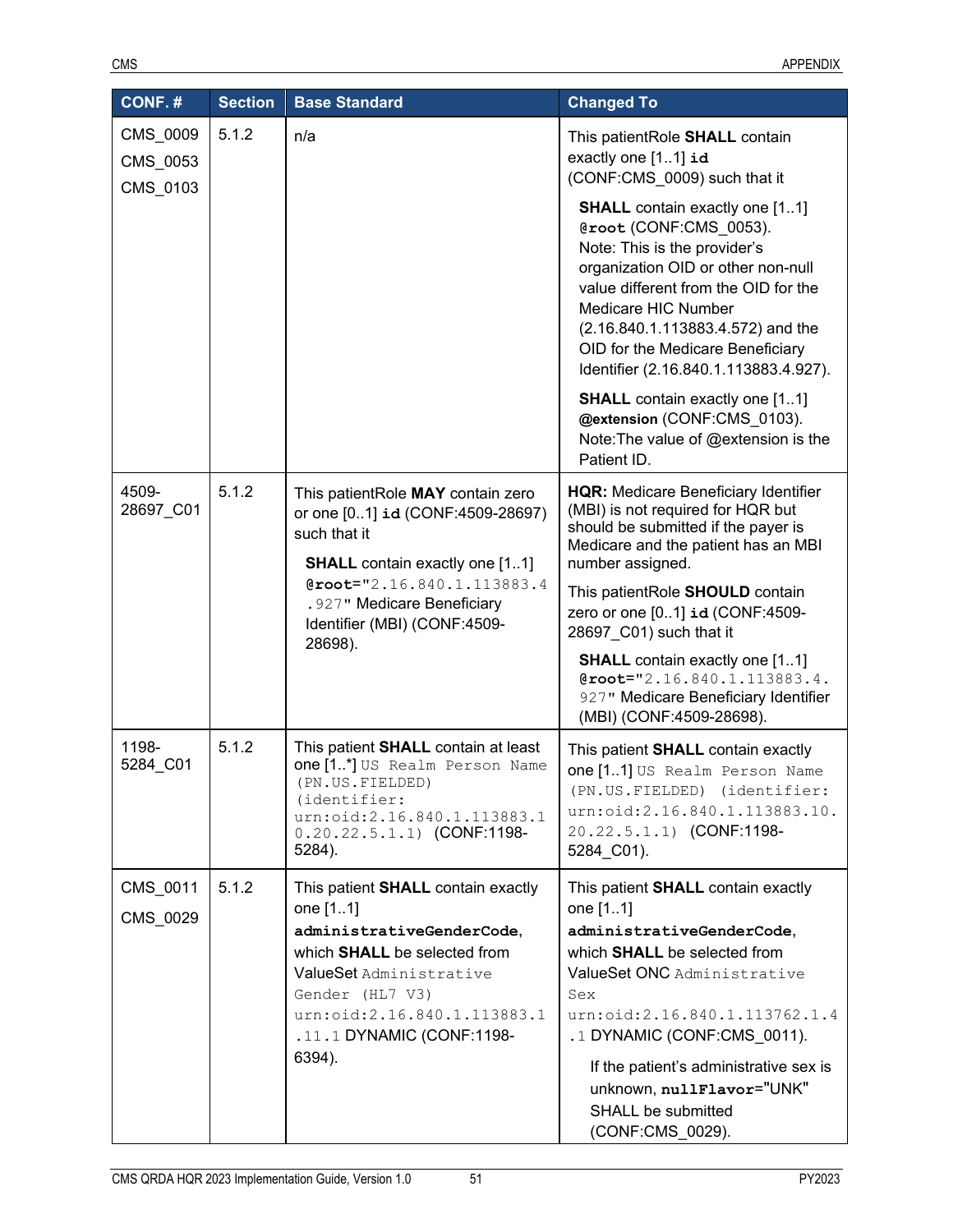| CONF. # | Section | Base Standard | Changed To |
|---|---|---|---|
| CMS_0009<br>CMS_0053<br>CMS_0103 | 5.1.2 | n/a | This patientRole **SHALL** contain exactly one [1..1] **id** (CONF:CMS_0009) such that it<br><br>**SHALL** contain exactly one [1..1] **@root** (CONF:CMS_0053). Note: This is the provider's organization OID or other non-null value different from the OID for the Medicare HIC Number (2.16.840.1.113883.4.572) and the OID for the Medicare Beneficiary Identifier (2.16.840.1.113883.4.927).<br><br>**SHALL** contain exactly one [1..1] **@extension** (CONF:CMS_0103). Note:The value of @extension is the Patient ID. |
| 4509-28697_C01 | 5.1.2 | This patientRole **MAY** contain zero or one [0..1] **id** (CONF:4509-28697) such that it<br><br>**SHALL** contain exactly one [1..1] **@root**="2.16.840.1.113883.4.927" Medicare Beneficiary Identifier (MBI) (CONF:4509-28698). | **HQR:** Medicare Beneficiary Identifier (MBI) is not required for HQR but should be submitted if the payer is Medicare and the patient has an MBI number assigned.<br><br>This patientRole **SHOULD** contain zero or one [0..1] **id** (CONF:4509-28697_C01) such that it<br><br>**SHALL** contain exactly one [1..1] **@root**="2.16.840.1.113883.4.927" Medicare Beneficiary Identifier (MBI) (CONF:4509-28698). |
| 1198-5284_C01 | 5.1.2 | This patient **SHALL** contain at least one [1..*] US Realm Person Name (PN.US.FIELDED) (identifier: urn:oid:2.16.840.1.113883.10.20.22.5.1.1) (CONF:1198-5284). | This patient **SHALL** contain exactly one [1..1] US Realm Person Name (PN.US.FIELDED) (identifier: urn:oid:2.16.840.1.113883.10.20.22.5.1.1) (CONF:1198-5284_C01). |
| CMS_0011<br>CMS_0029 | 5.1.2 | This patient **SHALL** contain exactly one [1..1] **administrativeGenderCode**, which **SHALL** be selected from ValueSet Administrative Gender (HL7 V3) urn:oid:2.16.840.1.113883.1.11.1 DYNAMIC (CONF:1198-6394). | This patient **SHALL** contain exactly one [1..1] **administrativeGenderCode**, which **SHALL** be selected from ValueSet ONC Administrative Sex urn:oid:2.16.840.1.113762.1.4.1 DYNAMIC (CONF:CMS_0011).<br><br>If the patient's administrative sex is unknown, **nullFlavor**="UNK" SHALL be submitted (CONF:CMS_0029). |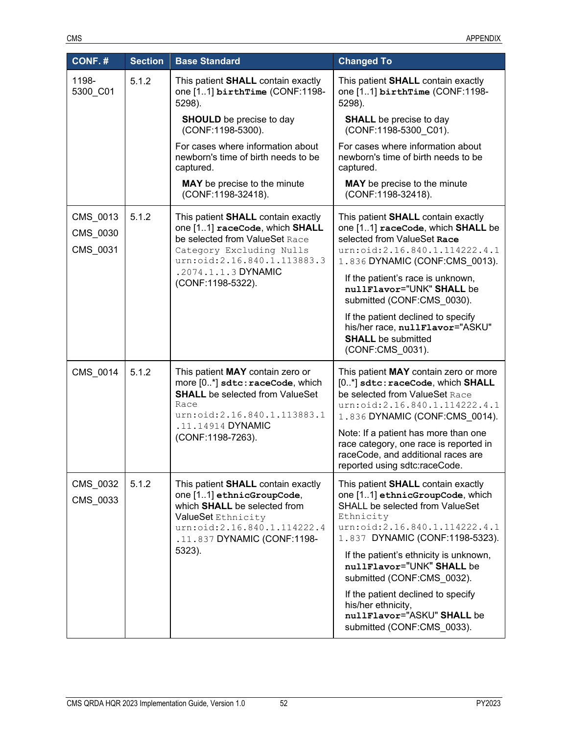| CONF. # | Section | Base Standard | Changed To |
|---|---|---|---|
| 1198-5300_C01 | 5.1.2 | This patient **SHALL** contain exactly one [1..1] `birthTime` (CONF:1198-5298).<br><br>**SHOULD** be precise to day (CONF:1198-5300).<br><br>For cases where information about newborn's time of birth needs to be captured.<br><br>**MAY** be precise to the minute (CONF:1198-32418). | This patient **SHALL** contain exactly one [1..1] `birthTime` (CONF:1198-5298).<br><br>**SHALL** be precise to day (CONF:1198-5300_C01).<br><br>For cases where information about newborn's time of birth needs to be captured.<br><br>**MAY** be precise to the minute (CONF:1198-32418). |
| CMS_0013<br>CMS_0030<br>CMS_0031 | 5.1.2 | This patient **SHALL** contain exactly one [1..1] `raceCode`, which **SHALL** be selected from ValueSet `Race Category Excluding Nulls urn:oid:2.16.840.1.113883.3.2074.1.1.3` DYNAMIC (CONF:1198-5322). | This patient **SHALL** contain exactly one [1..1] `raceCode`, which **SHALL** be selected from ValueSet **`Race`** `urn:oid:2.16.840.1.114222.4.11.836` DYNAMIC (CONF:CMS_0013).<br><br>If the patient's race is unknown, `nullFlavor`="UNK" **SHALL** be submitted (CONF:CMS_0030).<br><br>If the patient declined to specify his/her race, `nullFlavor`="ASKU" **SHALL** be submitted (CONF:CMS_0031). |
| CMS_0014 | 5.1.2 | This patient **MAY** contain zero or more [0..*] `sdtc:raceCode`, which **SHALL** be selected from ValueSet `Race urn:oid:2.16.840.1.113883.1.11.14914` DYNAMIC (CONF:1198-7263). | This patient **MAY** contain zero or more [0..*] `sdtc:raceCode`, which **SHALL** be selected from ValueSet `Race urn:oid:2.16.840.1.114222.4.11.836` DYNAMIC (CONF:CMS_0014).<br><br>Note: If a patient has more than one race category, one race is reported in raceCode, and additional races are reported using sdtc:raceCode. |
| CMS_0032<br>CMS_0033 | 5.1.2 | This patient **SHALL** contain exactly one [1..1] `ethnicGroupCode`, which **SHALL** be selected from ValueSet `Ethnicity urn:oid:2.16.840.1.114222.4.11.837` DYNAMIC (CONF:1198-5323). | This patient **SHALL** contain exactly one [1..1] `ethnicGroupCode`, which SHALL be selected from ValueSet `Ethnicity urn:oid:2.16.840.1.114222.4.11.837` DYNAMIC (CONF:1198-5323).<br><br>If the patient's ethnicity is unknown, `nullFlavor`="UNK" **SHALL** be submitted (CONF:CMS_0032).<br><br>If the patient declined to specify his/her ethnicity, `nullFlavor`="ASKU" **SHALL** be submitted (CONF:CMS_0033). |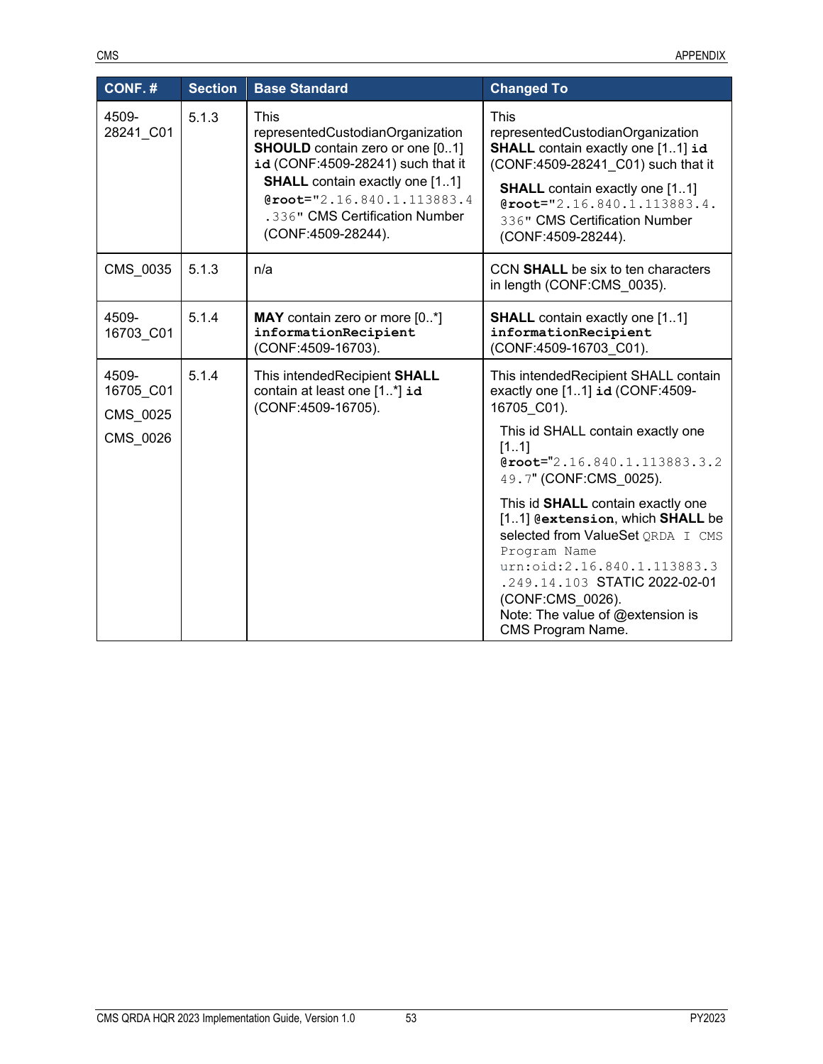| CONF. # | Section | Base Standard | Changed To |
|---|---|---|---|
| 4509-28241_C01 | 5.1.3 | This representedCustodianOrganization **SHOULD** contain zero or one [0..1] **id** (CONF:4509-28241) such that it<br>**SHALL** contain exactly one [1..1] **@root**="2.16.840.1.113883.4.336" CMS Certification Number (CONF:4509-28244). | This representedCustodianOrganization **SHALL** contain exactly one [1..1] **id** (CONF:4509-28241_C01) such that it<br>**SHALL** contain exactly one [1..1] **@root**="2.16.840.1.113883.4.336" CMS Certification Number (CONF:4509-28244). |
| CMS_0035 | 5.1.3 | n/a | CCN **SHALL** be six to ten characters in length (CONF:CMS_0035). |
| 4509-16703_C01 | 5.1.4 | **MAY** contain zero or more [0..*] **informationRecipient** (CONF:4509-16703). | **SHALL** contain exactly one [1..1] **informationRecipient** (CONF:4509-16703_C01). |
| 4509-16705_C01<br>CMS_0025<br>CMS_0026 | 5.1.4 | This intendedRecipient **SHALL** contain at least one [1..*] **id** (CONF:4509-16705). | This intendedRecipient SHALL contain exactly one [1..1] **id** (CONF:4509-16705_C01).<br>This id SHALL contain exactly one [1..1] **@root**="2.16.840.1.113883.3.249.7" (CONF:CMS_0025).<br>This id **SHALL** contain exactly one [1..1] **@extension**, which **SHALL** be selected from ValueSet QRDA I CMS Program Name urn:oid:2.16.840.1.113883.3.249.14.103 STATIC 2022-02-01 (CONF:CMS_0026).<br>Note: The value of @extension is CMS Program Name. |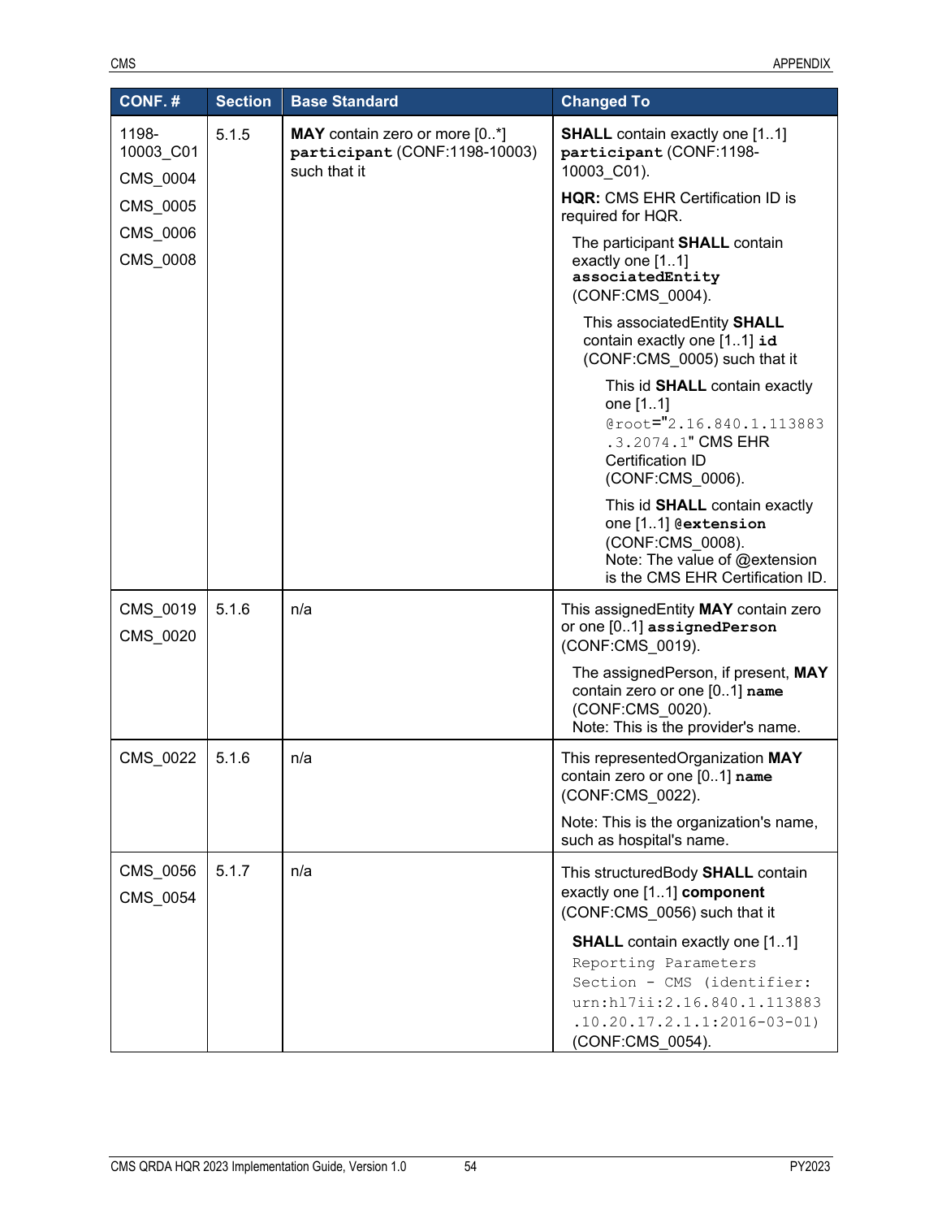| CONF. # | Section | Base Standard | Changed To |
|---|---|---|---|
| 1198-10003_C01<br>CMS_0004<br>CMS_0005<br>CMS_0006<br>CMS_0008 | 5.1.5 | **MAY** contain zero or more [0..*] **participant** (CONF:1198-10003) such that it | **SHALL** contain exactly one [1..1] **participant** (CONF:1198-10003_C01).<br>**HQR:** CMS EHR Certification ID is required for HQR.<br>The participant **SHALL** contain exactly one [1..1] **associatedEntity** (CONF:CMS_0004).<br>This associatedEntity **SHALL** contain exactly one [1..1] **id** (CONF:CMS_0005) such that it<br>This id **SHALL** contain exactly one [1..1] @root="2.16.840.1.113883.3.2074.1" CMS EHR Certification ID (CONF:CMS_0006).<br>This id **SHALL** contain exactly one [1..1] **@extension** (CONF:CMS_0008).<br>Note: The value of @extension is the CMS EHR Certification ID. |
| CMS_0019<br>CMS_0020 | 5.1.6 | n/a | This assignedEntity **MAY** contain zero or one [0..1] **assignedPerson** (CONF:CMS_0019).<br>The assignedPerson, if present, **MAY** contain zero or one [0..1] **name** (CONF:CMS_0020).<br>Note: This is the provider's name. |
| CMS_0022 | 5.1.6 | n/a | This representedOrganization **MAY** contain zero or one [0..1] **name** (CONF:CMS_0022).<br>Note: This is the organization's name, such as hospital's name. |
| CMS_0056<br>CMS_0054 | 5.1.7 | n/a | This structuredBody **SHALL** contain exactly one [1..1] **component** (CONF:CMS_0056) such that it<br>**SHALL** contain exactly one [1..1] Reporting Parameters Section - CMS (identifier: urn:hl7ii:2.16.840.1.113883.10.20.17.2.1.1:2016-03-01) (CONF:CMS_0054). |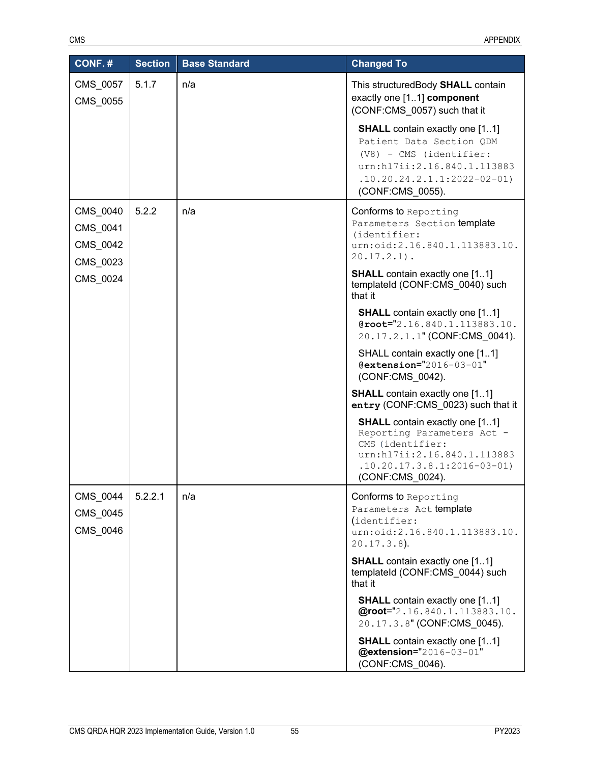| CONF. # | Section | Base Standard | Changed To |
| --- | --- | --- | --- |
| CMS_0057<br>CMS_0055 | 5.1.7 | n/a | This structuredBody **SHALL** contain exactly one [1..1] **component** (CONF:CMS_0057) such that it<br><br>**SHALL** contain exactly one [1..1] `Patient Data Section QDM (V8) - CMS (identifier: urn:hl7ii:2.16.840.1.113883.10.20.24.2.1.1:2022-02-01)` (CONF:CMS_0055). |
| CMS_0040<br>CMS_0041<br>CMS_0042<br>CMS_0023<br>CMS_0024 | 5.2.2 | n/a | Conforms to `Reporting Parameters Section` template `(identifier: urn:oid:2.16.840.1.113883.10.20.17.2.1).`<br><br>**SHALL** contain exactly one [1..1] templateId (CONF:CMS_0040) such that it<br><br>**SHALL** contain exactly one [1..1] **@root**="`2.16.840.1.113883.10.20.17.2.1.1`" (CONF:CMS_0041).<br><br>SHALL contain exactly one [1..1] **@extension**="`2016-03-01`" (CONF:CMS_0042).<br><br>**SHALL** contain exactly one [1..1] **entry** (CONF:CMS_0023) such that it<br><br>**SHALL** contain exactly one [1..1] `Reporting Parameters Act - CMS (identifier: urn:hl7ii:2.16.840.1.113883.10.20.17.3.8.1:2016-03-01)` (CONF:CMS_0024). |
| CMS_0044<br>CMS_0045<br>CMS_0046 | 5.2.2.1 | n/a | Conforms to `Reporting Parameters Act` template `(identifier: urn:oid:2.16.840.1.113883.10.20.17.3.8)`.<br><br>**SHALL** contain exactly one [1..1] templateId (CONF:CMS_0044) such that it<br><br>**SHALL** contain exactly one [1..1] **@root**="`2.16.840.1.113883.10.20.17.3.8`" (CONF:CMS_0045).<br><br>**SHALL** contain exactly one [1..1] **@extension**="`2016-03-01`" (CONF:CMS_0046). |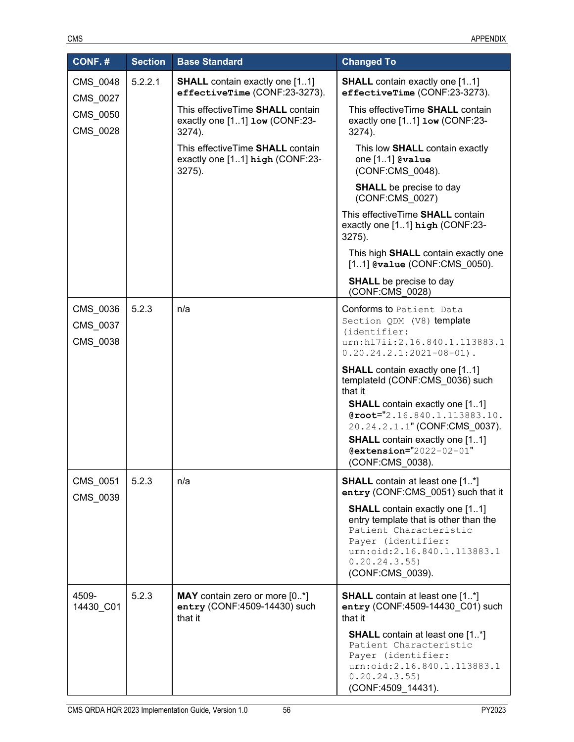| CONF. # | Section | Base Standard | Changed To |
|---|---|---|---|
| CMS_0048<br>CMS_0027<br>CMS_0050<br>CMS_0028 | 5.2.2.1 | **SHALL** contain exactly one [1..1] **effectiveTime** (CONF:23-3273).<br>This effectiveTime **SHALL** contain exactly one [1..1] **low** (CONF:23-3274).<br>This effectiveTime **SHALL** contain exactly one [1..1] **high** (CONF:23-3275). | **SHALL** contain exactly one [1..1] **effectiveTime** (CONF:23-3273).<br>This effectiveTime **SHALL** contain exactly one [1..1] **low** (CONF:23-3274).<br>This low **SHALL** contain exactly one [1..1] **@value** (CONF:CMS_0048).<br>**SHALL** be precise to day (CONF:CMS_0027)<br>This effectiveTime **SHALL** contain exactly one [1..1] **high** (CONF:23-3275).<br>This high **SHALL** contain exactly one [1..1] **@value** (CONF:CMS_0050).<br>**SHALL** be precise to day (CONF:CMS_0028) |
| CMS_0036<br>CMS_0037<br>CMS_0038 | 5.2.3 | n/a | Conforms to `Patient Data Section QDM (V8)` template `(identifier: urn:hl7ii:2.16.840.1.113883.10.20.24.2.1:2021-08-01)`.<br>**SHALL** contain exactly one [1..1] templateId (CONF:CMS_0036) such that it<br>**SHALL** contain exactly one [1..1] **@root**="`2.16.840.1.113883.10.20.24.2.1.1`" (CONF:CMS_0037).<br>**SHALL** contain exactly one [1..1] **@extension**="`2022-02-01`" (CONF:CMS_0038). |
| CMS_0051<br>CMS_0039 | 5.2.3 | n/a | **SHALL** contain at least one [1..*] **entry** (CONF:CMS_0051) such that it<br>**SHALL** contain exactly one [1..1] entry template that is other than the `Patient Characteristic Payer (identifier: urn:oid:2.16.840.1.113883.10.20.24.3.55)` (CONF:CMS_0039). |
| 4509-14430_C01 | 5.2.3 | **MAY** contain zero or more [0..*] **entry** (CONF:4509-14430) such that it | **SHALL** contain at least one [1..*] **entry** (CONF:4509-14430_C01) such that it<br>**SHALL** contain at least one [1..*] `Patient Characteristic Payer (identifier: urn:oid:2.16.840.1.113883.10.20.24.3.55)` (CONF:4509_14431). |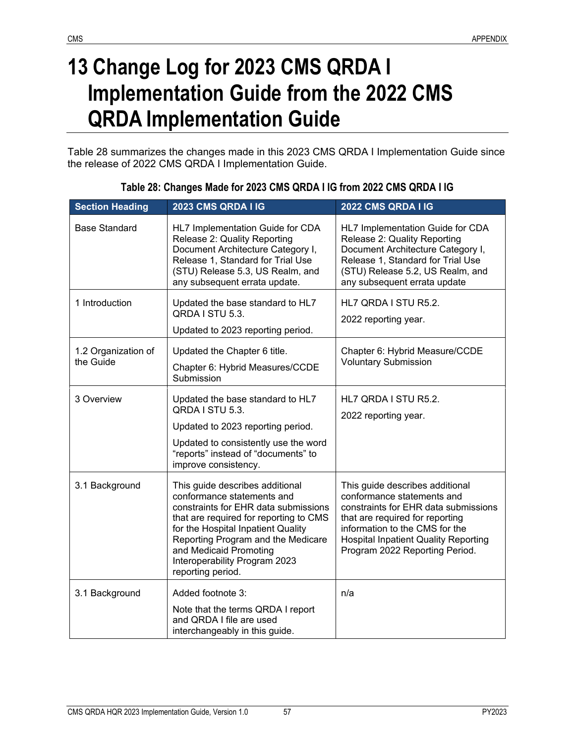# 13 Change Log for 2023 CMS QRDA I Implementation Guide from the 2022 CMS QRDA Implementation Guide

Table 28 summarizes the changes made in this 2023 CMS QRDA I Implementation Guide since the release of 2022 CMS QRDA I Implementation Guide.

**Table 28: Changes Made for 2023 CMS QRDA I IG from 2022 CMS QRDA I IG**

| Section Heading | 2023 CMS QRDA I IG | 2022 CMS QRDA I IG |
|---|---|---|
| Base Standard | HL7 Implementation Guide for CDA Release 2: Quality Reporting Document Architecture Category I, Release 1, Standard for Trial Use (STU) Release 5.3, US Realm, and any subsequent errata update. | HL7 Implementation Guide for CDA Release 2: Quality Reporting Document Architecture Category I, Release 1, Standard for Trial Use (STU) Release 5.2, US Realm, and any subsequent errata update |
| 1 Introduction | Updated the base standard to HL7 QRDA I STU 5.3.<br><br>Updated to 2023 reporting period. | HL7 QRDA I STU R5.2.<br><br>2022 reporting year. |
| 1.2 Organization of the Guide | Updated the Chapter 6 title.<br><br>Chapter 6: Hybrid Measures/CCDE Submission | Chapter 6: Hybrid Measure/CCDE Voluntary Submission |
| 3 Overview | Updated the base standard to HL7 QRDA I STU 5.3.<br><br>Updated to 2023 reporting period.<br><br>Updated to consistently use the word "reports" instead of "documents" to improve consistency. | HL7 QRDA I STU R5.2.<br><br>2022 reporting year. |
| 3.1 Background | This guide describes additional conformance statements and constraints for EHR data submissions that are required for reporting to CMS for the Hospital Inpatient Quality Reporting Program and the Medicare and Medicaid Promoting Interoperability Program 2023 reporting period. | This guide describes additional conformance statements and constraints for EHR data submissions that are required for reporting information to the CMS for the Hospital Inpatient Quality Reporting Program 2022 Reporting Period. |
| 3.1 Background | Added footnote 3:<br><br>Note that the terms QRDA I report and QRDA I file are used interchangeably in this guide. | n/a |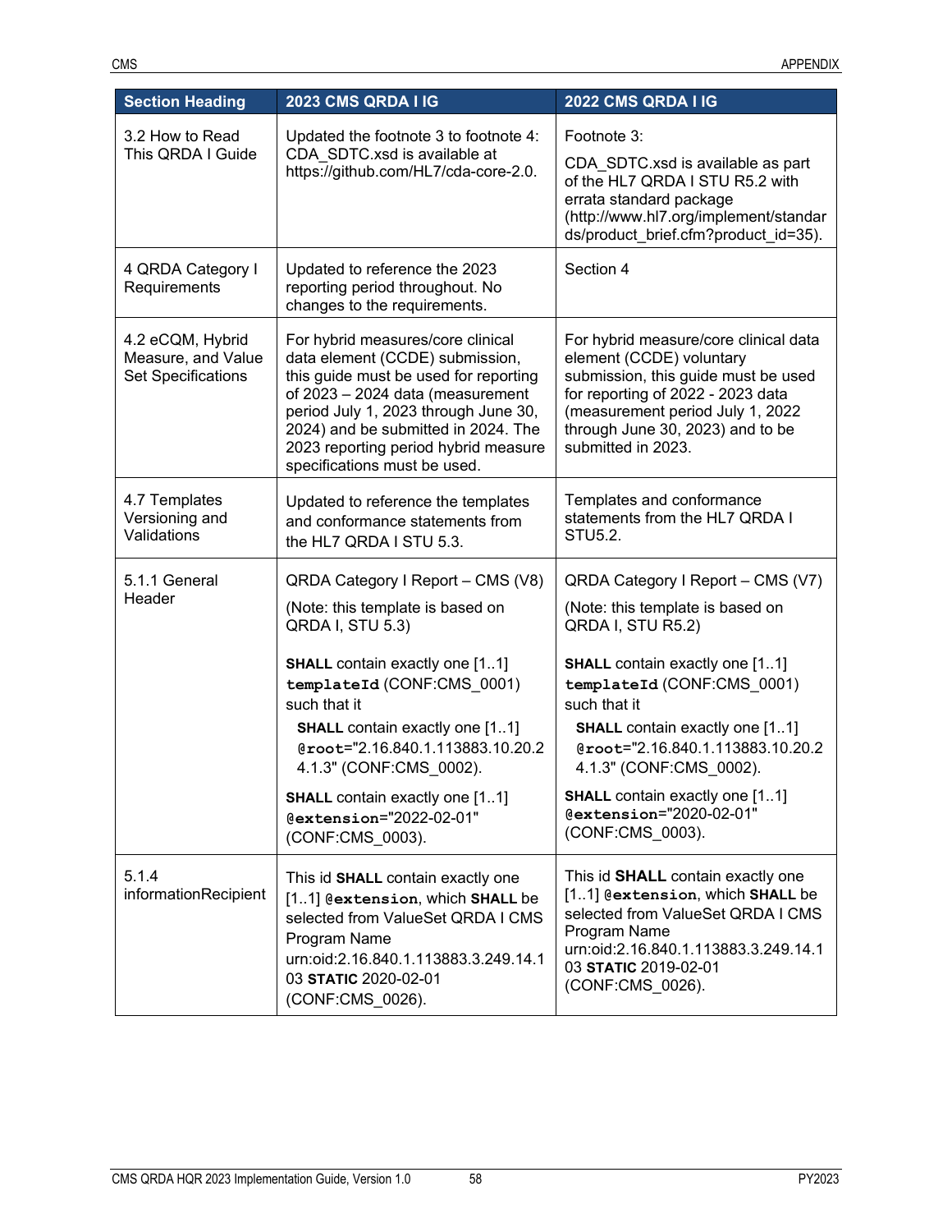| Section Heading | 2023 CMS QRDA I IG | 2022 CMS QRDA I IG |
|---|---|---|
| 3.2 How to Read This QRDA I Guide | Updated the footnote 3 to footnote 4: CDA_SDTC.xsd is available at https://github.com/HL7/cda-core-2.0. | Footnote 3:<br><br>CDA_SDTC.xsd is available as part of the HL7 QRDA I STU R5.2 with errata standard package (http://www.hl7.org/implement/standards/product_brief.cfm?product_id=35). |
| 4 QRDA Category I Requirements | Updated to reference the 2023 reporting period throughout. No changes to the requirements. | Section 4 |
| 4.2 eCQM, Hybrid Measure, and Value Set Specifications | For hybrid measures/core clinical data element (CCDE) submission, this guide must be used for reporting of 2023 – 2024 data (measurement period July 1, 2023 through June 30, 2024) and be submitted in 2024. The 2023 reporting period hybrid measure specifications must be used. | For hybrid measure/core clinical data element (CCDE) voluntary submission, this guide must be used for reporting of 2022 - 2023 data (measurement period July 1, 2022 through June 30, 2023) and to be submitted in 2023. |
| 4.7 Templates Versioning and Validations | Updated to reference the templates and conformance statements from the HL7 QRDA I STU 5.3. | Templates and conformance statements from the HL7 QRDA I STU5.2. |
| 5.1.1 General Header | QRDA Category I Report – CMS (V8)<br><br>(Note: this template is based on QRDA I, STU 5.3)<br><br>**SHALL** contain exactly one [1..1] **templateId** (CONF:CMS_0001) such that it<br><br>**SHALL** contain exactly one [1..1] **@root**="2.16.840.1.113883.10.20.24.1.3" (CONF:CMS_0002).<br><br>**SHALL** contain exactly one [1..1] **@extension**="2022-02-01" (CONF:CMS_0003). | QRDA Category I Report – CMS (V7)<br><br>(Note: this template is based on QRDA I, STU R5.2)<br><br>**SHALL** contain exactly one [1..1] **templateId** (CONF:CMS_0001) such that it<br><br>**SHALL** contain exactly one [1..1] **@root**="2.16.840.1.113883.10.20.24.1.3" (CONF:CMS_0002).<br><br>**SHALL** contain exactly one [1..1] **@extension**="2020-02-01" (CONF:CMS_0003). |
| 5.1.4 informationRecipient | This id **SHALL** contain exactly one [1..1] **@extension**, which **SHALL** be selected from ValueSet QRDA I CMS Program Name urn:oid:2.16.840.1.113883.3.249.14.103 **STATIC** 2020-02-01 (CONF:CMS_0026). | This id **SHALL** contain exactly one [1..1] **@extension**, which **SHALL** be selected from ValueSet QRDA I CMS Program Name urn:oid:2.16.840.1.113883.3.249.14.103 **STATIC** 2019-02-01 (CONF:CMS_0026). |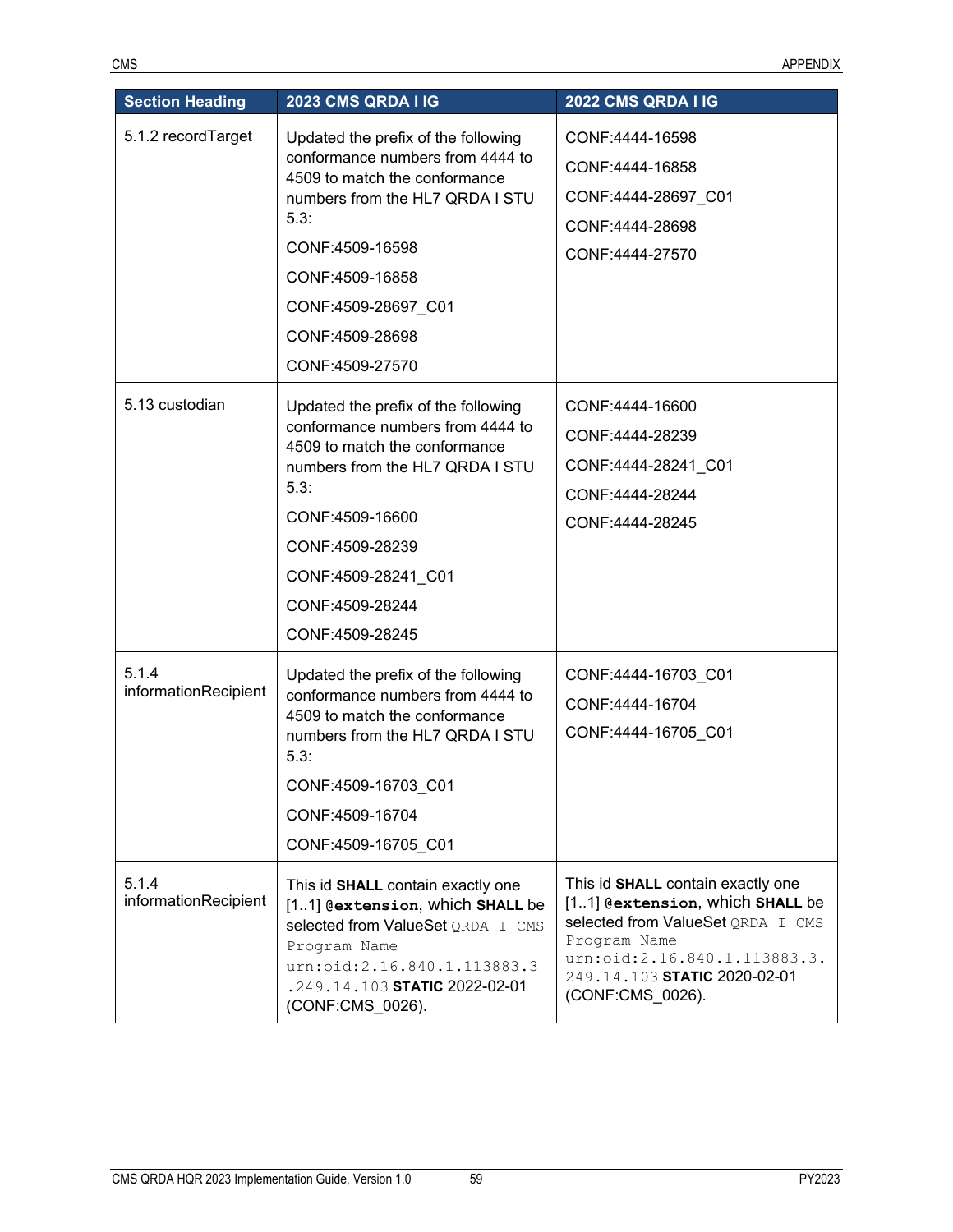| Section Heading | 2023 CMS QRDA I IG | 2022 CMS QRDA I IG |
|---|---|---|
| 5.1.2 recordTarget | Updated the prefix of the following conformance numbers from 4444 to 4509 to match the conformance numbers from the HL7 QRDA I STU 5.3:<br>CONF:4509-16598<br>CONF:4509-16858<br>CONF:4509-28697_C01<br>CONF:4509-28698<br>CONF:4509-27570 | CONF:4444-16598<br>CONF:4444-16858<br>CONF:4444-28697_C01<br>CONF:4444-28698<br>CONF:4444-27570 |
| 5.13 custodian | Updated the prefix of the following conformance numbers from 4444 to 4509 to match the conformance numbers from the HL7 QRDA I STU 5.3:<br>CONF:4509-16600<br>CONF:4509-28239<br>CONF:4509-28241_C01<br>CONF:4509-28244<br>CONF:4509-28245 | CONF:4444-16600<br>CONF:4444-28239<br>CONF:4444-28241_C01<br>CONF:4444-28244<br>CONF:4444-28245 |
| 5.1.4 informationRecipient | Updated the prefix of the following conformance numbers from 4444 to 4509 to match the conformance numbers from the HL7 QRDA I STU 5.3:<br>CONF:4509-16703_C01<br>CONF:4509-16704<br>CONF:4509-16705_C01 | CONF:4444-16703_C01<br>CONF:4444-16704<br>CONF:4444-16705_C01 |
| 5.1.4 informationRecipient | This id **SHALL** contain exactly one [1..1] **`@extension`**, which **SHALL** be selected from ValueSet `QRDA I CMS Program Name urn:oid:2.16.840.1.113883.3.249.14.103` **STATIC** 2022-02-01 (CONF:CMS_0026). | This id **SHALL** contain exactly one [1..1] **`@extension`**, which **SHALL** be selected from ValueSet `QRDA I CMS Program Name urn:oid:2.16.840.1.113883.3.249.14.103` **STATIC** 2020-02-01 (CONF:CMS_0026). |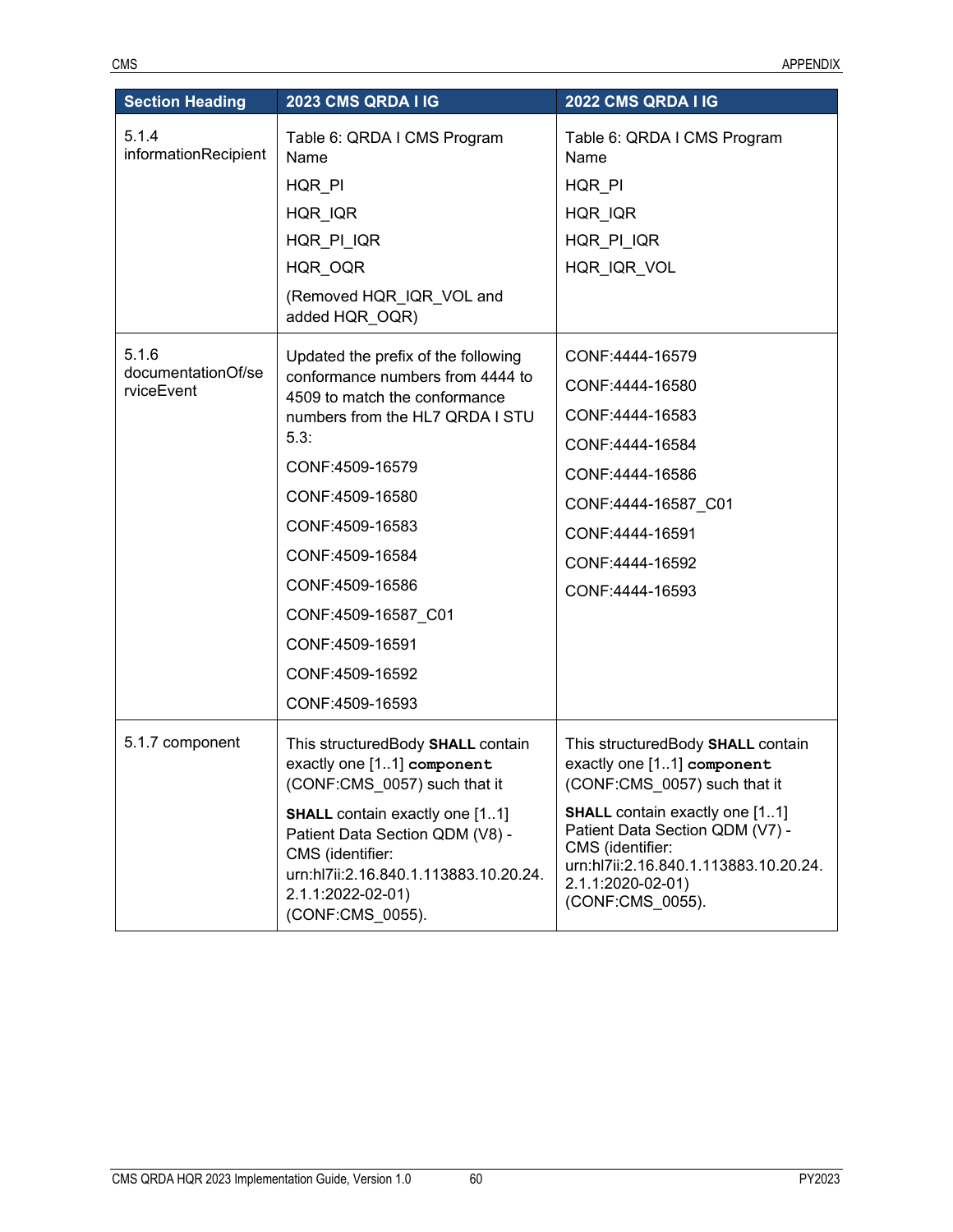| Section Heading | 2023 CMS QRDA I IG | 2022 CMS QRDA I IG |
|---|---|---|
| 5.1.4 informationRecipient | Table 6: QRDA I CMS Program Name<br>HQR_PI<br>HQR_IQR<br>HQR_PI_IQR<br>HQR_OQR<br>(Removed HQR_IQR_VOL and added HQR_OQR) | Table 6: QRDA I CMS Program Name<br>HQR_PI<br>HQR_IQR<br>HQR_PI_IQR<br>HQR_IQR_VOL |
| 5.1.6 documentationOf/serviceEvent | Updated the prefix of the following conformance numbers from 4444 to 4509 to match the conformance numbers from the HL7 QRDA I STU 5.3:<br>CONF:4509-16579<br>CONF:4509-16580<br>CONF:4509-16583<br>CONF:4509-16584<br>CONF:4509-16586<br>CONF:4509-16587_C01<br>CONF:4509-16591<br>CONF:4509-16592<br>CONF:4509-16593 | CONF:4444-16579<br>CONF:4444-16580<br>CONF:4444-16583<br>CONF:4444-16584<br>CONF:4444-16586<br>CONF:4444-16587_C01<br>CONF:4444-16591<br>CONF:4444-16592<br>CONF:4444-16593 |
| 5.1.7 component | This structuredBody **SHALL** contain exactly one [1..1] **component** (CONF:CMS_0057) such that it<br>**SHALL** contain exactly one [1..1] Patient Data Section QDM (V8) - CMS (identifier: urn:hl7ii:2.16.840.1.113883.10.20.24.2.1.1:2022-02-01) (CONF:CMS_0055). | This structuredBody **SHALL** contain exactly one [1..1] **component** (CONF:CMS_0057) such that it<br>**SHALL** contain exactly one [1..1] Patient Data Section QDM (V7) - CMS (identifier: urn:hl7ii:2.16.840.1.113883.10.20.24.2.1.1:2020-02-01) (CONF:CMS_0055). |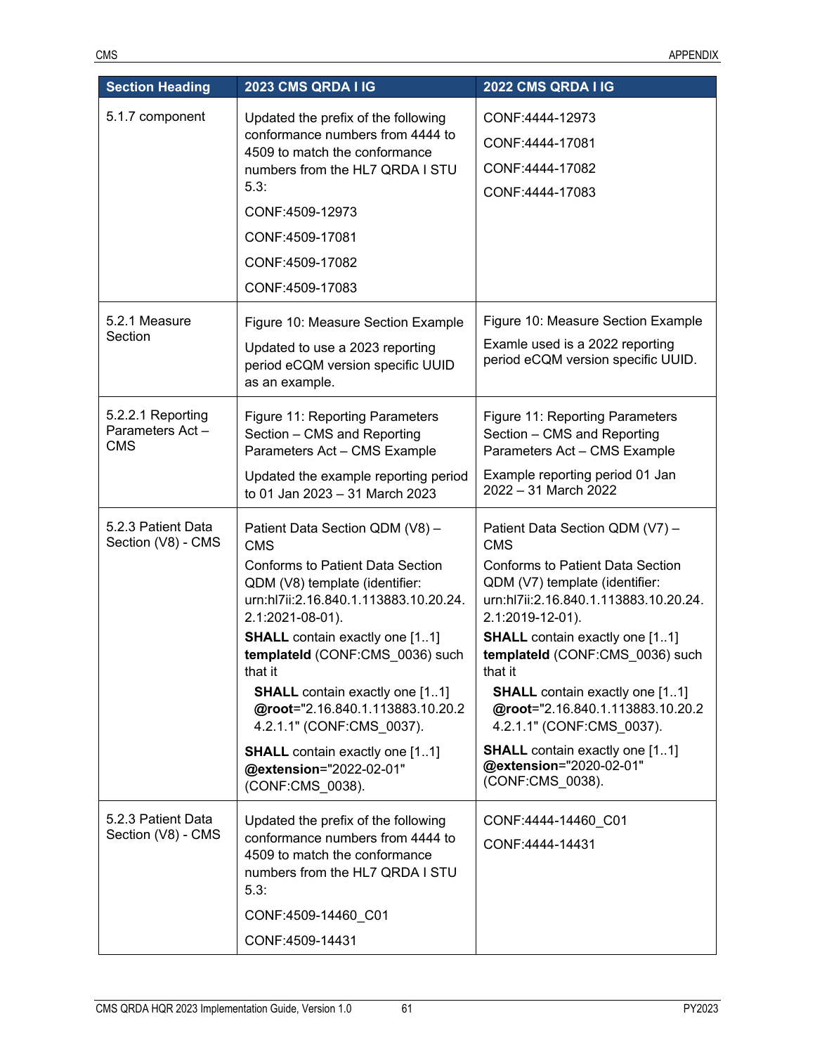| Section Heading | 2023 CMS QRDA I IG | 2022 CMS QRDA I IG |
|---|---|---|
| 5.1.7 component | Updated the prefix of the following conformance numbers from 4444 to 4509 to match the conformance numbers from the HL7 QRDA I STU 5.3:<br><br>CONF:4509-12973<br><br>CONF:4509-17081<br><br>CONF:4509-17082<br><br>CONF:4509-17083 | CONF:4444-12973<br><br>CONF:4444-17081<br><br>CONF:4444-17082<br><br>CONF:4444-17083 |
| 5.2.1 Measure Section | Figure 10: Measure Section Example<br><br>Updated to use a 2023 reporting period eCQM version specific UUID as an example. | Figure 10: Measure Section Example<br><br>Examle used is a 2022 reporting period eCQM version specific UUID. |
| 5.2.2.1 Reporting Parameters Act – CMS | Figure 11: Reporting Parameters Section – CMS and Reporting Parameters Act – CMS Example<br><br>Updated the example reporting period to 01 Jan 2023 – 31 March 2023 | Figure 11: Reporting Parameters Section – CMS and Reporting Parameters Act – CMS Example<br><br>Example reporting period 01 Jan 2022 – 31 March 2022 |
| 5.2.3 Patient Data Section (V8) - CMS | Patient Data Section QDM (V8) – CMS<br>Conforms to Patient Data Section QDM (V8) template (identifier: urn:hl7ii:2.16.840.1.113883.10.20.24.2.1:2021-08-01).<br>**SHALL** contain exactly one [1..1] **templateId** (CONF:CMS_0036) such that it<br>**SHALL** contain exactly one [1..1] **@root**="2.16.840.1.113883.10.20.24.2.1.1" (CONF:CMS_0037).<br><br>**SHALL** contain exactly one [1..1] **@extension**="2022-02-01" (CONF:CMS_0038). | Patient Data Section QDM (V7) – CMS<br>Conforms to Patient Data Section QDM (V7) template (identifier: urn:hl7ii:2.16.840.1.113883.10.20.24.2.1:2019-12-01).<br>**SHALL** contain exactly one [1..1] **templateId** (CONF:CMS_0036) such that it<br>**SHALL** contain exactly one [1..1] **@root**="2.16.840.1.113883.10.20.24.2.1.1" (CONF:CMS_0037).<br><br>**SHALL** contain exactly one [1..1] **@extension**="2020-02-01" (CONF:CMS_0038). |
| 5.2.3 Patient Data Section (V8) - CMS | Updated the prefix of the following conformance numbers from 4444 to 4509 to match the conformance numbers from the HL7 QRDA I STU 5.3:<br><br>CONF:4509-14460_C01<br><br>CONF:4509-14431 | CONF:4444-14460_C01<br><br>CONF:4444-14431 |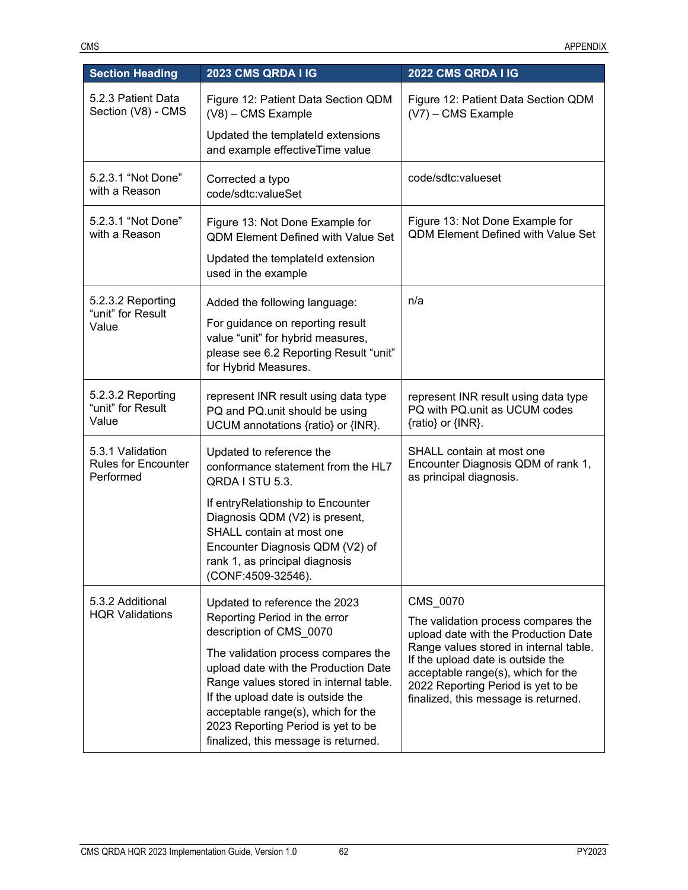| Section Heading | 2023 CMS QRDA I IG | 2022 CMS QRDA I IG |
|---|---|---|
| 5.2.3 Patient Data Section (V8) - CMS | Figure 12: Patient Data Section QDM (V8) – CMS Example<br><br>Updated the templateId extensions and example effectiveTime value | Figure 12: Patient Data Section QDM (V7) – CMS Example |
| 5.2.3.1 "Not Done" with a Reason | Corrected a typo code/sdtc:valueSet | code/sdtc:valueset |
| 5.2.3.1 "Not Done" with a Reason | Figure 13: Not Done Example for QDM Element Defined with Value Set<br><br>Updated the templateId extension used in the example | Figure 13: Not Done Example for QDM Element Defined with Value Set |
| 5.2.3.2 Reporting "unit" for Result Value | Added the following language:<br><br>For guidance on reporting result value "unit" for hybrid measures, please see 6.2 Reporting Result "unit" for Hybrid Measures. | n/a |
| 5.2.3.2 Reporting "unit" for Result Value | represent INR result using data type PQ and PQ.unit should be using UCUM annotations {ratio} or {INR}. | represent INR result using data type PQ with PQ.unit as UCUM codes {ratio} or {INR}. |
| 5.3.1 Validation Rules for Encounter Performed | Updated to reference the conformance statement from the HL7 QRDA I STU 5.3.<br><br>If entryRelationship to Encounter Diagnosis QDM (V2) is present, SHALL contain at most one Encounter Diagnosis QDM (V2) of rank 1, as principal diagnosis (CONF:4509-32546). | SHALL contain at most one Encounter Diagnosis QDM of rank 1, as principal diagnosis. |
| 5.3.2 Additional HQR Validations | Updated to reference the 2023 Reporting Period in the error description of CMS_0070<br><br>The validation process compares the upload date with the Production Date Range values stored in internal table. If the upload date is outside the acceptable range(s), which for the 2023 Reporting Period is yet to be finalized, this message is returned. | CMS_0070<br><br>The validation process compares the upload date with the Production Date Range values stored in internal table. If the upload date is outside the acceptable range(s), which for the 2022 Reporting Period is yet to be finalized, this message is returned. |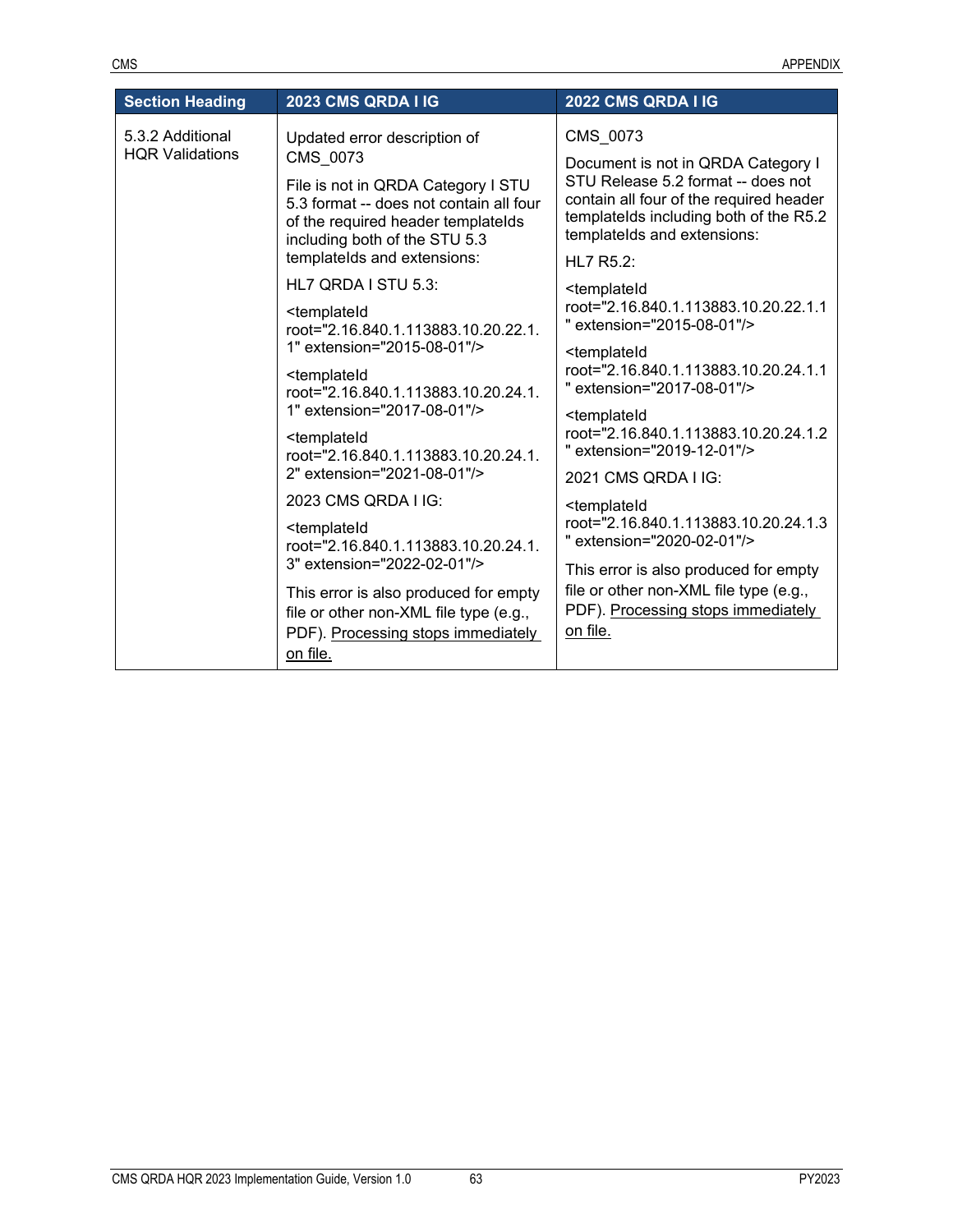| Section Heading | 2023 CMS QRDA I IG | 2022 CMS QRDA I IG |
|---|---|---|
| 5.3.2 Additional HQR Validations | Updated error description of CMS_0073<br><br>File is not in QRDA Category I STU 5.3 format -- does not contain all four of the required header templateIds including both of the STU 5.3 templateIds and extensions:<br><br>HL7 QRDA I STU 5.3:<br><br><templateId root="2.16.840.1.113883.10.20.22.1.1" extension="2015-08-01"/><br><br><templateId root="2.16.840.1.113883.10.20.24.1.1" extension="2017-08-01"/><br><br><templateId root="2.16.840.1.113883.10.20.24.1.2" extension="2021-08-01"/><br><br>2023 CMS QRDA I IG:<br><br><templateId root="2.16.840.1.113883.10.20.24.1.3" extension="2022-02-01"/><br><br>This error is also produced for empty file or other non-XML file type (e.g., PDF). <u>Processing stops immediately on file.</u> | CMS_0073<br><br>Document is not in QRDA Category I STU Release 5.2 format -- does not contain all four of the required header templateIds including both of the R5.2 templateIds and extensions:<br><br>HL7 R5.2:<br><br><templateId root="2.16.840.1.113883.10.20.22.1.1" extension="2015-08-01"/><br><br><templateId root="2.16.840.1.113883.10.20.24.1.1" extension="2017-08-01"/><br><br><templateId root="2.16.840.1.113883.10.20.24.1.2" extension="2019-12-01"/><br><br>2021 CMS QRDA I IG:<br><br><templateId root="2.16.840.1.113883.10.20.24.1.3" extension="2020-02-01"/><br><br>This error is also produced for empty file or other non-XML file type (e.g., PDF). <u>Processing stops immediately on file.</u> |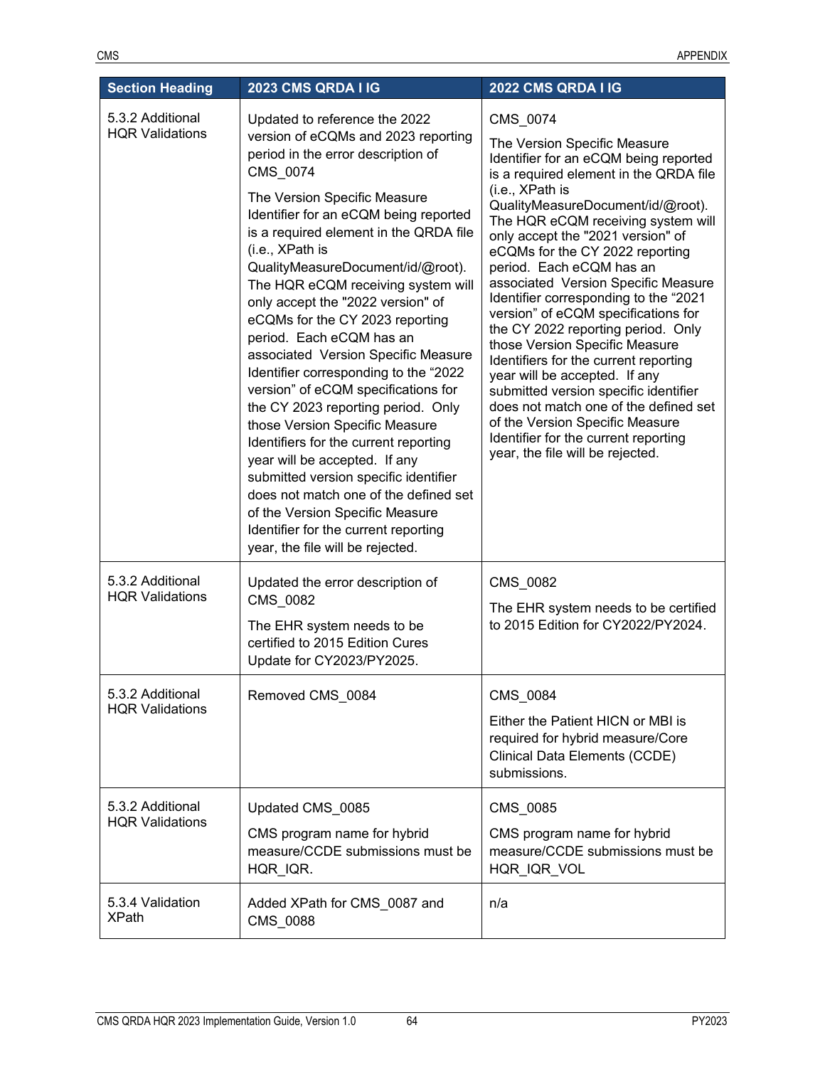| Section Heading | 2023 CMS QRDA I IG | 2022 CMS QRDA I IG |
|---|---|---|
| 5.3.2 Additional HQR Validations | Updated to reference the 2022 version of eCQMs and 2023 reporting period in the error description of CMS_0074<br><br>The Version Specific Measure Identifier for an eCQM being reported is a required element in the QRDA file (i.e., XPath is QualityMeasureDocument/id/@root). The HQR eCQM receiving system will only accept the "2022 version" of eCQMs for the CY 2023 reporting period. Each eCQM has an associated Version Specific Measure Identifier corresponding to the “2022 version” of eCQM specifications for the CY 2023 reporting period. Only those Version Specific Measure Identifiers for the current reporting year will be accepted. If any submitted version specific identifier does not match one of the defined set of the Version Specific Measure Identifier for the current reporting year, the file will be rejected. | CMS_0074<br><br>The Version Specific Measure Identifier for an eCQM being reported is a required element in the QRDA file (i.e., XPath is QualityMeasureDocument/id/@root). The HQR eCQM receiving system will only accept the "2021 version" of eCQMs for the CY 2022 reporting period. Each eCQM has an associated Version Specific Measure Identifier corresponding to the “2021 version” of eCQM specifications for the CY 2022 reporting period. Only those Version Specific Measure Identifiers for the current reporting year will be accepted. If any submitted version specific identifier does not match one of the defined set of the Version Specific Measure Identifier for the current reporting year, the file will be rejected. |
| 5.3.2 Additional HQR Validations | Updated the error description of CMS_0082<br><br>The EHR system needs to be certified to 2015 Edition Cures Update for CY2023/PY2025. | CMS_0082<br><br>The EHR system needs to be certified to 2015 Edition for CY2022/PY2024. |
| 5.3.2 Additional HQR Validations | Removed CMS_0084 | CMS_0084<br><br>Either the Patient HICN or MBI is required for hybrid measure/Core Clinical Data Elements (CCDE) submissions. |
| 5.3.2 Additional HQR Validations | Updated CMS_0085<br><br>CMS program name for hybrid measure/CCDE submissions must be HQR_IQR. | CMS_0085<br><br>CMS program name for hybrid measure/CCDE submissions must be HQR_IQR_VOL |
| 5.3.4 Validation XPath | Added XPath for CMS_0087 and CMS_0088 | n/a |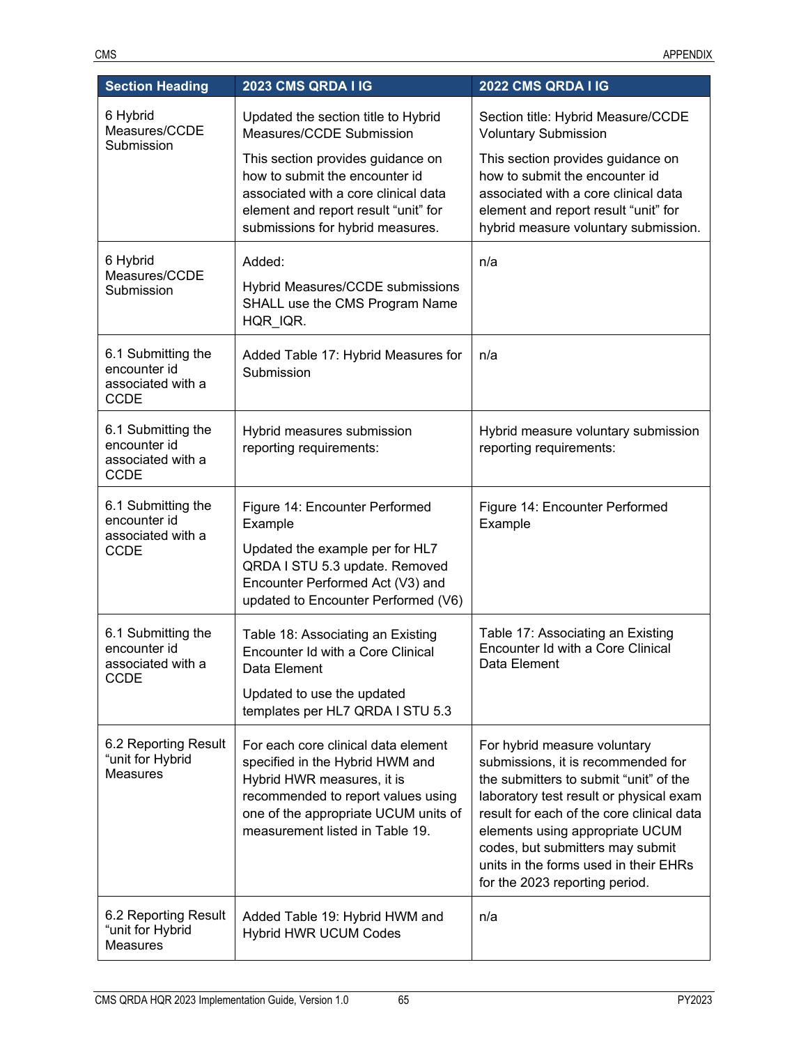| Section Heading | 2023 CMS QRDA I IG | 2022 CMS QRDA I IG |
| --- | --- | --- |
| 6 Hybrid Measures/CCDE Submission | Updated the section title to Hybrid Measures/CCDE Submission<br><br>This section provides guidance on how to submit the encounter id associated with a core clinical data element and report result "unit" for submissions for hybrid measures. | Section title: Hybrid Measure/CCDE Voluntary Submission<br><br>This section provides guidance on how to submit the encounter id associated with a core clinical data element and report result "unit" for hybrid measure voluntary submission. |
| 6 Hybrid Measures/CCDE Submission | Added:<br><br>Hybrid Measures/CCDE submissions SHALL use the CMS Program Name HQR_IQR. | n/a |
| 6.1 Submitting the encounter id associated with a CCDE | Added Table 17: Hybrid Measures for Submission | n/a |
| 6.1 Submitting the encounter id associated with a CCDE | Hybrid measures submission reporting requirements: | Hybrid measure voluntary submission reporting requirements: |
| 6.1 Submitting the encounter id associated with a CCDE | Figure 14: Encounter Performed Example<br><br>Updated the example per for HL7 QRDA I STU 5.3 update. Removed Encounter Performed Act (V3) and updated to Encounter Performed (V6) | Figure 14: Encounter Performed Example |
| 6.1 Submitting the encounter id associated with a CCDE | Table 18: Associating an Existing Encounter Id with a Core Clinical Data Element<br><br>Updated to use the updated templates per HL7 QRDA I STU 5.3 | Table 17: Associating an Existing Encounter Id with a Core Clinical Data Element |
| 6.2 Reporting Result "unit for Hybrid Measures | For each core clinical data element specified in the Hybrid HWM and Hybrid HWR measures, it is recommended to report values using one of the appropriate UCUM units of measurement listed in Table 19. | For hybrid measure voluntary submissions, it is recommended for the submitters to submit "unit" of the laboratory test result or physical exam result for each of the core clinical data elements using appropriate UCUM codes, but submitters may submit units in the forms used in their EHRs for the 2023 reporting period. |
| 6.2 Reporting Result "unit for Hybrid Measures | Added Table 19: Hybrid HWM and Hybrid HWR UCUM Codes | n/a |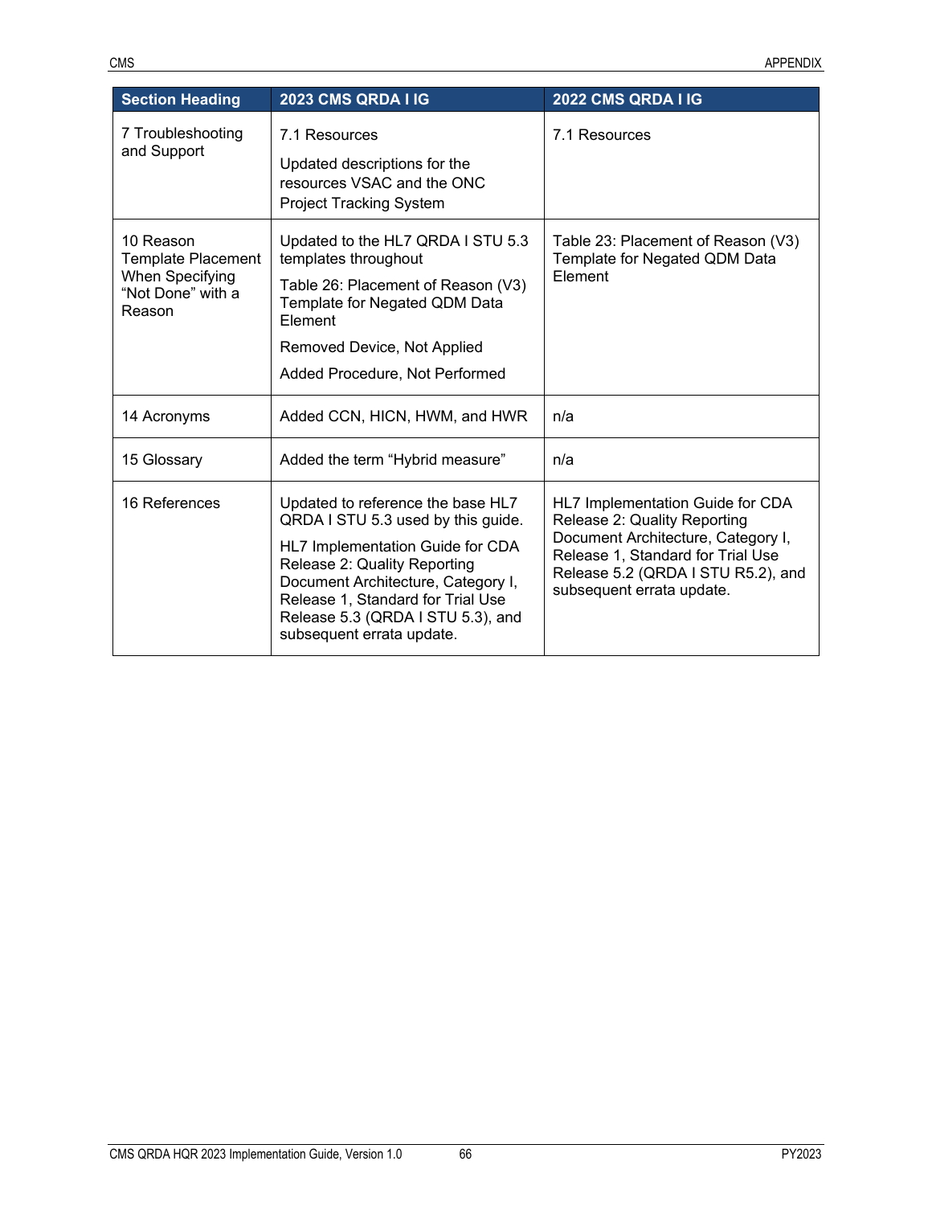| Section Heading | 2023 CMS QRDA I IG | 2022 CMS QRDA I IG |
|---|---|---|
| 7 Troubleshooting and Support | 7.1 Resources<br><br>Updated descriptions for the resources VSAC and the ONC Project Tracking System | 7.1 Resources |
| 10 Reason Template Placement When Specifying "Not Done" with a Reason | Updated to the HL7 QRDA I STU 5.3 templates throughout<br><br>Table 26: Placement of Reason (V3) Template for Negated QDM Data Element<br><br>Removed Device, Not Applied<br><br>Added Procedure, Not Performed | Table 23: Placement of Reason (V3) Template for Negated QDM Data Element |
| 14 Acronyms | Added CCN, HICN, HWM, and HWR | n/a |
| 15 Glossary | Added the term "Hybrid measure" | n/a |
| 16 References | Updated to reference the base HL7 QRDA I STU 5.3 used by this guide.<br><br>HL7 Implementation Guide for CDA Release 2: Quality Reporting Document Architecture, Category I, Release 1, Standard for Trial Use Release 5.3 (QRDA I STU 5.3), and subsequent errata update. | HL7 Implementation Guide for CDA Release 2: Quality Reporting Document Architecture, Category I, Release 1, Standard for Trial Use Release 5.2 (QRDA I STU R5.2), and subsequent errata update. |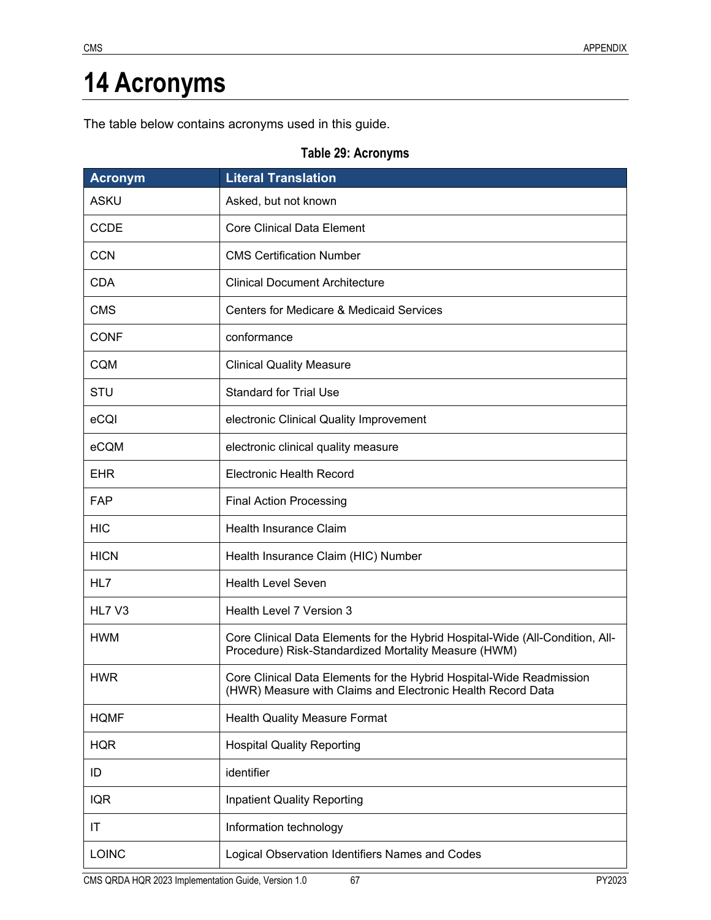# 14 Acronyms

The table below contains acronyms used in this guide.

**Table 29: Acronyms**

| Acronym | Literal Translation |
|---|---|
| ASKU | Asked, but not known |
| CCDE | Core Clinical Data Element |
| CCN | CMS Certification Number |
| CDA | Clinical Document Architecture |
| CMS | Centers for Medicare & Medicaid Services |
| CONF | conformance |
| CQM | Clinical Quality Measure |
| STU | Standard for Trial Use |
| eCQI | electronic Clinical Quality Improvement |
| eCQM | electronic clinical quality measure |
| EHR | Electronic Health Record |
| FAP | Final Action Processing |
| HIC | Health Insurance Claim |
| HICN | Health Insurance Claim (HIC) Number |
| HL7 | Health Level Seven |
| HL7 V3 | Health Level 7 Version 3 |
| HWM | Core Clinical Data Elements for the Hybrid Hospital-Wide (All-Condition, All-Procedure) Risk-Standardized Mortality Measure (HWM) |
| HWR | Core Clinical Data Elements for the Hybrid Hospital-Wide Readmission (HWR) Measure with Claims and Electronic Health Record Data |
| HQMF | Health Quality Measure Format |
| HQR | Hospital Quality Reporting |
| ID | identifier |
| IQR | Inpatient Quality Reporting |
| IT | Information technology |
| LOINC | Logical Observation Identifiers Names and Codes |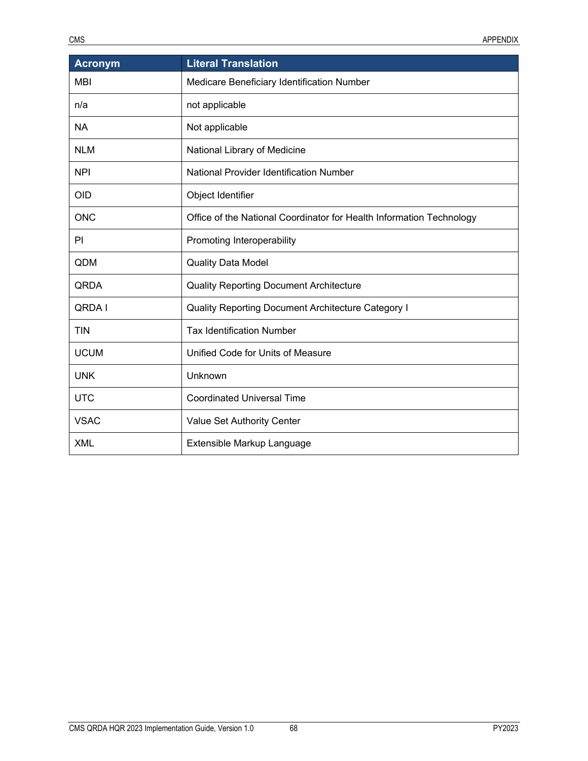| Acronym | Literal Translation |
|---|---|
| MBI | Medicare Beneficiary Identification Number |
| n/a | not applicable |
| NA | Not applicable |
| NLM | National Library of Medicine |
| NPI | National Provider Identification Number |
| OID | Object Identifier |
| ONC | Office of the National Coordinator for Health Information Technology |
| PI | Promoting Interoperability |
| QDM | Quality Data Model |
| QRDA | Quality Reporting Document Architecture |
| QRDA I | Quality Reporting Document Architecture Category I |
| TIN | Tax Identification Number |
| UCUM | Unified Code for Units of Measure |
| UNK | Unknown |
| UTC | Coordinated Universal Time |
| VSAC | Value Set Authority Center |
| XML | Extensible Markup Language |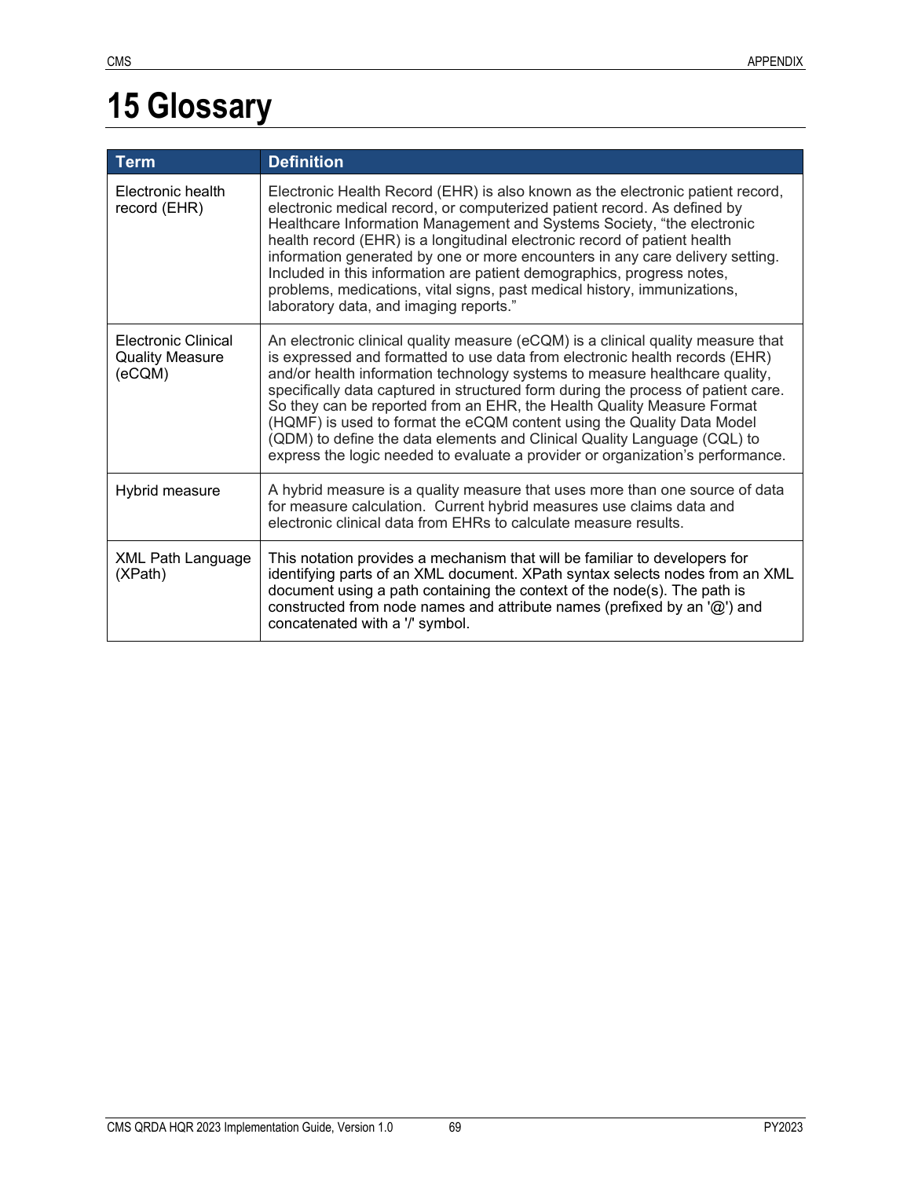# 15 Glossary

| Term | Definition |
| --- | --- |
| Electronic health record (EHR) | Electronic Health Record (EHR) is also known as the electronic patient record, electronic medical record, or computerized patient record. As defined by Healthcare Information Management and Systems Society, "the electronic health record (EHR) is a longitudinal electronic record of patient health information generated by one or more encounters in any care delivery setting. Included in this information are patient demographics, progress notes, problems, medications, vital signs, past medical history, immunizations, laboratory data, and imaging reports." |
| Electronic Clinical Quality Measure (eCQM) | An electronic clinical quality measure (eCQM) is a clinical quality measure that is expressed and formatted to use data from electronic health records (EHR) and/or health information technology systems to measure healthcare quality, specifically data captured in structured form during the process of patient care. So they can be reported from an EHR, the Health Quality Measure Format (HQMF) is used to format the eCQM content using the Quality Data Model (QDM) to define the data elements and Clinical Quality Language (CQL) to express the logic needed to evaluate a provider or organization's performance. |
| Hybrid measure | A hybrid measure is a quality measure that uses more than one source of data for measure calculation. Current hybrid measures use claims data and electronic clinical data from EHRs to calculate measure results. |
| XML Path Language (XPath) | This notation provides a mechanism that will be familiar to developers for identifying parts of an XML document. XPath syntax selects nodes from an XML document using a path containing the context of the node(s). The path is constructed from node names and attribute names (prefixed by an '@') and concatenated with a '/' symbol. |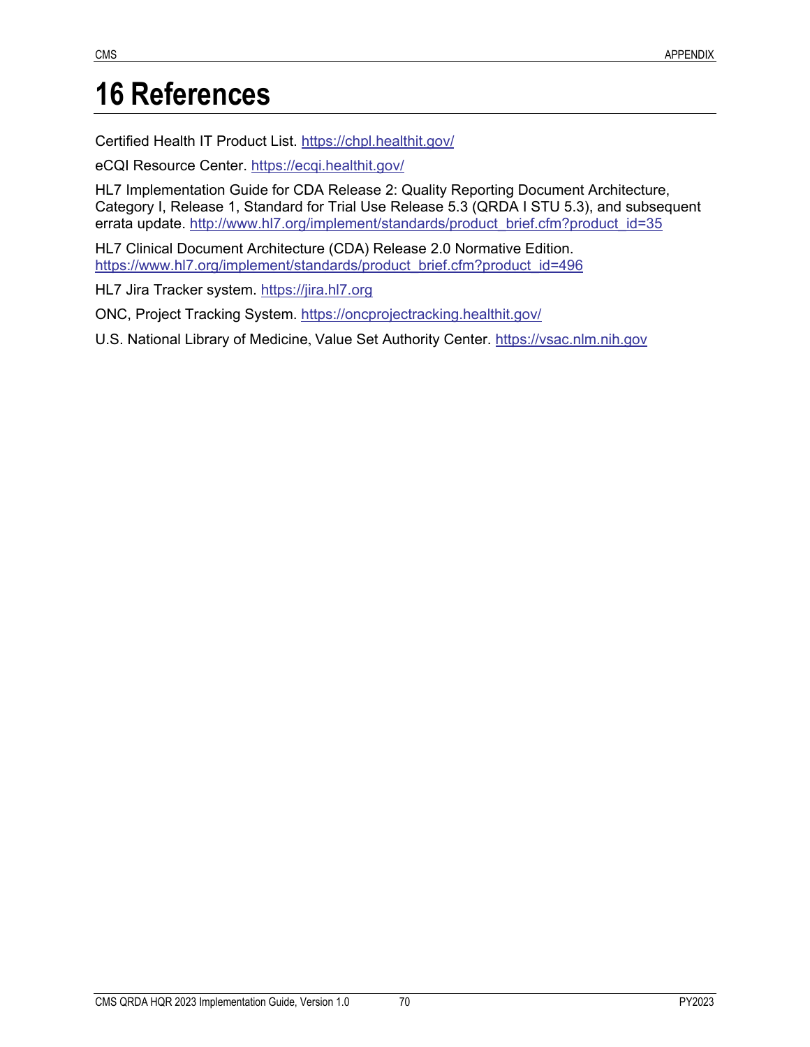# 16 References

Certified Health IT Product List. https://chpl.healthit.gov/

eCQI Resource Center. https://ecqi.healthit.gov/

HL7 Implementation Guide for CDA Release 2: Quality Reporting Document Architecture, Category I, Release 1, Standard for Trial Use Release 5.3 (QRDA I STU 5.3), and subsequent errata update. http://www.hl7.org/implement/standards/product_brief.cfm?product_id=35

HL7 Clinical Document Architecture (CDA) Release 2.0 Normative Edition. https://www.hl7.org/implement/standards/product_brief.cfm?product_id=496

HL7 Jira Tracker system. https://jira.hl7.org

ONC, Project Tracking System. https://oncprojectracking.healthit.gov/

U.S. National Library of Medicine, Value Set Authority Center. https://vsac.nlm.nih.gov